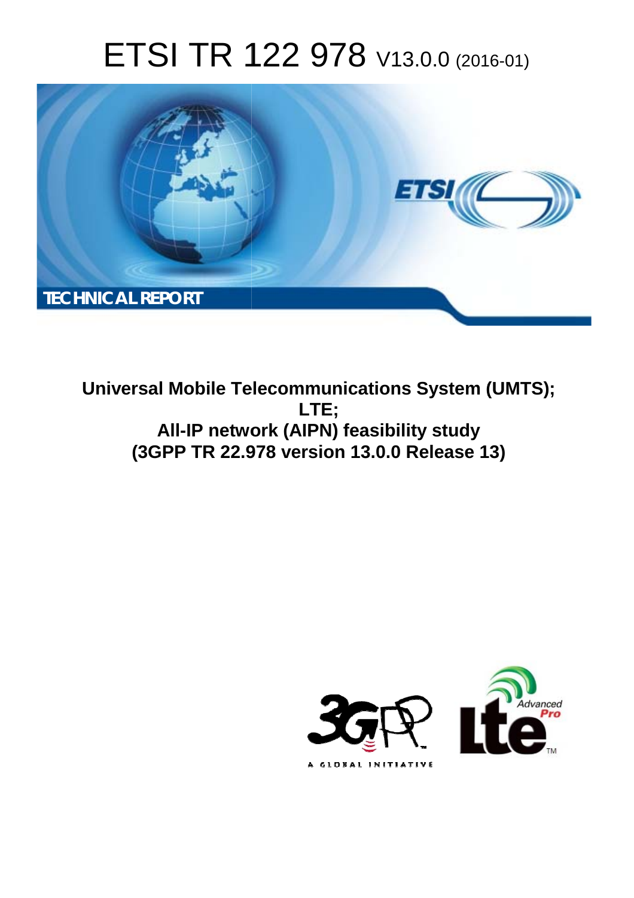# ETSI TR 122 978 V13.0.0 (2016-01)

**TECHNICAL REPORT**

**Universal Mobile Telecommunications System (UMTS); LTE; All-IP network (AIPN) feasibility study (3GPP TR 22.978 version 13.0.0 Release 13)**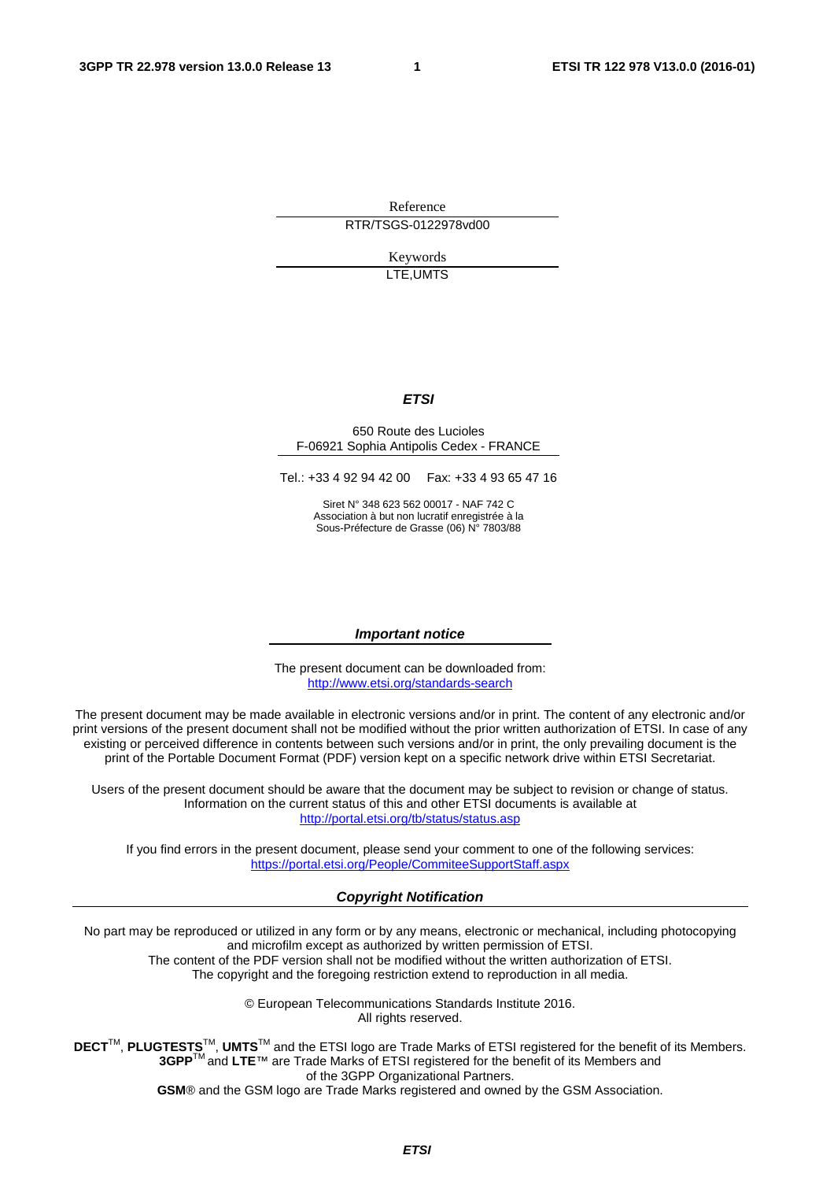Reference

RTR/TSGS-0122978vd00

Keywords

LTE,UMTS

***ETSI***

650 Route des Lucioles
F-06921 Sophia Antipolis Cedex - FRANCE

Tel.: +33 4 92 94 42 00 Fax: +33 4 93 65 47 16

Siret N° 348 623 562 00017 - NAF 742 C
Association à but non lucratif enregistrée à la
Sous-Préfecture de Grasse (06) N° 7803/88

***Important notice***

The present document can be downloaded from:
http://www.etsi.org/standards-search

The present document may be made available in electronic versions and/or in print. The content of any electronic and/or print versions of the present document shall not be modified without the prior written authorization of ETSI. In case of any existing or perceived difference in contents between such versions and/or in print, the only prevailing document is the print of the Portable Document Format (PDF) version kept on a specific network drive within ETSI Secretariat.

Users of the present document should be aware that the document may be subject to revision or change of status. Information on the current status of this and other ETSI documents is available at
http://portal.etsi.org/tb/status/status.asp

If you find errors in the present document, please send your comment to one of the following services:
https://portal.etsi.org/People/CommiteeSupportStaff.aspx

***Copyright Notification***

No part may be reproduced or utilized in any form or by any means, electronic or mechanical, including photocopying and microfilm except as authorized by written permission of ETSI.
The content of the PDF version shall not be modified without the written authorization of ETSI.
The copyright and the foregoing restriction extend to reproduction in all media.

© European Telecommunications Standards Institute 2016.
All rights reserved.

**DECT**™, **PLUGTESTS**™, **UMTS**™ and the ETSI logo are Trade Marks of ETSI registered for the benefit of its Members.
**3GPP**™ and **LTE**™ are Trade Marks of ETSI registered for the benefit of its Members and of the 3GPP Organizational Partners.
**GSM**® and the GSM logo are Trade Marks registered and owned by the GSM Association.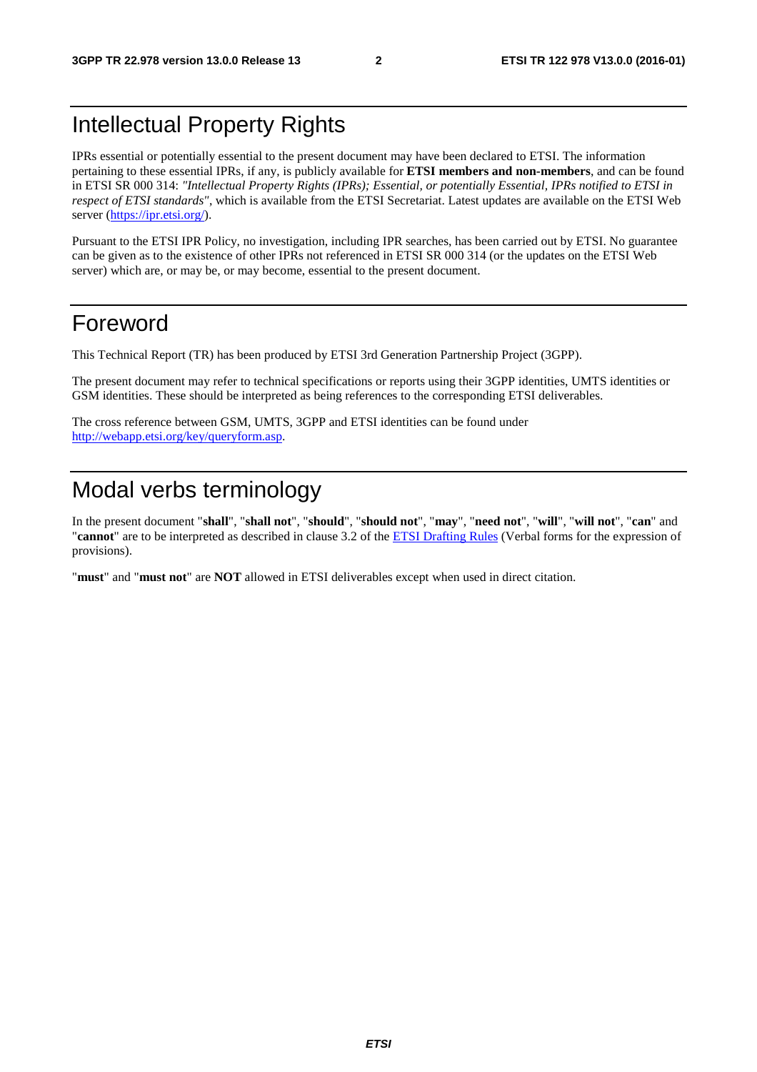# Intellectual Property Rights

IPRs essential or potentially essential to the present document may have been declared to ETSI. The information pertaining to these essential IPRs, if any, is publicly available for **ETSI members and non-members**, and can be found in ETSI SR 000 314: *"Intellectual Property Rights (IPRs); Essential, or potentially Essential, IPRs notified to ETSI in respect of ETSI standards"*, which is available from the ETSI Secretariat. Latest updates are available on the ETSI Web server (https://ipr.etsi.org/).

Pursuant to the ETSI IPR Policy, no investigation, including IPR searches, has been carried out by ETSI. No guarantee can be given as to the existence of other IPRs not referenced in ETSI SR 000 314 (or the updates on the ETSI Web server) which are, or may be, or may become, essential to the present document.

# Foreword

This Technical Report (TR) has been produced by ETSI 3rd Generation Partnership Project (3GPP).

The present document may refer to technical specifications or reports using their 3GPP identities, UMTS identities or GSM identities. These should be interpreted as being references to the corresponding ETSI deliverables.

The cross reference between GSM, UMTS, 3GPP and ETSI identities can be found under http://webapp.etsi.org/key/queryform.asp.

# Modal verbs terminology

In the present document "**shall**", "**shall not**", "**should**", "**should not**", "**may**", "**need not**", "**will**", "**will not**", "**can**" and "**cannot**" are to be interpreted as described in clause 3.2 of the ETSI Drafting Rules (Verbal forms for the expression of provisions).

"**must**" and "**must not**" are **NOT** allowed in ETSI deliverables except when used in direct citation.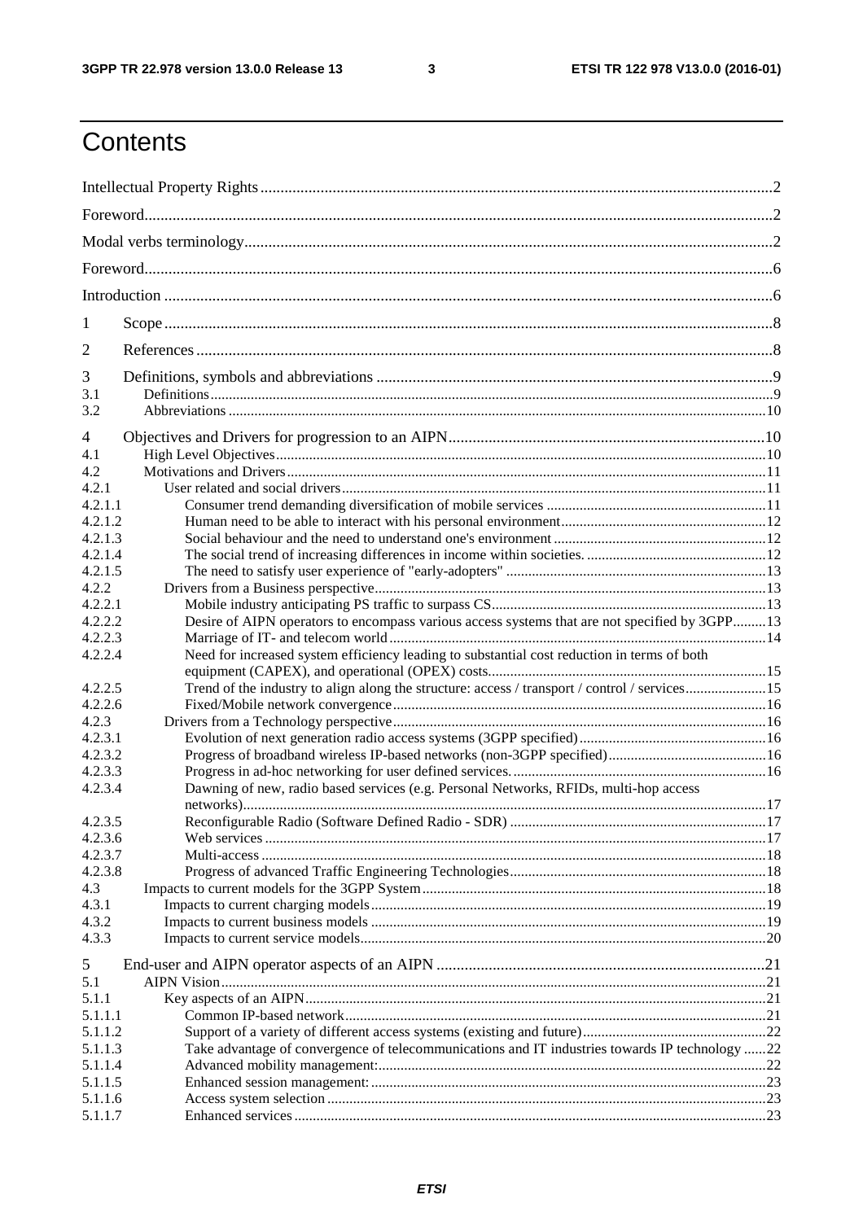# Contents

Intellectual Property Rights ... 2

Foreword ... 2

Modal verbs terminology ... 2

Foreword ... 6

Introduction ... 6

1 Scope ... 8

2 References ... 8

3 Definitions, symbols and abbreviations ... 9

3.1 Definitions ... 9

3.2 Abbreviations ... 10

4 Objectives and Drivers for progression to an AIPN ... 10

4.1 High Level Objectives ... 10

4.2 Motivations and Drivers ... 11

4.2.1 User related and social drivers ... 11

4.2.1.1 Consumer trend demanding diversification of mobile services ... 11

4.2.1.2 Human need to be able to interact with his personal environment ... 12

4.2.1.3 Social behaviour and the need to understand one's environment ... 12

4.2.1.4 The social trend of increasing differences in income within societies. ... 12

4.2.1.5 The need to satisfy user experience of "early-adopters" ... 13

4.2.2 Drivers from a Business perspective ... 13

4.2.2.1 Mobile industry anticipating PS traffic to surpass CS ... 13

4.2.2.2 Desire of AIPN operators to encompass various access systems that are not specified by 3GPP ... 13

4.2.2.3 Marriage of IT- and telecom world ... 14

4.2.2.4 Need for increased system efficiency leading to substantial cost reduction in terms of both equipment (CAPEX), and operational (OPEX) costs ... 15

4.2.2.5 Trend of the industry to align along the structure: access / transport / control / services ... 15

4.2.2.6 Fixed/Mobile network convergence ... 16

4.2.3 Drivers from a Technology perspective ... 16

4.2.3.1 Evolution of next generation radio access systems (3GPP specified) ... 16

4.2.3.2 Progress of broadband wireless IP-based networks (non-3GPP specified) ... 16

4.2.3.3 Progress in ad-hoc networking for user defined services. ... 16

4.2.3.4 Dawning of new, radio based services (e.g. Personal Networks, RFIDs, multi-hop access networks) ... 17

4.2.3.5 Reconfigurable Radio (Software Defined Radio - SDR) ... 17

4.2.3.6 Web services ... 17

4.2.3.7 Multi-access ... 18

4.2.3.8 Progress of advanced Traffic Engineering Technologies ... 18

4.3 Impacts to current models for the 3GPP System ... 18

4.3.1 Impacts to current charging models ... 19

4.3.2 Impacts to current business models ... 19

4.3.3 Impacts to current service models ... 20

5 End-user and AIPN operator aspects of an AIPN ... 21

5.1 AIPN Vision ... 21

5.1.1 Key aspects of an AIPN ... 21

5.1.1.1 Common IP-based network ... 21

5.1.1.2 Support of a variety of different access systems (existing and future) ... 22

5.1.1.3 Take advantage of convergence of telecommunications and IT industries towards IP technology ... 22

5.1.1.4 Advanced mobility management: ... 22

5.1.1.5 Enhanced session management: ... 23

5.1.1.6 Access system selection ... 23

5.1.1.7 Enhanced services ... 23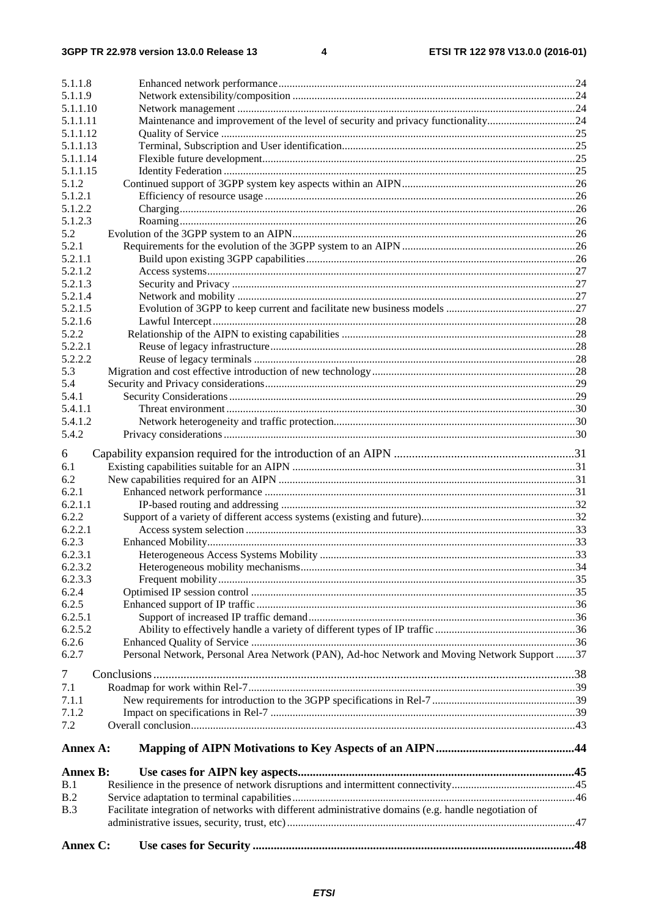5.1.1.8 Enhanced network performance ........................................................................................................24
5.1.1.9 Network extensibility/composition ....................................................................................................24
5.1.1.10 Network management ........................................................................................................................24
5.1.1.11 Maintenance and improvement of the level of security and privacy functionality..............................24
5.1.1.12 Quality of Service ...............................................................................................................................25
5.1.1.13 Terminal, Subscription and User identification..................................................................................25
5.1.1.14 Flexible future development...............................................................................................................25
5.1.1.15 Identity Federation .............................................................................................................................25
5.1.2 Continued support of 3GPP system key aspects within an AIPN.............................................................26
5.1.2.1 Efficiency of resource usage ..............................................................................................................26
5.1.2.2 Charging.............................................................................................................................................26
5.1.2.3 Roaming..............................................................................................................................................26
5.2 Evolution of the 3GPP system to an AIPN......................................................................................................26
5.2.1 Requirements for the evolution of the 3GPP system to an AIPN .............................................................26
5.2.1.1 Build upon existing 3GPP capabilities................................................................................................26
5.2.1.2 Access systems....................................................................................................................................27
5.2.1.3 Security and Privacy ...........................................................................................................................27
5.2.1.4 Network and mobility .........................................................................................................................27
5.2.1.5 Evolution of 3GPP to keep current and facilitate new business models .............................................27
5.2.1.6 Lawful Intercept..................................................................................................................................28
5.2.2 Relationship of the AIPN to existing capabilities ....................................................................................28
5.2.2.1 Reuse of legacy infrastructure.............................................................................................................28
5.2.2.2 Reuse of legacy terminals ...................................................................................................................28
5.3 Migration and cost effective introduction of new technology.........................................................................28
5.4 Security and Privacy considerations................................................................................................................29
5.4.1 Security Considerations ............................................................................................................................29
5.4.1.1 Threat environment.............................................................................................................................30
5.4.1.2 Network heterogeneity and traffic protection......................................................................................30
5.4.2 Privacy considerations..............................................................................................................................30

6 Capability expansion required for the introduction of an AIPN ............................................................31
6.1 Existing capabilities suitable for an AIPN .......................................................................................................31
6.2 New capabilities required for an AIPN ...........................................................................................................31
6.2.1 Enhanced network performance ...............................................................................................................31
6.2.1.1 IP-based routing and addressing .........................................................................................................32
6.2.2 Support of a variety of different access systems (existing and future).......................................................32
6.2.2.1 Access system selection ......................................................................................................................33
6.2.3 Enhanced Mobility....................................................................................................................................33
6.2.3.1 Heterogeneous Access Systems Mobility ...........................................................................................33
6.2.3.2 Heterogeneous mobility mechanisms..................................................................................................34
6.2.3.3 Frequent mobility................................................................................................................................35
6.2.4 Optimised IP session control ....................................................................................................................35
6.2.5 Enhanced support of IP traffic ..................................................................................................................36
6.2.5.1 Support of increased IP traffic demand...............................................................................................36
6.2.5.2 Ability to effectively handle a variety of different types of IP traffic ..................................................36
6.2.6 Enhanced Quality of Service ....................................................................................................................36
6.2.7 Personal Network, Personal Area Network (PAN), Ad-hoc Network and Moving Network Support .......37

7 Conclusions..........................................................................................................................................38
7.1 Roadmap for work within Rel-7......................................................................................................................39
7.1.1 New requirements for introduction to the 3GPP specifications in Rel-7...................................................39
7.1.2 Impact on specifications in Rel-7 .............................................................................................................39
7.2 Overall conclusion..........................................................................................................................................43

**Annex A: Mapping of AIPN Motivations to Key Aspects of an AIPN.............................................44**

**Annex B: Use cases for AIPN key aspects..........................................................................................45**

B.1 Resilience in the presence of network disruptions and intermittent connectivity............................................45
B.2 Service adaptation to terminal capabilities.....................................................................................................46
B.3 Facilitate integration of networks with different administrative domains (e.g. handle negotiation of administrative issues, security, trust, etc)........................................................................................................47

**Annex C: Use cases for Security .........................................................................................................48**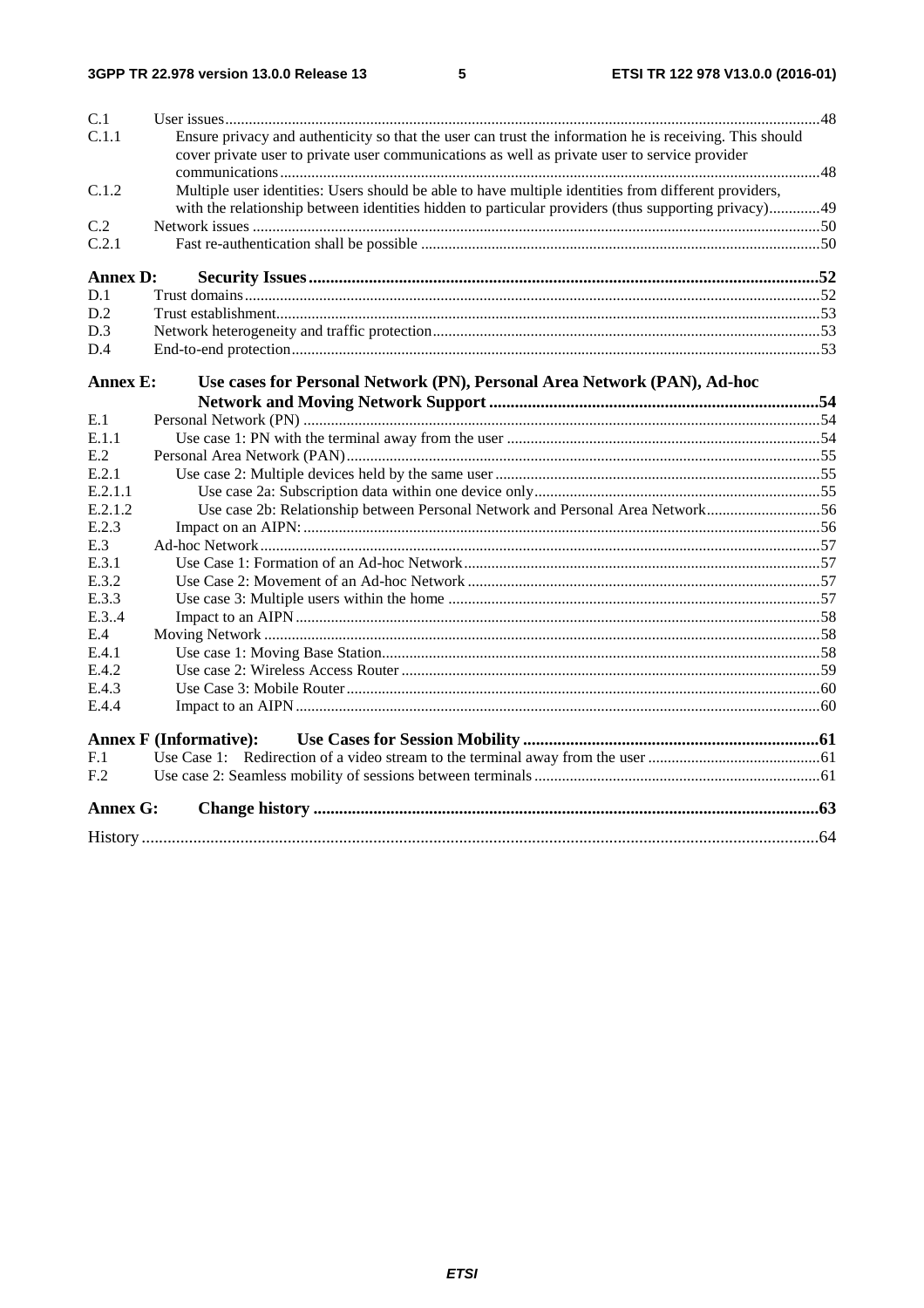C.1 User issues ....................................................................................................................................................... 48
C.1.1 Ensure privacy and authenticity so that the user can trust the information he is receiving. This should cover private user to private user communications as well as private user to service provider communications ......................................................................................................................................... 48
C.1.2 Multiple user identities: Users should be able to have multiple identities from different providers, with the relationship between identities hidden to particular providers (thus supporting privacy) ............. 49
C.2 Network issues ................................................................................................................................................ 50
C.2.1 Fast re-authentication shall be possible ..................................................................................................... 50

**Annex D: Security Issues ....................................................................................................................... 52**
D.1 Trust domains .................................................................................................................................................. 52
D.2 Trust establishment .......................................................................................................................................... 53
D.3 Network heterogeneity and traffic protection .................................................................................................. 53
D.4 End-to-end protection ...................................................................................................................................... 53

**Annex E: Use cases for Personal Network (PN), Personal Area Network (PAN), Ad-hoc Network and Moving Network Support ............................................................................ 54**
E.1 Personal Network (PN) .................................................................................................................................... 54
E.1.1 Use case 1: PN with the terminal away from the user ............................................................................... 54
E.2 Personal Area Network (PAN) ........................................................................................................................ 55
E.2.1 Use case 2: Multiple devices held by the same user .................................................................................. 55
E.2.1.1 Use case 2a: Subscription data within one device only ......................................................................... 55
E.2.1.2 Use case 2b: Relationship between Personal Network and Personal Area Network ............................. 56
E.2.3 Impact on an AIPN: ................................................................................................................................... 56
E.3 Ad-hoc Network .............................................................................................................................................. 57
E.3.1 Use Case 1: Formation of an Ad-hoc Network .......................................................................................... 57
E.3.2 Use Case 2: Movement of an Ad-hoc Network .......................................................................................... 57
E.3.3 Use case 3: Multiple users within the home .............................................................................................. 57
E.3..4 Impact to an AIPN ..................................................................................................................................... 58
E.4 Moving Network .............................................................................................................................................. 58
E.4.1 Use case 1: Moving Base Station ............................................................................................................... 58
E.4.2 Use case 2: Wireless Access Router .......................................................................................................... 59
E.4.3 Use Case 3: Mobile Router ........................................................................................................................ 60
E.4.4 Impact to an AIPN ..................................................................................................................................... 60

**Annex F (Informative): Use Cases for Session Mobility ..................................................................... 61**
F.1 Use Case 1: Redirection of a video stream to the terminal away from the user ............................................ 61
F.2 Use case 2: Seamless mobility of sessions between terminals ......................................................................... 61

**Annex G: Change history ..................................................................................................................... 63**

History ............................................................................................................................................................... 64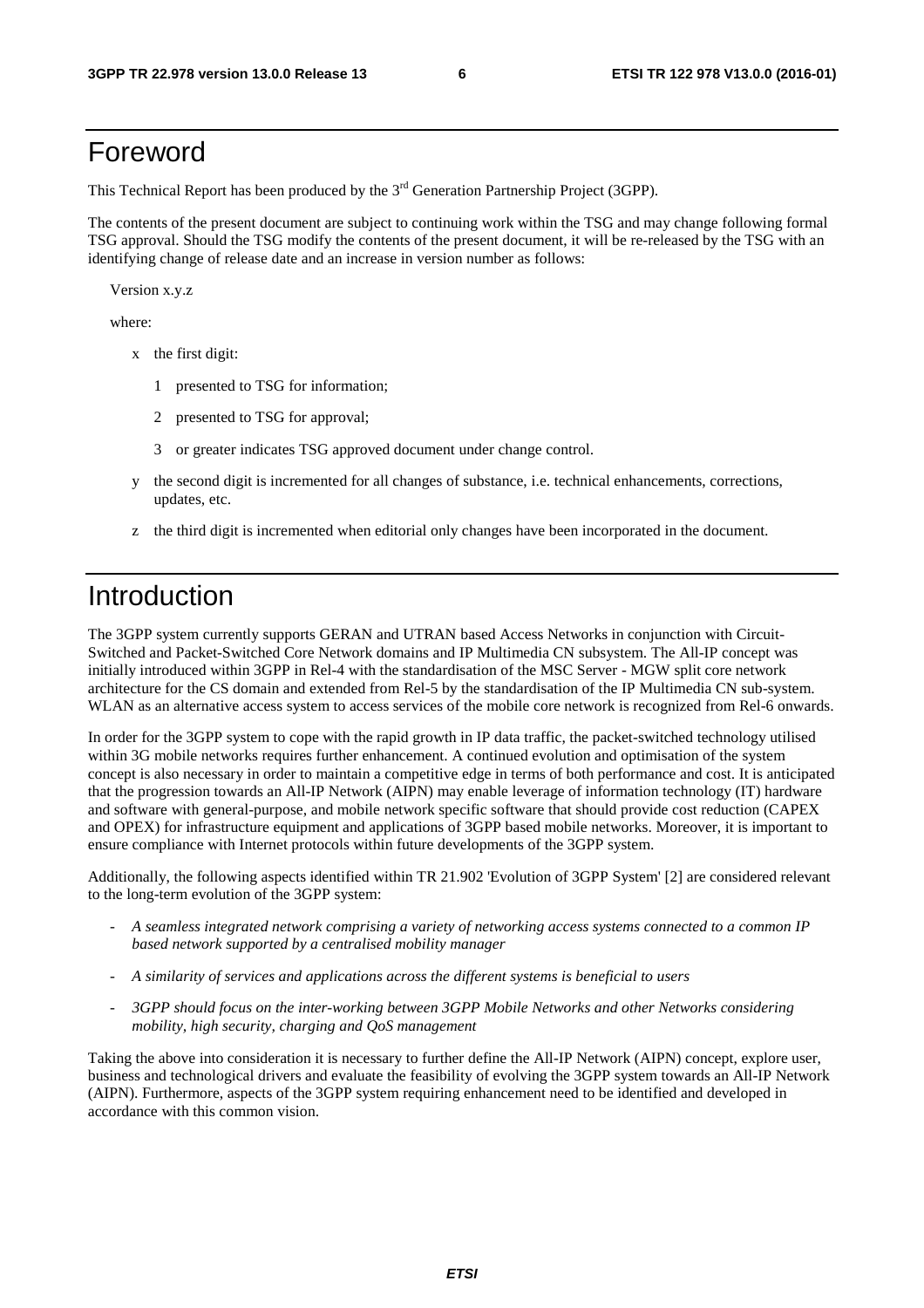# Foreword

This Technical Report has been produced by the 3rd Generation Partnership Project (3GPP).

The contents of the present document are subject to continuing work within the TSG and may change following formal TSG approval. Should the TSG modify the contents of the present document, it will be re-released by the TSG with an identifying change of release date and an increase in version number as follows:

Version x.y.z

where:

- x the first digit:
  - 1 presented to TSG for information;
  - 2 presented to TSG for approval;
  - 3 or greater indicates TSG approved document under change control.
- y the second digit is incremented for all changes of substance, i.e. technical enhancements, corrections, updates, etc.
- z the third digit is incremented when editorial only changes have been incorporated in the document.

# Introduction

The 3GPP system currently supports GERAN and UTRAN based Access Networks in conjunction with Circuit-Switched and Packet-Switched Core Network domains and IP Multimedia CN subsystem. The All-IP concept was initially introduced within 3GPP in Rel-4 with the standardisation of the MSC Server - MGW split core network architecture for the CS domain and extended from Rel-5 by the standardisation of the IP Multimedia CN sub-system. WLAN as an alternative access system to access services of the mobile core network is recognized from Rel-6 onwards.

In order for the 3GPP system to cope with the rapid growth in IP data traffic, the packet-switched technology utilised within 3G mobile networks requires further enhancement. A continued evolution and optimisation of the system concept is also necessary in order to maintain a competitive edge in terms of both performance and cost. It is anticipated that the progression towards an All-IP Network (AIPN) may enable leverage of information technology (IT) hardware and software with general-purpose, and mobile network specific software that should provide cost reduction (CAPEX and OPEX) for infrastructure equipment and applications of 3GPP based mobile networks. Moreover, it is important to ensure compliance with Internet protocols within future developments of the 3GPP system.

Additionally, the following aspects identified within TR 21.902 'Evolution of 3GPP System' [2] are considered relevant to the long-term evolution of the 3GPP system:

- *A seamless integrated network comprising a variety of networking access systems connected to a common IP based network supported by a centralised mobility manager*
- *A similarity of services and applications across the different systems is beneficial to users*
- *3GPP should focus on the inter-working between 3GPP Mobile Networks and other Networks considering mobility, high security, charging and QoS management*

Taking the above into consideration it is necessary to further define the All-IP Network (AIPN) concept, explore user, business and technological drivers and evaluate the feasibility of evolving the 3GPP system towards an All-IP Network (AIPN). Furthermore, aspects of the 3GPP system requiring enhancement need to be identified and developed in accordance with this common vision.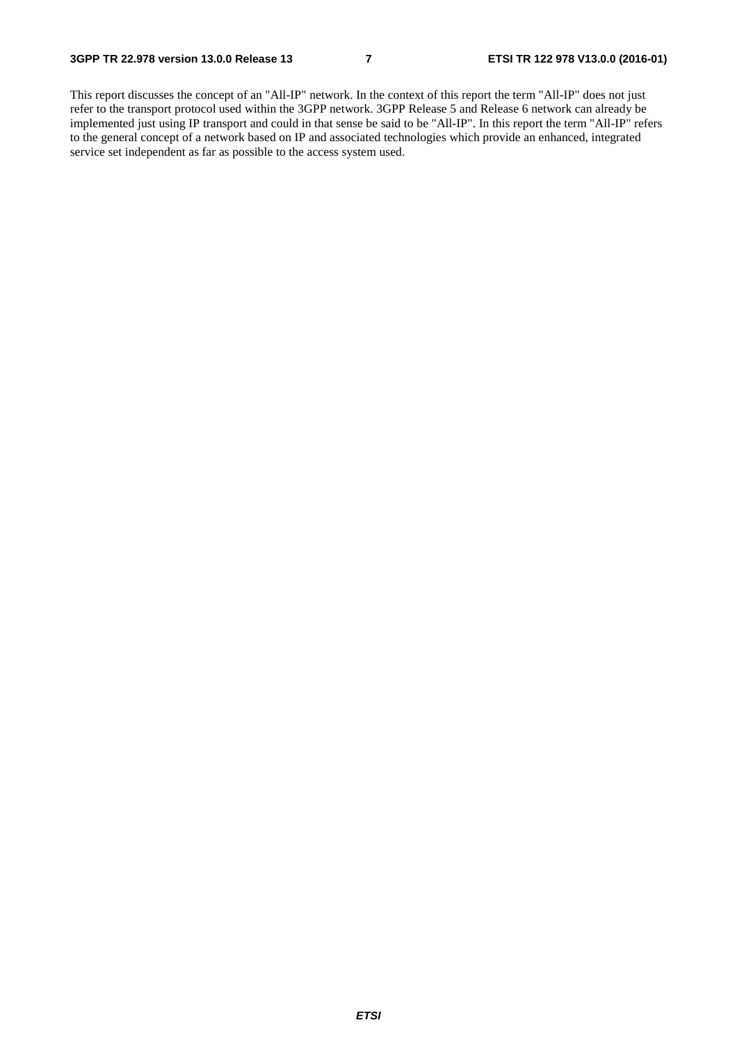This report discusses the concept of an "All-IP" network. In the context of this report the term "All-IP" does not just refer to the transport protocol used within the 3GPP network. 3GPP Release 5 and Release 6 network can already be implemented just using IP transport and could in that sense be said to be "All-IP". In this report the term "All-IP" refers to the general concept of a network based on IP and associated technologies which provide an enhanced, integrated service set independent as far as possible to the access system used.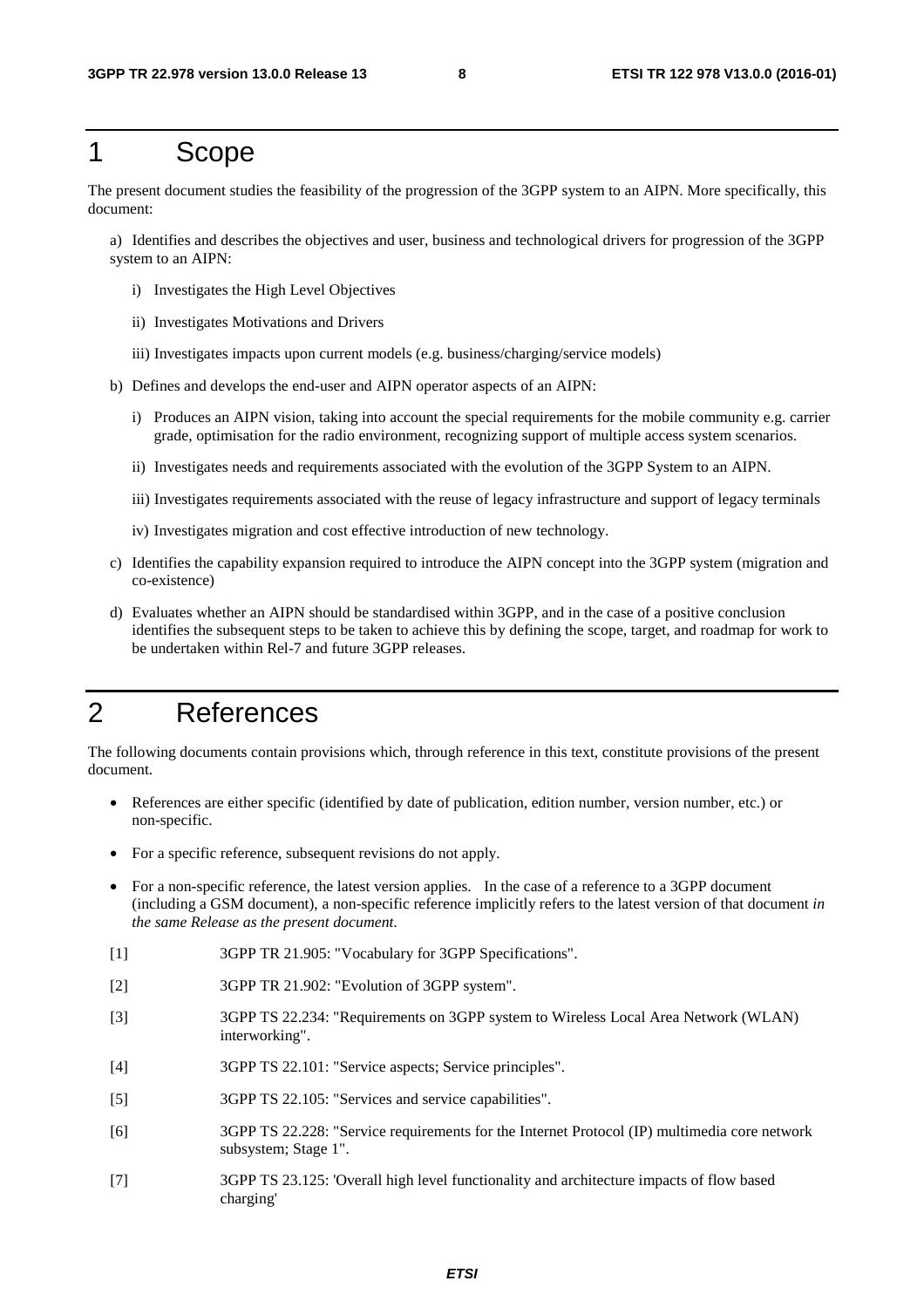# 1 Scope

The present document studies the feasibility of the progression of the 3GPP system to an AIPN. More specifically, this document:

a) Identifies and describes the objectives and user, business and technological drivers for progression of the 3GPP system to an AIPN:

   i) Investigates the High Level Objectives

   ii) Investigates Motivations and Drivers

   iii) Investigates impacts upon current models (e.g. business/charging/service models)

b) Defines and develops the end-user and AIPN operator aspects of an AIPN:

   i) Produces an AIPN vision, taking into account the special requirements for the mobile community e.g. carrier grade, optimisation for the radio environment, recognizing support of multiple access system scenarios.

   ii) Investigates needs and requirements associated with the evolution of the 3GPP System to an AIPN.

   iii) Investigates requirements associated with the reuse of legacy infrastructure and support of legacy terminals

   iv) Investigates migration and cost effective introduction of new technology.

c) Identifies the capability expansion required to introduce the AIPN concept into the 3GPP system (migration and co-existence)

d) Evaluates whether an AIPN should be standardised within 3GPP, and in the case of a positive conclusion identifies the subsequent steps to be taken to achieve this by defining the scope, target, and roadmap for work to be undertaken within Rel-7 and future 3GPP releases.

# 2 References

The following documents contain provisions which, through reference in this text, constitute provisions of the present document.

- References are either specific (identified by date of publication, edition number, version number, etc.) or non-specific.
- For a specific reference, subsequent revisions do not apply.
- For a non-specific reference, the latest version applies. In the case of a reference to a 3GPP document (including a GSM document), a non-specific reference implicitly refers to the latest version of that document *in the same Release as the present document.*

[1] 3GPP TR 21.905: "Vocabulary for 3GPP Specifications".

[2] 3GPP TR 21.902: "Evolution of 3GPP system".

[3] 3GPP TS 22.234: "Requirements on 3GPP system to Wireless Local Area Network (WLAN) interworking".

[4] 3GPP TS 22.101: "Service aspects; Service principles".

[5] 3GPP TS 22.105: "Services and service capabilities".

[6] 3GPP TS 22.228: "Service requirements for the Internet Protocol (IP) multimedia core network subsystem; Stage 1".

[7] 3GPP TS 23.125: 'Overall high level functionality and architecture impacts of flow based charging'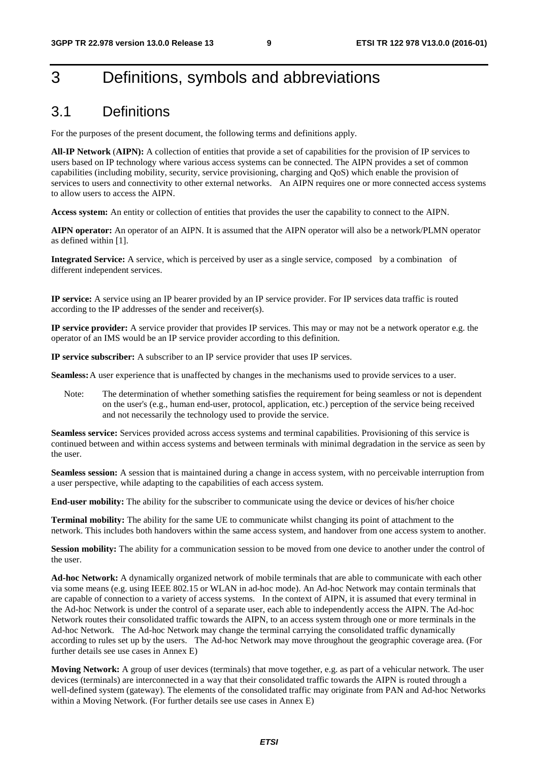# 3 Definitions, symbols and abbreviations

## 3.1 Definitions

For the purposes of the present document, the following terms and definitions apply.

**All-IP Network (AIPN):** A collection of entities that provide a set of capabilities for the provision of IP services to users based on IP technology where various access systems can be connected. The AIPN provides a set of common capabilities (including mobility, security, service provisioning, charging and QoS) which enable the provision of services to users and connectivity to other external networks. An AIPN requires one or more connected access systems to allow users to access the AIPN.

**Access system:** An entity or collection of entities that provides the user the capability to connect to the AIPN.

**AIPN operator:** An operator of an AIPN. It is assumed that the AIPN operator will also be a network/PLMN operator as defined within [1].

**Integrated Service:** A service, which is perceived by user as a single service, composed by a combination of different independent services.

**IP service:** A service using an IP bearer provided by an IP service provider. For IP services data traffic is routed according to the IP addresses of the sender and receiver(s).

**IP service provider:** A service provider that provides IP services. This may or may not be a network operator e.g. the operator of an IMS would be an IP service provider according to this definition.

**IP service subscriber:** A subscriber to an IP service provider that uses IP services.

**Seamless:** A user experience that is unaffected by changes in the mechanisms used to provide services to a user.

> Note: The determination of whether something satisfies the requirement for being seamless or not is dependent on the user's (e.g., human end-user, protocol, application, etc.) perception of the service being received and not necessarily the technology used to provide the service.

**Seamless service:** Services provided across access systems and terminal capabilities. Provisioning of this service is continued between and within access systems and between terminals with minimal degradation in the service as seen by the user.

**Seamless session:** A session that is maintained during a change in access system, with no perceivable interruption from a user perspective, while adapting to the capabilities of each access system.

**End-user mobility:** The ability for the subscriber to communicate using the device or devices of his/her choice

**Terminal mobility:** The ability for the same UE to communicate whilst changing its point of attachment to the network. This includes both handovers within the same access system, and handover from one access system to another.

**Session mobility:** The ability for a communication session to be moved from one device to another under the control of the user.

**Ad-hoc Network:** A dynamically organized network of mobile terminals that are able to communicate with each other via some means (e.g. using IEEE 802.15 or WLAN in ad-hoc mode). An Ad-hoc Network may contain terminals that are capable of connection to a variety of access systems. In the context of AIPN, it is assumed that every terminal in the Ad-hoc Network is under the control of a separate user, each able to independently access the AIPN. The Ad-hoc Network routes their consolidated traffic towards the AIPN, to an access system through one or more terminals in the Ad-hoc Network. The Ad-hoc Network may change the terminal carrying the consolidated traffic dynamically according to rules set up by the users. The Ad-hoc Network may move throughout the geographic coverage area. (For further details see use cases in Annex E)

**Moving Network:** A group of user devices (terminals) that move together, e.g. as part of a vehicular network. The user devices (terminals) are interconnected in a way that their consolidated traffic towards the AIPN is routed through a well-defined system (gateway). The elements of the consolidated traffic may originate from PAN and Ad-hoc Networks within a Moving Network. (For further details see use cases in Annex E)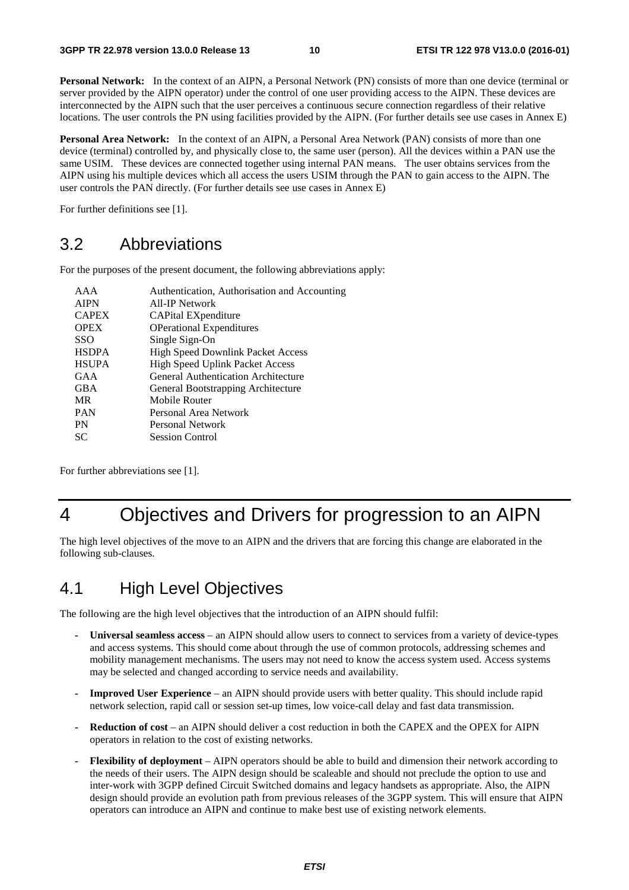**Personal Network:** In the context of an AIPN, a Personal Network (PN) consists of more than one device (terminal or server provided by the AIPN operator) under the control of one user providing access to the AIPN. These devices are interconnected by the AIPN such that the user perceives a continuous secure connection regardless of their relative locations. The user controls the PN using facilities provided by the AIPN. (For further details see use cases in Annex E)

**Personal Area Network:** In the context of an AIPN, a Personal Area Network (PAN) consists of more than one device (terminal) controlled by, and physically close to, the same user (person). All the devices within a PAN use the same USIM. These devices are connected together using internal PAN means. The user obtains services from the AIPN using his multiple devices which all access the users USIM through the PAN to gain access to the AIPN. The user controls the PAN directly. (For further details see use cases in Annex E)

For further definitions see [1].

## 3.2 Abbreviations

For the purposes of the present document, the following abbreviations apply:

| | |
|---|---|
| AAA | Authentication, Authorisation and Accounting |
| AIPN | All-IP Network |
| CAPEX | CAPital EXpenditure |
| OPEX | OPerational Expenditures |
| SSO | Single Sign-On |
| HSDPA | High Speed Downlink Packet Access |
| HSUPA | High Speed Uplink Packet Access |
| GAA | General Authentication Architecture |
| GBA | General Bootstrapping Architecture |
| MR | Mobile Router |
| PAN | Personal Area Network |
| PN | Personal Network |
| SC | Session Control |

For further abbreviations see [1].

# 4 Objectives and Drivers for progression to an AIPN

The high level objectives of the move to an AIPN and the drivers that are forcing this change are elaborated in the following sub-clauses.

## 4.1 High Level Objectives

The following are the high level objectives that the introduction of an AIPN should fulfil:

- **Universal seamless access** – an AIPN should allow users to connect to services from a variety of device-types and access systems. This should come about through the use of common protocols, addressing schemes and mobility management mechanisms. The users may not need to know the access system used. Access systems may be selected and changed according to service needs and availability.
- **Improved User Experience** – an AIPN should provide users with better quality. This should include rapid network selection, rapid call or session set-up times, low voice-call delay and fast data transmission.
- **Reduction of cost** – an AIPN should deliver a cost reduction in both the CAPEX and the OPEX for AIPN operators in relation to the cost of existing networks.
- **Flexibility of deployment** – AIPN operators should be able to build and dimension their network according to the needs of their users. The AIPN design should be scaleable and should not preclude the option to use and inter-work with 3GPP defined Circuit Switched domains and legacy handsets as appropriate. Also, the AIPN design should provide an evolution path from previous releases of the 3GPP system. This will ensure that AIPN operators can introduce an AIPN and continue to make best use of existing network elements.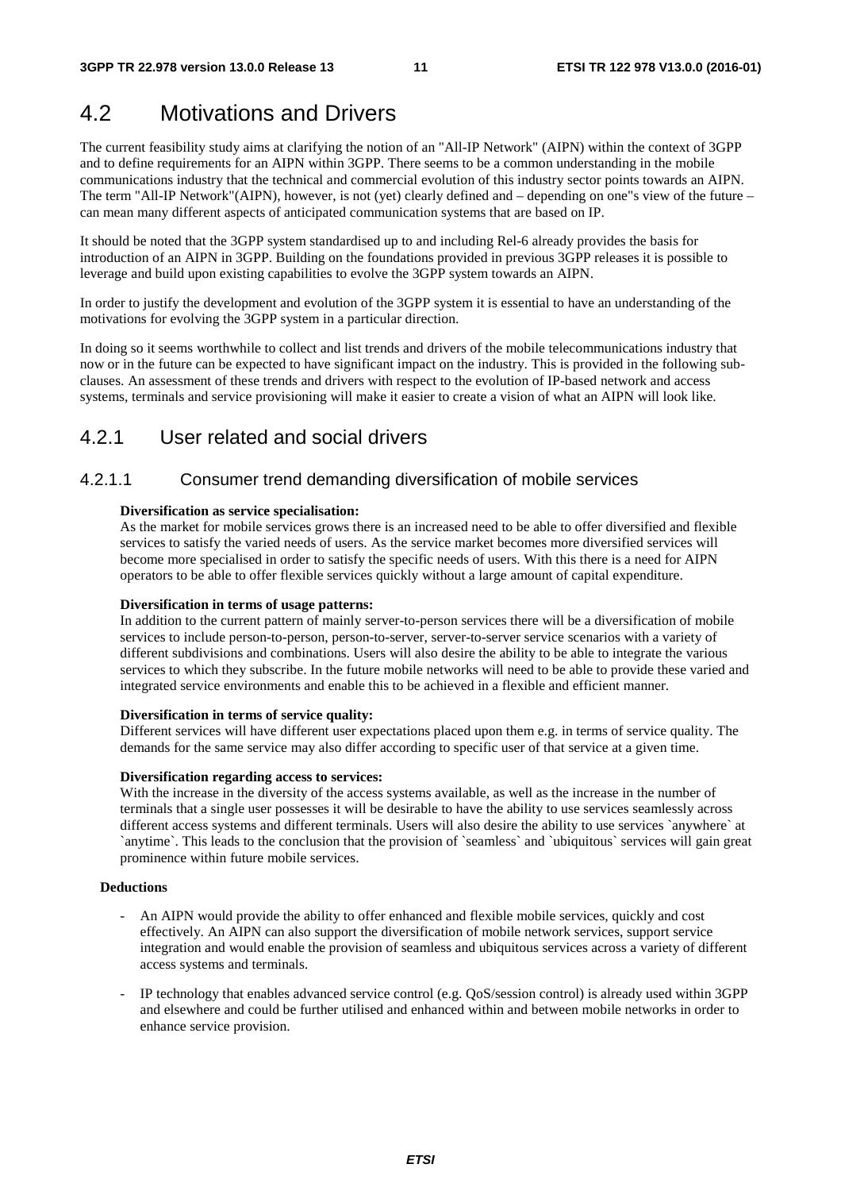## 4.2 Motivations and Drivers

The current feasibility study aims at clarifying the notion of an "All-IP Network" (AIPN) within the context of 3GPP and to define requirements for an AIPN within 3GPP. There seems to be a common understanding in the mobile communications industry that the technical and commercial evolution of this industry sector points towards an AIPN. The term "All-IP Network"(AIPN), however, is not (yet) clearly defined and – depending on one"s view of the future – can mean many different aspects of anticipated communication systems that are based on IP.

It should be noted that the 3GPP system standardised up to and including Rel-6 already provides the basis for introduction of an AIPN in 3GPP. Building on the foundations provided in previous 3GPP releases it is possible to leverage and build upon existing capabilities to evolve the 3GPP system towards an AIPN.

In order to justify the development and evolution of the 3GPP system it is essential to have an understanding of the motivations for evolving the 3GPP system in a particular direction.

In doing so it seems worthwhile to collect and list trends and drivers of the mobile telecommunications industry that now or in the future can be expected to have significant impact on the industry. This is provided in the following sub-clauses. An assessment of these trends and drivers with respect to the evolution of IP-based network and access systems, terminals and service provisioning will make it easier to create a vision of what an AIPN will look like.

### 4.2.1 User related and social drivers

#### 4.2.1.1 Consumer trend demanding diversification of mobile services

**Diversification as service specialisation:**
As the market for mobile services grows there is an increased need to be able to offer diversified and flexible services to satisfy the varied needs of users. As the service market becomes more diversified services will become more specialised in order to satisfy the specific needs of users. With this there is a need for AIPN operators to be able to offer flexible services quickly without a large amount of capital expenditure.

**Diversification in terms of usage patterns:**
In addition to the current pattern of mainly server-to-person services there will be a diversification of mobile services to include person-to-person, person-to-server, server-to-server service scenarios with a variety of different subdivisions and combinations. Users will also desire the ability to be able to integrate the various services to which they subscribe. In the future mobile networks will need to be able to provide these varied and integrated service environments and enable this to be achieved in a flexible and efficient manner.

**Diversification in terms of service quality:**
Different services will have different user expectations placed upon them e.g. in terms of service quality. The demands for the same service may also differ according to specific user of that service at a given time.

**Diversification regarding access to services:**
With the increase in the diversity of the access systems available, as well as the increase in the number of terminals that a single user possesses it will be desirable to have the ability to use services seamlessly across different access systems and different terminals. Users will also desire the ability to use services `anywhere` at `anytime`. This leads to the conclusion that the provision of `seamless` and `ubiquitous` services will gain great prominence within future mobile services.

**Deductions**

- An AIPN would provide the ability to offer enhanced and flexible mobile services, quickly and cost effectively. An AIPN can also support the diversification of mobile network services, support service integration and would enable the provision of seamless and ubiquitous services across a variety of different access systems and terminals.

- IP technology that enables advanced service control (e.g. QoS/session control) is already used within 3GPP and elsewhere and could be further utilised and enhanced within and between mobile networks in order to enhance service provision.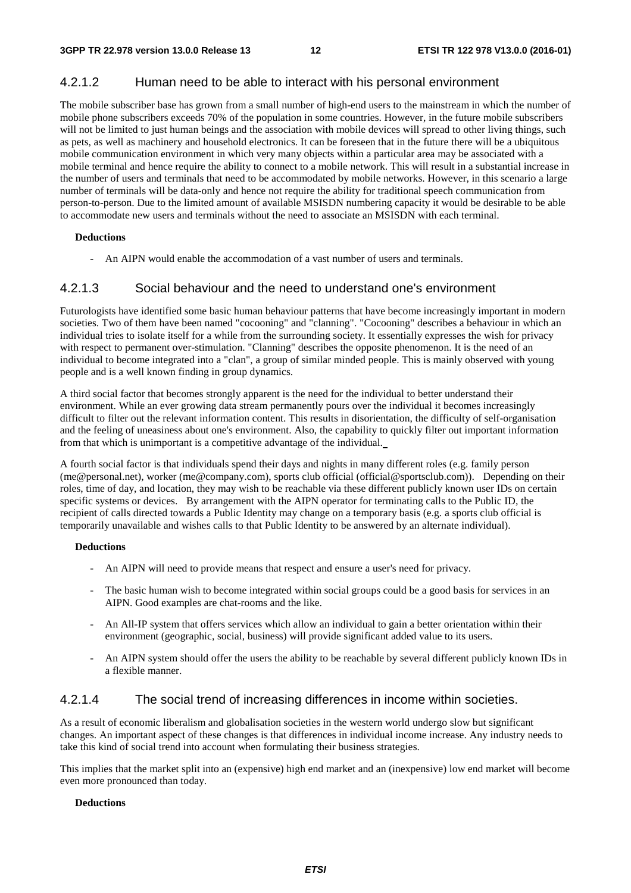#### 4.2.1.2 Human need to be able to interact with his personal environment

The mobile subscriber base has grown from a small number of high-end users to the mainstream in which the number of mobile phone subscribers exceeds 70% of the population in some countries. However, in the future mobile subscribers will not be limited to just human beings and the association with mobile devices will spread to other living things, such as pets, as well as machinery and household electronics. It can be foreseen that in the future there will be a ubiquitous mobile communication environment in which very many objects within a particular area may be associated with a mobile terminal and hence require the ability to connect to a mobile network. This will result in a substantial increase in the number of users and terminals that need to be accommodated by mobile networks. However, in this scenario a large number of terminals will be data-only and hence not require the ability for traditional speech communication from person-to-person. Due to the limited amount of available MSISDN numbering capacity it would be desirable to be able to accommodate new users and terminals without the need to associate an MSISDN with each terminal.

**Deductions**

- An AIPN would enable the accommodation of a vast number of users and terminals.

#### 4.2.1.3 Social behaviour and the need to understand one's environment

Futurologists have identified some basic human behaviour patterns that have become increasingly important in modern societies. Two of them have been named "cocooning" and "clanning". "Cocooning" describes a behaviour in which an individual tries to isolate itself for a while from the surrounding society. It essentially expresses the wish for privacy with respect to permanent over-stimulation. "Clanning" describes the opposite phenomenon. It is the need of an individual to become integrated into a "clan", a group of similar minded people. This is mainly observed with young people and is a well known finding in group dynamics.

A third social factor that becomes strongly apparent is the need for the individual to better understand their environment. While an ever growing data stream permanently pours over the individual it becomes increasingly difficult to filter out the relevant information content. This results in disorientation, the difficulty of self-organisation and the feeling of uneasiness about one's environment. Also, the capability to quickly filter out important information from that which is unimportant is a competitive advantage of the individual.

A fourth social factor is that individuals spend their days and nights in many different roles (e.g. family person (me@personal.net), worker (me@company.com), sports club official (official@sportsclub.com)). Depending on their roles, time of day, and location, they may wish to be reachable via these different publicly known user IDs on certain specific systems or devices. By arrangement with the AIPN operator for terminating calls to the Public ID, the recipient of calls directed towards a Public Identity may change on a temporary basis (e.g. a sports club official is temporarily unavailable and wishes calls to that Public Identity to be answered by an alternate individual).

**Deductions**

- An AIPN will need to provide means that respect and ensure a user's need for privacy.
- The basic human wish to become integrated within social groups could be a good basis for services in an AIPN. Good examples are chat-rooms and the like.
- An All-IP system that offers services which allow an individual to gain a better orientation within their environment (geographic, social, business) will provide significant added value to its users.
- An AIPN system should offer the users the ability to be reachable by several different publicly known IDs in a flexible manner.

#### 4.2.1.4 The social trend of increasing differences in income within societies.

As a result of economic liberalism and globalisation societies in the western world undergo slow but significant changes. An important aspect of these changes is that differences in individual income increase. Any industry needs to take this kind of social trend into account when formulating their business strategies.

This implies that the market split into an (expensive) high end market and an (inexpensive) low end market will become even more pronounced than today.

**Deductions**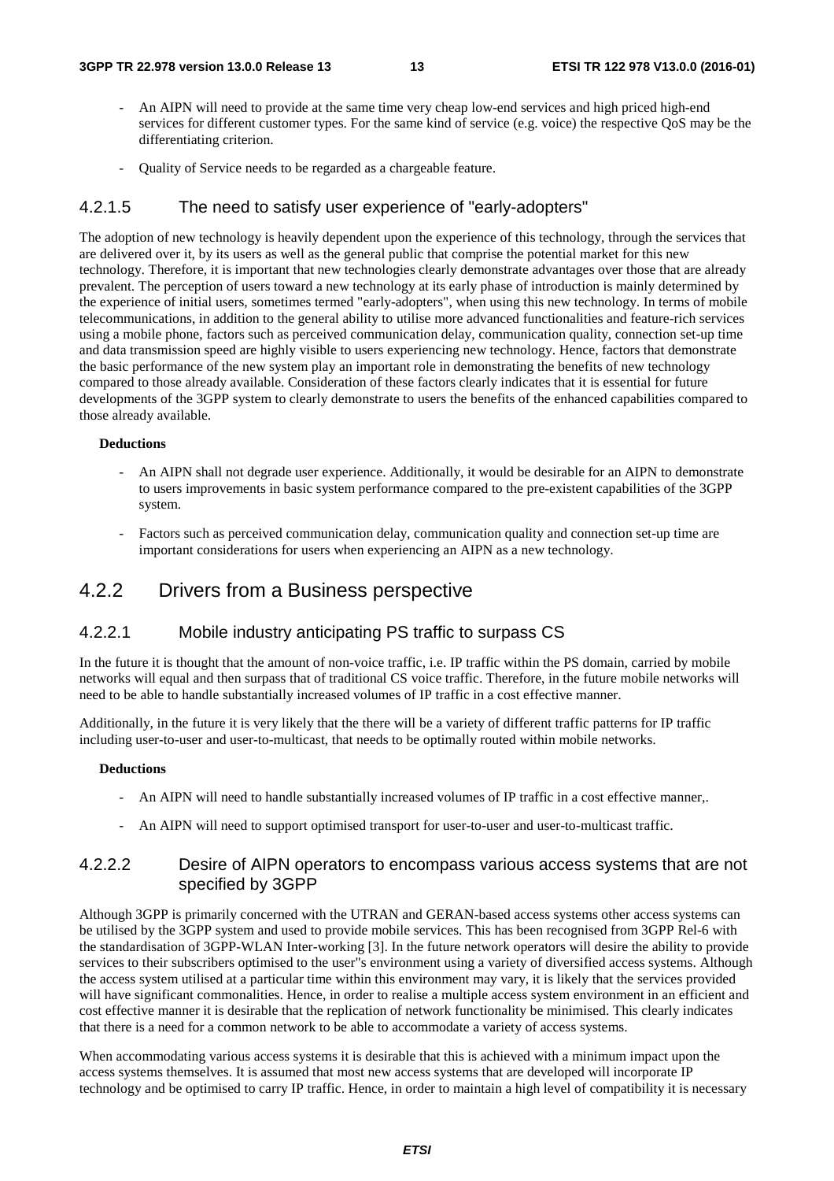- An AIPN will need to provide at the same time very cheap low-end services and high priced high-end services for different customer types. For the same kind of service (e.g. voice) the respective QoS may be the differentiating criterion.

- Quality of Service needs to be regarded as a chargeable feature.

#### 4.2.1.5 The need to satisfy user experience of "early-adopters"

The adoption of new technology is heavily dependent upon the experience of this technology, through the services that are delivered over it, by its users as well as the general public that comprise the potential market for this new technology. Therefore, it is important that new technologies clearly demonstrate advantages over those that are already prevalent. The perception of users toward a new technology at its early phase of introduction is mainly determined by the experience of initial users, sometimes termed "early-adopters", when using this new technology. In terms of mobile telecommunications, in addition to the general ability to utilise more advanced functionalities and feature-rich services using a mobile phone, factors such as perceived communication delay, communication quality, connection set-up time and data transmission speed are highly visible to users experiencing new technology. Hence, factors that demonstrate the basic performance of the new system play an important role in demonstrating the benefits of new technology compared to those already available. Consideration of these factors clearly indicates that it is essential for future developments of the 3GPP system to clearly demonstrate to users the benefits of the enhanced capabilities compared to those already available.

**Deductions**

- An AIPN shall not degrade user experience. Additionally, it would be desirable for an AIPN to demonstrate to users improvements in basic system performance compared to the pre-existent capabilities of the 3GPP system.

- Factors such as perceived communication delay, communication quality and connection set-up time are important considerations for users when experiencing an AIPN as a new technology.

### 4.2.2 Drivers from a Business perspective

#### 4.2.2.1 Mobile industry anticipating PS traffic to surpass CS

In the future it is thought that the amount of non-voice traffic, i.e. IP traffic within the PS domain, carried by mobile networks will equal and then surpass that of traditional CS voice traffic. Therefore, in the future mobile networks will need to be able to handle substantially increased volumes of IP traffic in a cost effective manner.

Additionally, in the future it is very likely that the there will be a variety of different traffic patterns for IP traffic including user-to-user and user-to-multicast, that needs to be optimally routed within mobile networks.

**Deductions**

- An AIPN will need to handle substantially increased volumes of IP traffic in a cost effective manner,.

- An AIPN will need to support optimised transport for user-to-user and user-to-multicast traffic.

#### 4.2.2.2 Desire of AIPN operators to encompass various access systems that are not specified by 3GPP

Although 3GPP is primarily concerned with the UTRAN and GERAN-based access systems other access systems can be utilised by the 3GPP system and used to provide mobile services. This has been recognised from 3GPP Rel-6 with the standardisation of 3GPP-WLAN Inter-working [3]. In the future network operators will desire the ability to provide services to their subscribers optimised to the user"s environment using a variety of diversified access systems. Although the access system utilised at a particular time within this environment may vary, it is likely that the services provided will have significant commonalities. Hence, in order to realise a multiple access system environment in an efficient and cost effective manner it is desirable that the replication of network functionality be minimised. This clearly indicates that there is a need for a common network to be able to accommodate a variety of access systems.

When accommodating various access systems it is desirable that this is achieved with a minimum impact upon the access systems themselves. It is assumed that most new access systems that are developed will incorporate IP technology and be optimised to carry IP traffic. Hence, in order to maintain a high level of compatibility it is necessary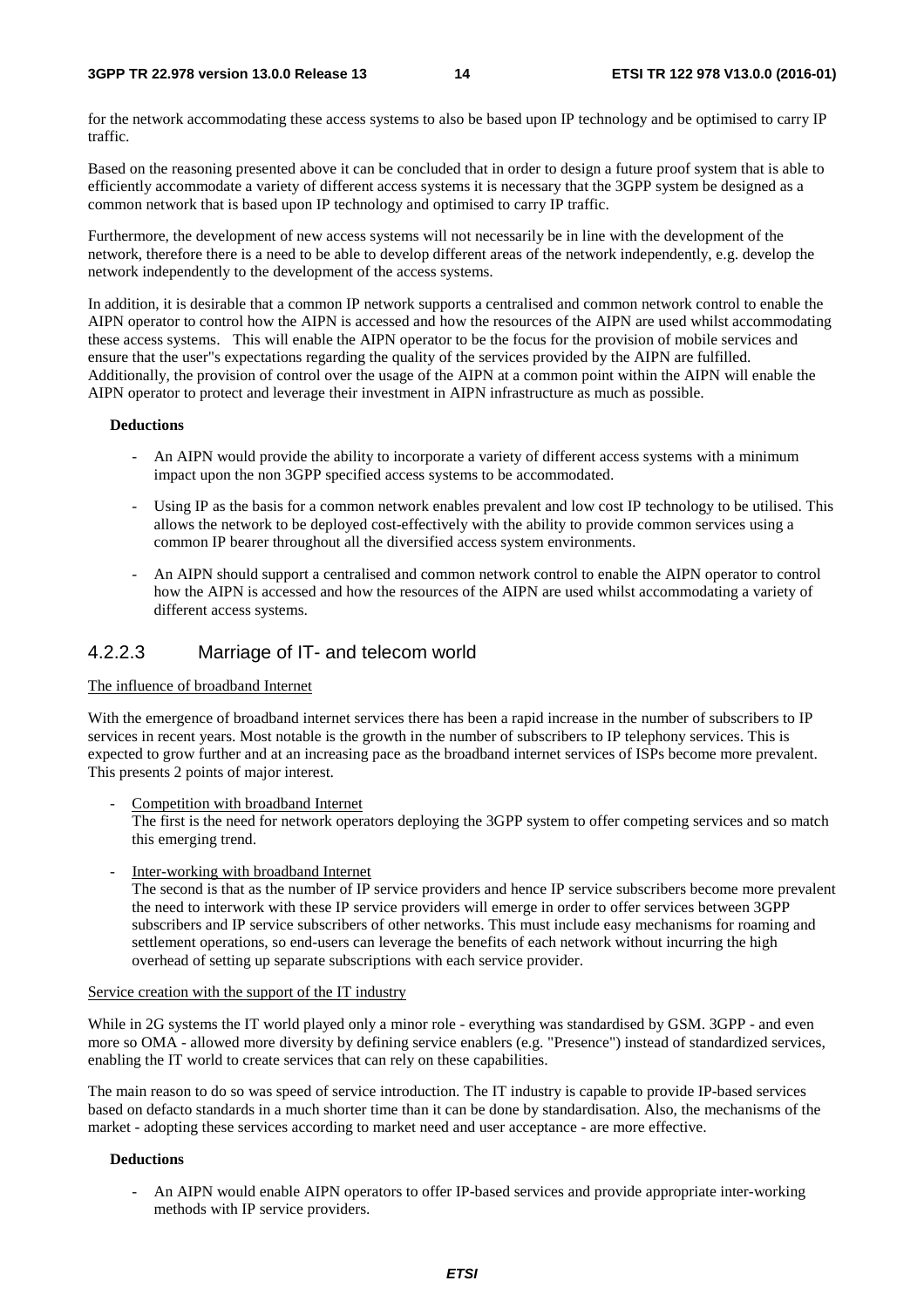for the network accommodating these access systems to also be based upon IP technology and be optimised to carry IP traffic.

Based on the reasoning presented above it can be concluded that in order to design a future proof system that is able to efficiently accommodate a variety of different access systems it is necessary that the 3GPP system be designed as a common network that is based upon IP technology and optimised to carry IP traffic.

Furthermore, the development of new access systems will not necessarily be in line with the development of the network, therefore there is a need to be able to develop different areas of the network independently, e.g. develop the network independently to the development of the access systems.

In addition, it is desirable that a common IP network supports a centralised and common network control to enable the AIPN operator to control how the AIPN is accessed and how the resources of the AIPN are used whilst accommodating these access systems. This will enable the AIPN operator to be the focus for the provision of mobile services and ensure that the user"s expectations regarding the quality of the services provided by the AIPN are fulfilled. Additionally, the provision of control over the usage of the AIPN at a common point within the AIPN will enable the AIPN operator to protect and leverage their investment in AIPN infrastructure as much as possible.

**Deductions**

- An AIPN would provide the ability to incorporate a variety of different access systems with a minimum impact upon the non 3GPP specified access systems to be accommodated.
- Using IP as the basis for a common network enables prevalent and low cost IP technology to be utilised. This allows the network to be deployed cost-effectively with the ability to provide common services using a common IP bearer throughout all the diversified access system environments.
- An AIPN should support a centralised and common network control to enable the AIPN operator to control how the AIPN is accessed and how the resources of the AIPN are used whilst accommodating a variety of different access systems.

### 4.2.2.3 Marriage of IT- and telecom world

The influence of broadband Internet

With the emergence of broadband internet services there has been a rapid increase in the number of subscribers to IP services in recent years. Most notable is the growth in the number of subscribers to IP telephony services. This is expected to grow further and at an increasing pace as the broadband internet services of ISPs become more prevalent. This presents 2 points of major interest.

- Competition with broadband Internet
  The first is the need for network operators deploying the 3GPP system to offer competing services and so match this emerging trend.
- Inter-working with broadband Internet
  The second is that as the number of IP service providers and hence IP service subscribers become more prevalent the need to interwork with these IP service providers will emerge in order to offer services between 3GPP subscribers and IP service subscribers of other networks. This must include easy mechanisms for roaming and settlement operations, so end-users can leverage the benefits of each network without incurring the high overhead of setting up separate subscriptions with each service provider.

Service creation with the support of the IT industry

While in 2G systems the IT world played only a minor role - everything was standardised by GSM. 3GPP - and even more so OMA - allowed more diversity by defining service enablers (e.g. "Presence") instead of standardized services, enabling the IT world to create services that can rely on these capabilities.

The main reason to do so was speed of service introduction. The IT industry is capable to provide IP-based services based on defacto standards in a much shorter time than it can be done by standardisation. Also, the mechanisms of the market - adopting these services according to market need and user acceptance - are more effective.

**Deductions**

- An AIPN would enable AIPN operators to offer IP-based services and provide appropriate inter-working methods with IP service providers.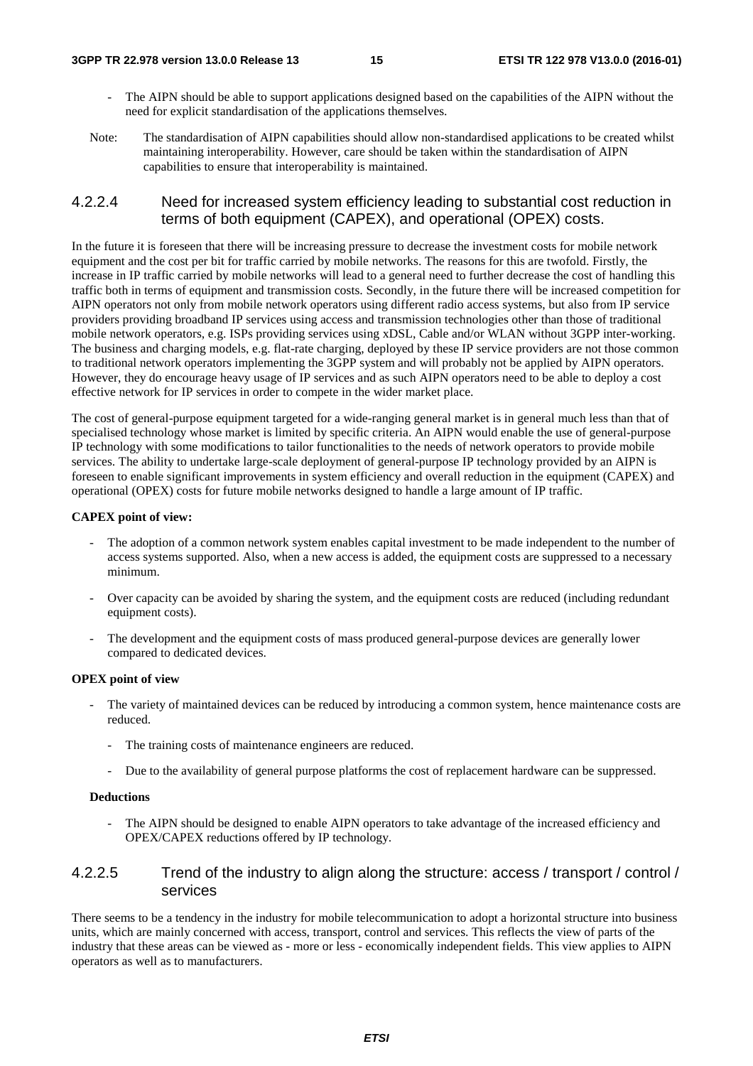- The AIPN should be able to support applications designed based on the capabilities of the AIPN without the need for explicit standardisation of the applications themselves.

Note: The standardisation of AIPN capabilities should allow non-standardised applications to be created whilst maintaining interoperability. However, care should be taken within the standardisation of AIPN capabilities to ensure that interoperability is maintained.

#### 4.2.2.4 Need for increased system efficiency leading to substantial cost reduction in terms of both equipment (CAPEX), and operational (OPEX) costs.

In the future it is foreseen that there will be increasing pressure to decrease the investment costs for mobile network equipment and the cost per bit for traffic carried by mobile networks. The reasons for this are twofold. Firstly, the increase in IP traffic carried by mobile networks will lead to a general need to further decrease the cost of handling this traffic both in terms of equipment and transmission costs. Secondly, in the future there will be increased competition for AIPN operators not only from mobile network operators using different radio access systems, but also from IP service providers providing broadband IP services using access and transmission technologies other than those of traditional mobile network operators, e.g. ISPs providing services using xDSL, Cable and/or WLAN without 3GPP inter-working. The business and charging models, e.g. flat-rate charging, deployed by these IP service providers are not those common to traditional network operators implementing the 3GPP system and will probably not be applied by AIPN operators. However, they do encourage heavy usage of IP services and as such AIPN operators need to be able to deploy a cost effective network for IP services in order to compete in the wider market place.

The cost of general-purpose equipment targeted for a wide-ranging general market is in general much less than that of specialised technology whose market is limited by specific criteria. An AIPN would enable the use of general-purpose IP technology with some modifications to tailor functionalities to the needs of network operators to provide mobile services. The ability to undertake large-scale deployment of general-purpose IP technology provided by an AIPN is foreseen to enable significant improvements in system efficiency and overall reduction in the equipment (CAPEX) and operational (OPEX) costs for future mobile networks designed to handle a large amount of IP traffic.

**CAPEX point of view:**

- The adoption of a common network system enables capital investment to be made independent to the number of access systems supported. Also, when a new access is added, the equipment costs are suppressed to a necessary minimum.
- Over capacity can be avoided by sharing the system, and the equipment costs are reduced (including redundant equipment costs).
- The development and the equipment costs of mass produced general-purpose devices are generally lower compared to dedicated devices.

**OPEX point of view**

- The variety of maintained devices can be reduced by introducing a common system, hence maintenance costs are reduced.
  - The training costs of maintenance engineers are reduced.
  - Due to the availability of general purpose platforms the cost of replacement hardware can be suppressed.

**Deductions**

- The AIPN should be designed to enable AIPN operators to take advantage of the increased efficiency and OPEX/CAPEX reductions offered by IP technology.

#### 4.2.2.5 Trend of the industry to align along the structure: access / transport / control / services

There seems to be a tendency in the industry for mobile telecommunication to adopt a horizontal structure into business units, which are mainly concerned with access, transport, control and services. This reflects the view of parts of the industry that these areas can be viewed as - more or less - economically independent fields. This view applies to AIPN operators as well as to manufacturers.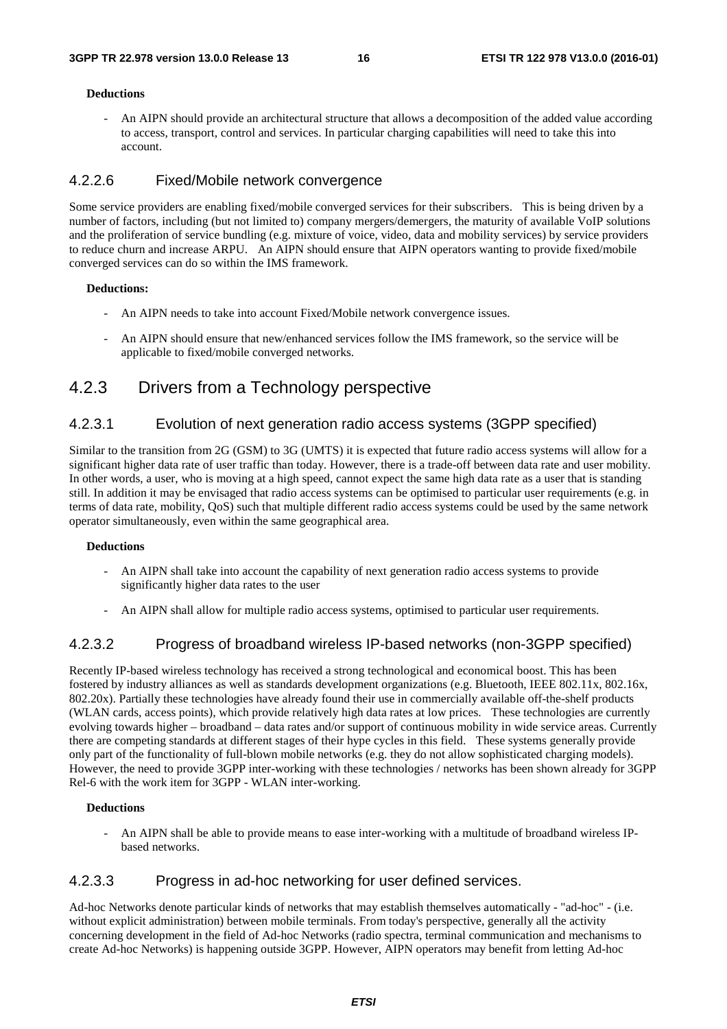**Deductions**

- An AIPN should provide an architectural structure that allows a decomposition of the added value according to access, transport, control and services. In particular charging capabilities will need to take this into account.

#### 4.2.2.6 Fixed/Mobile network convergence

Some service providers are enabling fixed/mobile converged services for their subscribers. This is being driven by a number of factors, including (but not limited to) company mergers/demergers, the maturity of available VoIP solutions and the proliferation of service bundling (e.g. mixture of voice, video, data and mobility services) by service providers to reduce churn and increase ARPU. An AIPN should ensure that AIPN operators wanting to provide fixed/mobile converged services can do so within the IMS framework.

**Deductions:**

- An AIPN needs to take into account Fixed/Mobile network convergence issues.
- An AIPN should ensure that new/enhanced services follow the IMS framework, so the service will be applicable to fixed/mobile converged networks.

### 4.2.3 Drivers from a Technology perspective

#### 4.2.3.1 Evolution of next generation radio access systems (3GPP specified)

Similar to the transition from 2G (GSM) to 3G (UMTS) it is expected that future radio access systems will allow for a significant higher data rate of user traffic than today. However, there is a trade-off between data rate and user mobility. In other words, a user, who is moving at a high speed, cannot expect the same high data rate as a user that is standing still. In addition it may be envisaged that radio access systems can be optimised to particular user requirements (e.g. in terms of data rate, mobility, QoS) such that multiple different radio access systems could be used by the same network operator simultaneously, even within the same geographical area.

**Deductions**

- An AIPN shall take into account the capability of next generation radio access systems to provide significantly higher data rates to the user
- An AIPN shall allow for multiple radio access systems, optimised to particular user requirements.

#### 4.2.3.2 Progress of broadband wireless IP-based networks (non-3GPP specified)

Recently IP-based wireless technology has received a strong technological and economical boost. This has been fostered by industry alliances as well as standards development organizations (e.g. Bluetooth, IEEE 802.11x, 802.16x, 802.20x). Partially these technologies have already found their use in commercially available off-the-shelf products (WLAN cards, access points), which provide relatively high data rates at low prices. These technologies are currently evolving towards higher – broadband – data rates and/or support of continuous mobility in wide service areas. Currently there are competing standards at different stages of their hype cycles in this field. These systems generally provide only part of the functionality of full-blown mobile networks (e.g. they do not allow sophisticated charging models). However, the need to provide 3GPP inter-working with these technologies / networks has been shown already for 3GPP Rel-6 with the work item for 3GPP - WLAN inter-working.

**Deductions**

- An AIPN shall be able to provide means to ease inter-working with a multitude of broadband wireless IP-based networks.

#### 4.2.3.3 Progress in ad-hoc networking for user defined services.

Ad-hoc Networks denote particular kinds of networks that may establish themselves automatically - "ad-hoc" - (i.e. without explicit administration) between mobile terminals. From today's perspective, generally all the activity concerning development in the field of Ad-hoc Networks (radio spectra, terminal communication and mechanisms to create Ad-hoc Networks) is happening outside 3GPP. However, AIPN operators may benefit from letting Ad-hoc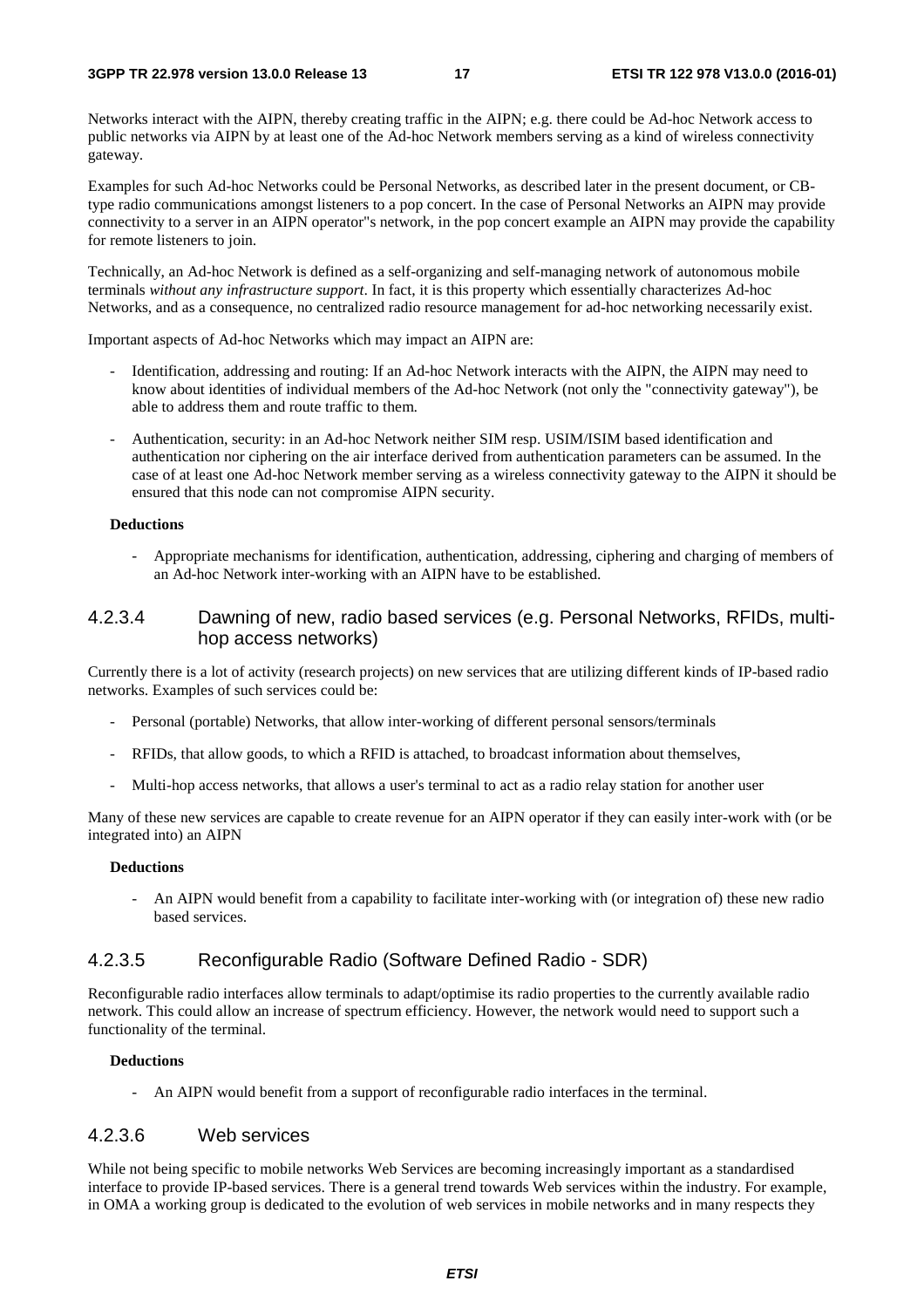Networks interact with the AIPN, thereby creating traffic in the AIPN; e.g. there could be Ad-hoc Network access to public networks via AIPN by at least one of the Ad-hoc Network members serving as a kind of wireless connectivity gateway.

Examples for such Ad-hoc Networks could be Personal Networks, as described later in the present document, or CB-type radio communications amongst listeners to a pop concert. In the case of Personal Networks an AIPN may provide connectivity to a server in an AIPN operator"s network, in the pop concert example an AIPN may provide the capability for remote listeners to join.

Technically, an Ad-hoc Network is defined as a self-organizing and self-managing network of autonomous mobile terminals *without any infrastructure support*. In fact, it is this property which essentially characterizes Ad-hoc Networks, and as a consequence, no centralized radio resource management for ad-hoc networking necessarily exist.

Important aspects of Ad-hoc Networks which may impact an AIPN are:

- Identification, addressing and routing: If an Ad-hoc Network interacts with the AIPN, the AIPN may need to know about identities of individual members of the Ad-hoc Network (not only the "connectivity gateway"), be able to address them and route traffic to them.
- Authentication, security: in an Ad-hoc Network neither SIM resp. USIM/ISIM based identification and authentication nor ciphering on the air interface derived from authentication parameters can be assumed. In the case of at least one Ad-hoc Network member serving as a wireless connectivity gateway to the AIPN it should be ensured that this node can not compromise AIPN security.

**Deductions**

- Appropriate mechanisms for identification, authentication, addressing, ciphering and charging of members of an Ad-hoc Network inter-working with an AIPN have to be established.

#### 4.2.3.4 Dawning of new, radio based services (e.g. Personal Networks, RFIDs, multi-hop access networks)

Currently there is a lot of activity (research projects) on new services that are utilizing different kinds of IP-based radio networks. Examples of such services could be:

- Personal (portable) Networks, that allow inter-working of different personal sensors/terminals
- RFIDs, that allow goods, to which a RFID is attached, to broadcast information about themselves,
- Multi-hop access networks, that allows a user's terminal to act as a radio relay station for another user

Many of these new services are capable to create revenue for an AIPN operator if they can easily inter-work with (or be integrated into) an AIPN

**Deductions**

- An AIPN would benefit from a capability to facilitate inter-working with (or integration of) these new radio based services.

#### 4.2.3.5 Reconfigurable Radio (Software Defined Radio - SDR)

Reconfigurable radio interfaces allow terminals to adapt/optimise its radio properties to the currently available radio network. This could allow an increase of spectrum efficiency. However, the network would need to support such a functionality of the terminal.

**Deductions**

- An AIPN would benefit from a support of reconfigurable radio interfaces in the terminal.

#### 4.2.3.6 Web services

While not being specific to mobile networks Web Services are becoming increasingly important as a standardised interface to provide IP-based services. There is a general trend towards Web services within the industry. For example, in OMA a working group is dedicated to the evolution of web services in mobile networks and in many respects they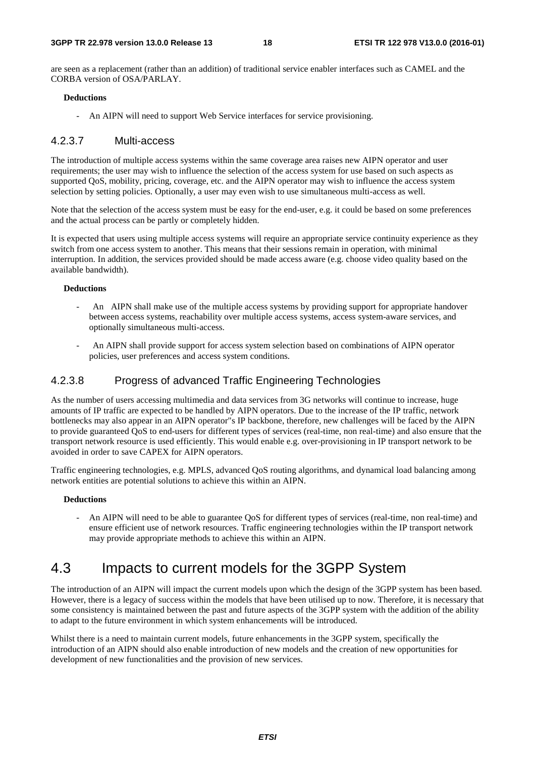are seen as a replacement (rather than an addition) of traditional service enabler interfaces such as CAMEL and the CORBA version of OSA/PARLAY.

**Deductions**

- An AIPN will need to support Web Service interfaces for service provisioning.

### 4.2.3.7 Multi-access

The introduction of multiple access systems within the same coverage area raises new AIPN operator and user requirements; the user may wish to influence the selection of the access system for use based on such aspects as supported QoS, mobility, pricing, coverage, etc. and the AIPN operator may wish to influence the access system selection by setting policies. Optionally, a user may even wish to use simultaneous multi-access as well.

Note that the selection of the access system must be easy for the end-user, e.g. it could be based on some preferences and the actual process can be partly or completely hidden.

It is expected that users using multiple access systems will require an appropriate service continuity experience as they switch from one access system to another. This means that their sessions remain in operation, with minimal interruption. In addition, the services provided should be made access aware (e.g. choose video quality based on the available bandwidth).

**Deductions**

- An AIPN shall make use of the multiple access systems by providing support for appropriate handover between access systems, reachability over multiple access systems, access system-aware services, and optionally simultaneous multi-access.
- An AIPN shall provide support for access system selection based on combinations of AIPN operator policies, user preferences and access system conditions.

### 4.2.3.8 Progress of advanced Traffic Engineering Technologies

As the number of users accessing multimedia and data services from 3G networks will continue to increase, huge amounts of IP traffic are expected to be handled by AIPN operators. Due to the increase of the IP traffic, network bottlenecks may also appear in an AIPN operator"s IP backbone, therefore, new challenges will be faced by the AIPN to provide guaranteed QoS to end-users for different types of services (real-time, non real-time) and also ensure that the transport network resource is used efficiently. This would enable e.g. over-provisioning in IP transport network to be avoided in order to save CAPEX for AIPN operators.

Traffic engineering technologies, e.g. MPLS, advanced QoS routing algorithms, and dynamical load balancing among network entities are potential solutions to achieve this within an AIPN.

**Deductions**

- An AIPN will need to be able to guarantee QoS for different types of services (real-time, non real-time) and ensure efficient use of network resources. Traffic engineering technologies within the IP transport network may provide appropriate methods to achieve this within an AIPN.

## 4.3 Impacts to current models for the 3GPP System

The introduction of an AIPN will impact the current models upon which the design of the 3GPP system has been based. However, there is a legacy of success within the models that have been utilised up to now. Therefore, it is necessary that some consistency is maintained between the past and future aspects of the 3GPP system with the addition of the ability to adapt to the future environment in which system enhancements will be introduced.

Whilst there is a need to maintain current models, future enhancements in the 3GPP system, specifically the introduction of an AIPN should also enable introduction of new models and the creation of new opportunities for development of new functionalities and the provision of new services.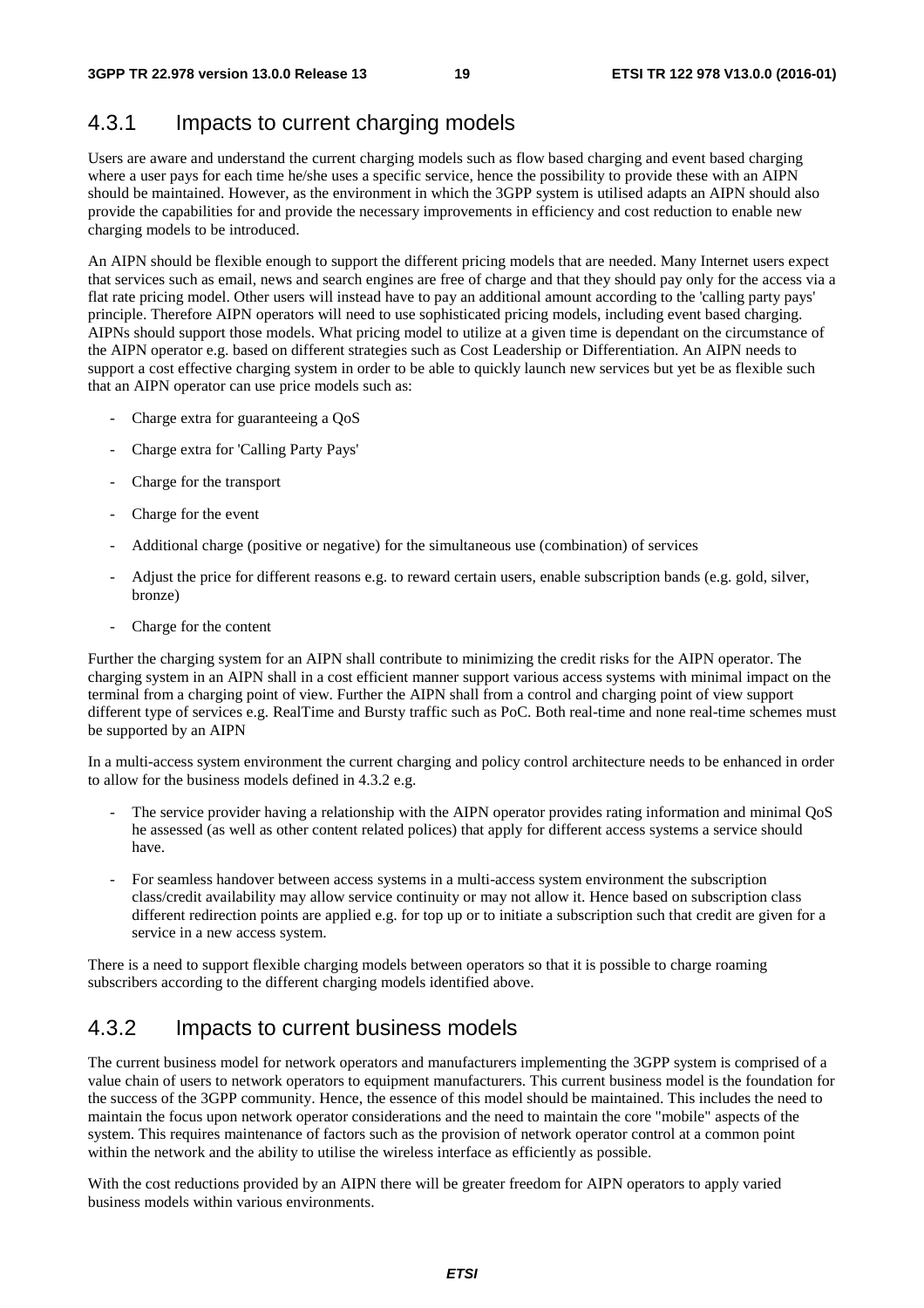### 4.3.1 Impacts to current charging models

Users are aware and understand the current charging models such as flow based charging and event based charging where a user pays for each time he/she uses a specific service, hence the possibility to provide these with an AIPN should be maintained. However, as the environment in which the 3GPP system is utilised adapts an AIPN should also provide the capabilities for and provide the necessary improvements in efficiency and cost reduction to enable new charging models to be introduced.

An AIPN should be flexible enough to support the different pricing models that are needed. Many Internet users expect that services such as email, news and search engines are free of charge and that they should pay only for the access via a flat rate pricing model. Other users will instead have to pay an additional amount according to the 'calling party pays' principle. Therefore AIPN operators will need to use sophisticated pricing models, including event based charging. AIPNs should support those models. What pricing model to utilize at a given time is dependant on the circumstance of the AIPN operator e.g. based on different strategies such as Cost Leadership or Differentiation. An AIPN needs to support a cost effective charging system in order to be able to quickly launch new services but yet be as flexible such that an AIPN operator can use price models such as:

- Charge extra for guaranteeing a QoS
- Charge extra for 'Calling Party Pays'
- Charge for the transport
- Charge for the event
- Additional charge (positive or negative) for the simultaneous use (combination) of services
- Adjust the price for different reasons e.g. to reward certain users, enable subscription bands (e.g. gold, silver, bronze)
- Charge for the content

Further the charging system for an AIPN shall contribute to minimizing the credit risks for the AIPN operator. The charging system in an AIPN shall in a cost efficient manner support various access systems with minimal impact on the terminal from a charging point of view. Further the AIPN shall from a control and charging point of view support different type of services e.g. RealTime and Bursty traffic such as PoC. Both real-time and none real-time schemes must be supported by an AIPN

In a multi-access system environment the current charging and policy control architecture needs to be enhanced in order to allow for the business models defined in 4.3.2 e.g.

- The service provider having a relationship with the AIPN operator provides rating information and minimal QoS he assessed (as well as other content related polices) that apply for different access systems a service should have.
- For seamless handover between access systems in a multi-access system environment the subscription class/credit availability may allow service continuity or may not allow it. Hence based on subscription class different redirection points are applied e.g. for top up or to initiate a subscription such that credit are given for a service in a new access system.

There is a need to support flexible charging models between operators so that it is possible to charge roaming subscribers according to the different charging models identified above.

### 4.3.2 Impacts to current business models

The current business model for network operators and manufacturers implementing the 3GPP system is comprised of a value chain of users to network operators to equipment manufacturers. This current business model is the foundation for the success of the 3GPP community. Hence, the essence of this model should be maintained. This includes the need to maintain the focus upon network operator considerations and the need to maintain the core "mobile" aspects of the system. This requires maintenance of factors such as the provision of network operator control at a common point within the network and the ability to utilise the wireless interface as efficiently as possible.

With the cost reductions provided by an AIPN there will be greater freedom for AIPN operators to apply varied business models within various environments.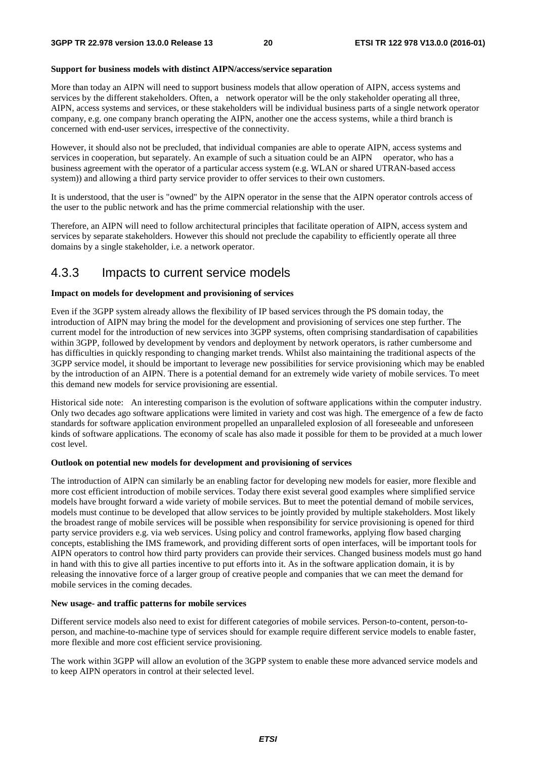**Support for business models with distinct AIPN/access/service separation**

More than today an AIPN will need to support business models that allow operation of AIPN, access systems and services by the different stakeholders. Often, a network operator will be the only stakeholder operating all three, AIPN, access systems and services, or these stakeholders will be individual business parts of a single network operator company, e.g. one company branch operating the AIPN, another one the access systems, while a third branch is concerned with end-user services, irrespective of the connectivity.

However, it should also not be precluded, that individual companies are able to operate AIPN, access systems and services in cooperation, but separately. An example of such a situation could be an AIPN operator, who has a business agreement with the operator of a particular access system (e.g. WLAN or shared UTRAN-based access system)) and allowing a third party service provider to offer services to their own customers.

It is understood, that the user is "owned" by the AIPN operator in the sense that the AIPN operator controls access of the user to the public network and has the prime commercial relationship with the user.

Therefore, an AIPN will need to follow architectural principles that facilitate operation of AIPN, access system and services by separate stakeholders. However this should not preclude the capability to efficiently operate all three domains by a single stakeholder, i.e. a network operator.

## 4.3.3 Impacts to current service models

**Impact on models for development and provisioning of services**

Even if the 3GPP system already allows the flexibility of IP based services through the PS domain today, the introduction of AIPN may bring the model for the development and provisioning of services one step further. The current model for the introduction of new services into 3GPP systems, often comprising standardisation of capabilities within 3GPP, followed by development by vendors and deployment by network operators, is rather cumbersome and has difficulties in quickly responding to changing market trends. Whilst also maintaining the traditional aspects of the 3GPP service model, it should be important to leverage new possibilities for service provisioning which may be enabled by the introduction of an AIPN. There is a potential demand for an extremely wide variety of mobile services. To meet this demand new models for service provisioning are essential.

Historical side note: An interesting comparison is the evolution of software applications within the computer industry. Only two decades ago software applications were limited in variety and cost was high. The emergence of a few de facto standards for software application environment propelled an unparalleled explosion of all foreseeable and unforeseen kinds of software applications. The economy of scale has also made it possible for them to be provided at a much lower cost level.

**Outlook on potential new models for development and provisioning of services**

The introduction of AIPN can similarly be an enabling factor for developing new models for easier, more flexible and more cost efficient introduction of mobile services. Today there exist several good examples where simplified service models have brought forward a wide variety of mobile services. But to meet the potential demand of mobile services, models must continue to be developed that allow services to be jointly provided by multiple stakeholders. Most likely the broadest range of mobile services will be possible when responsibility for service provisioning is opened for third party service providers e.g. via web services. Using policy and control frameworks, applying flow based charging concepts, establishing the IMS framework, and providing different sorts of open interfaces, will be important tools for AIPN operators to control how third party providers can provide their services. Changed business models must go hand in hand with this to give all parties incentive to put efforts into it. As in the software application domain, it is by releasing the innovative force of a larger group of creative people and companies that we can meet the demand for mobile services in the coming decades.

**New usage- and traffic patterns for mobile services**

Different service models also need to exist for different categories of mobile services. Person-to-content, person-to-person, and machine-to-machine type of services should for example require different service models to enable faster, more flexible and more cost efficient service provisioning.

The work within 3GPP will allow an evolution of the 3GPP system to enable these more advanced service models and to keep AIPN operators in control at their selected level.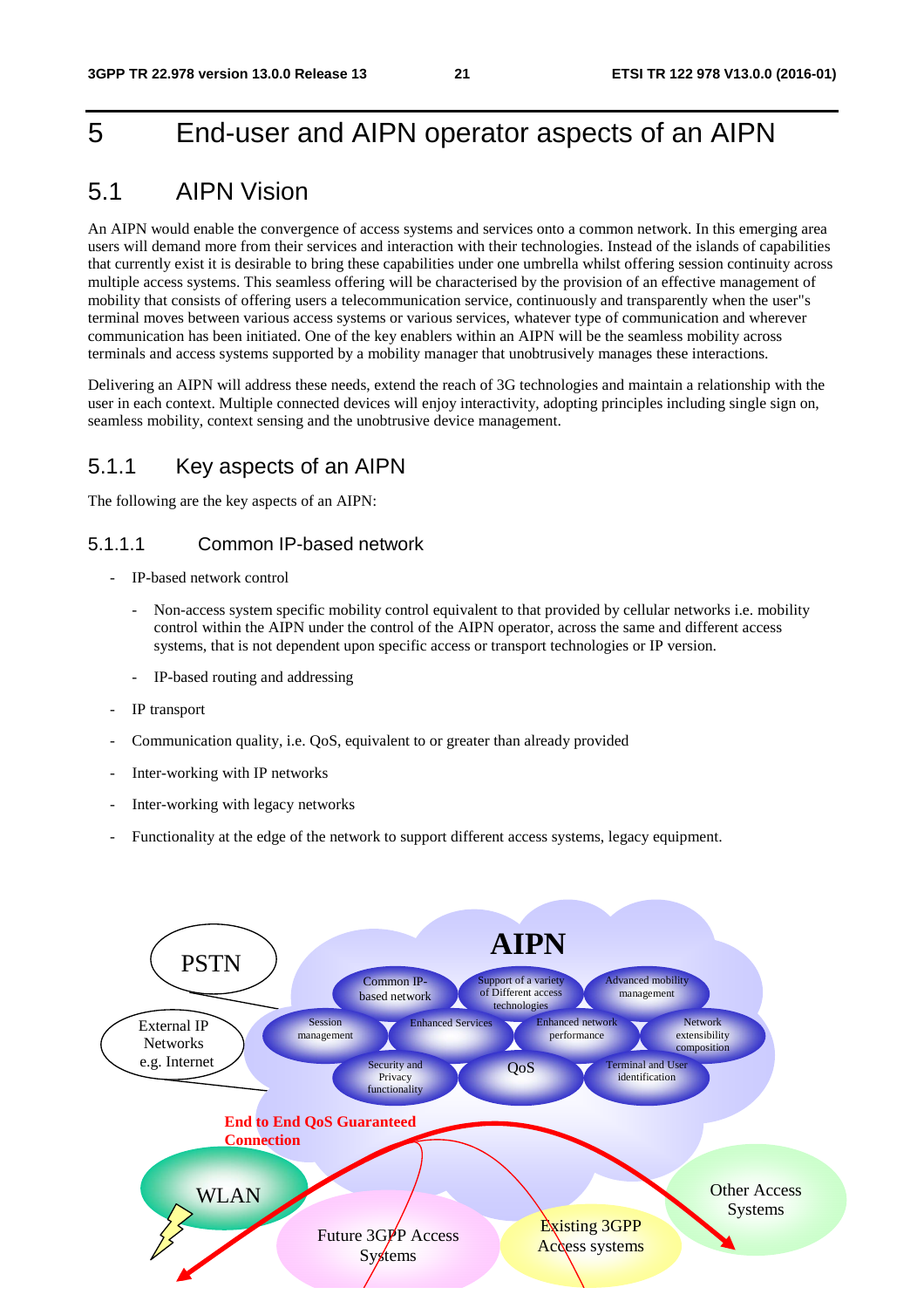# 5 End-user and AIPN operator aspects of an AIPN

## 5.1 AIPN Vision

An AIPN would enable the convergence of access systems and services onto a common network. In this emerging area users will demand more from their services and interaction with their technologies. Instead of the islands of capabilities that currently exist it is desirable to bring these capabilities under one umbrella whilst offering session continuity across multiple access systems. This seamless offering will be characterised by the provision of an effective management of mobility that consists of offering users a telecommunication service, continuously and transparently when the user"s terminal moves between various access systems or various services, whatever type of communication and wherever communication has been initiated. One of the key enablers within an AIPN will be the seamless mobility across terminals and access systems supported by a mobility manager that unobtrusively manages these interactions.

Delivering an AIPN will address these needs, extend the reach of 3G technologies and maintain a relationship with the user in each context. Multiple connected devices will enjoy interactivity, adopting principles including single sign on, seamless mobility, context sensing and the unobtrusive device management.

### 5.1.1 Key aspects of an AIPN

The following are the key aspects of an AIPN:

#### 5.1.1.1 Common IP-based network

- IP-based network control
  - Non-access system specific mobility control equivalent to that provided by cellular networks i.e. mobility control within the AIPN under the control of the AIPN operator, across the same and different access systems, that is not dependent upon specific access or transport technologies or IP version.
  - IP-based routing and addressing
- IP transport
- Communication quality, i.e. QoS, equivalent to or greater than already provided
- Inter-working with IP networks
- Inter-working with legacy networks
- Functionality at the edge of the network to support different access systems, legacy equipment.

AIPN

PSTN

External IP Networks e.g. Internet

Common IP-based network | Support of a variety of Different access technologies | Advanced mobility management | Session management | Enhanced Services | Enhanced network performance | Network extensibility composition | Security and Privacy functionality | QoS | Terminal and User identification

End to End QoS Guaranteed Connection

WLAN

Future 3GPP Access Systems

Existing 3GPP Access systems

Other Access Systems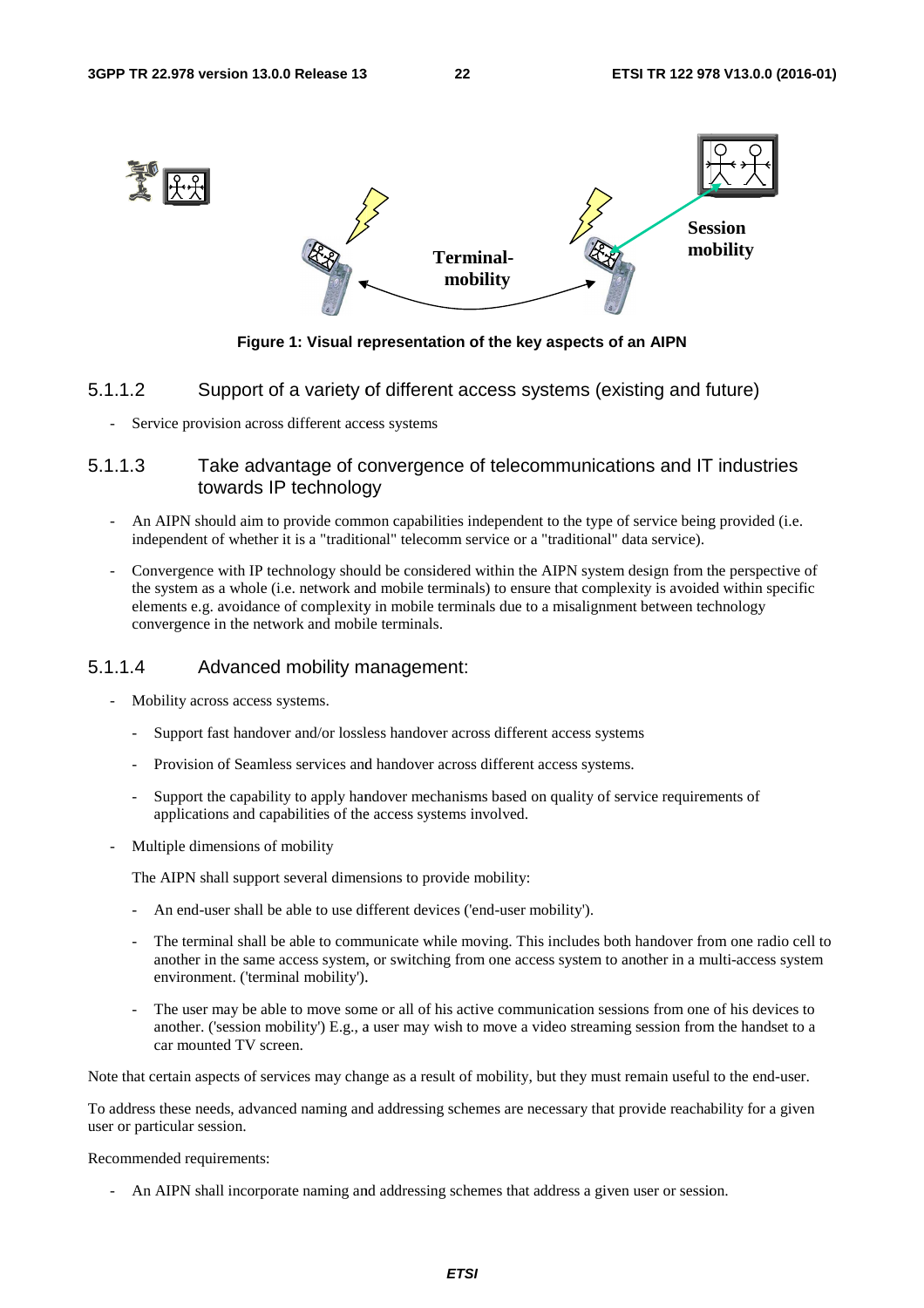Figure 1: Visual representation of the key aspects of an AIPN

#### 5.1.1.2 Support of a variety of different access systems (existing and future)

- Service provision across different access systems

#### 5.1.1.3 Take advantage of convergence of telecommunications and IT industries towards IP technology

- An AIPN should aim to provide common capabilities independent to the type of service being provided (i.e. independent of whether it is a "traditional" telecomm service or a "traditional" data service).
- Convergence with IP technology should be considered within the AIPN system design from the perspective of the system as a whole (i.e. network and mobile terminals) to ensure that complexity is avoided within specific elements e.g. avoidance of complexity in mobile terminals due to a misalignment between technology convergence in the network and mobile terminals.

#### 5.1.1.4 Advanced mobility management:

- Mobility across access systems.
  - Support fast handover and/or lossless handover across different access systems
  - Provision of Seamless services and handover across different access systems.
  - Support the capability to apply handover mechanisms based on quality of service requirements of applications and capabilities of the access systems involved.
- Multiple dimensions of mobility

  The AIPN shall support several dimensions to provide mobility:

  - An end-user shall be able to use different devices ('end-user mobility').
  - The terminal shall be able to communicate while moving. This includes both handover from one radio cell to another in the same access system, or switching from one access system to another in a multi-access system environment. ('terminal mobility').
  - The user may be able to move some or all of his active communication sessions from one of his devices to another. ('session mobility') E.g., a user may wish to move a video streaming session from the handset to a car mounted TV screen.

Note that certain aspects of services may change as a result of mobility, but they must remain useful to the end-user.

To address these needs, advanced naming and addressing schemes are necessary that provide reachability for a given user or particular session.

Recommended requirements:

- An AIPN shall incorporate naming and addressing schemes that address a given user or session.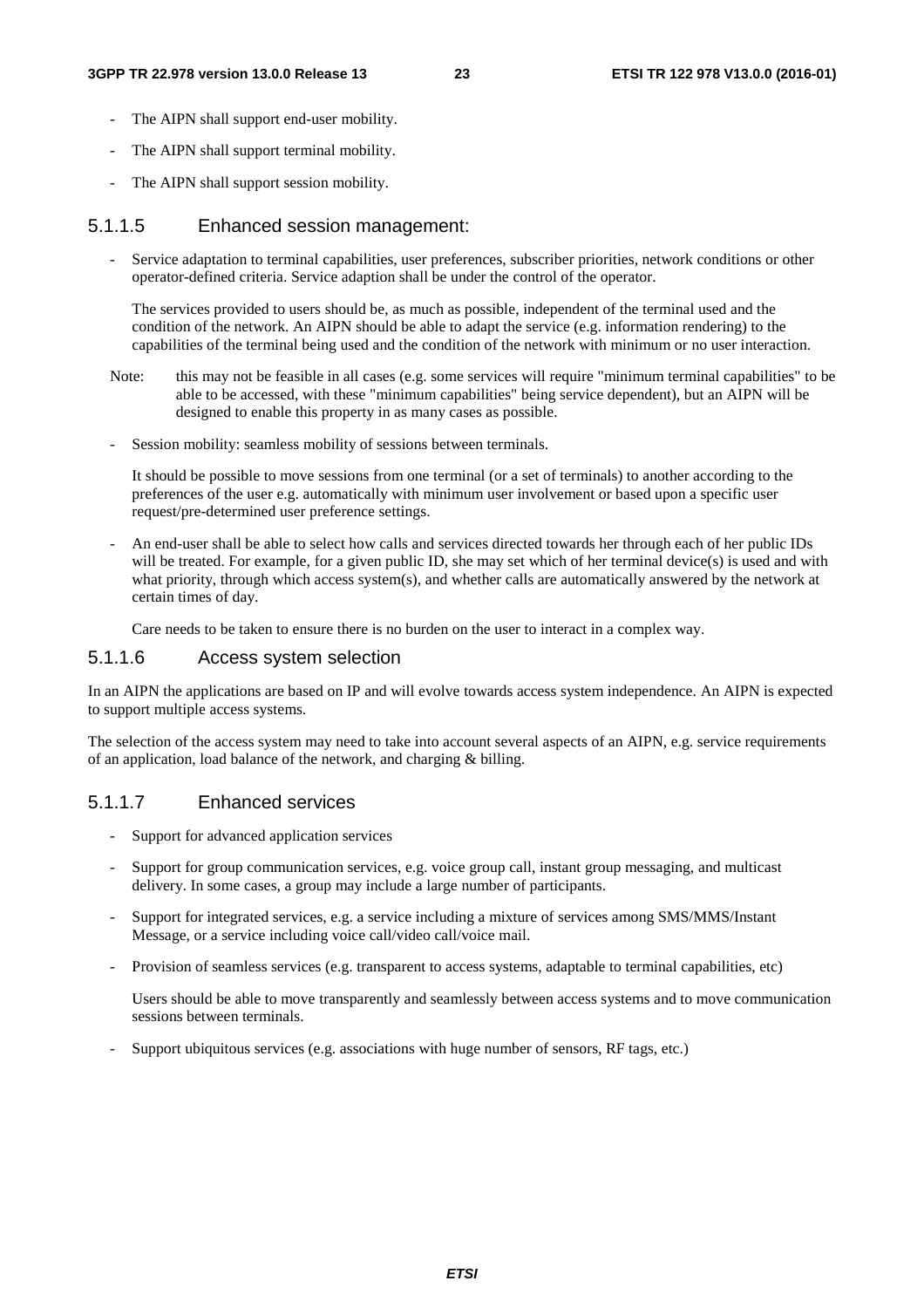- The AIPN shall support end-user mobility.
- The AIPN shall support terminal mobility.
- The AIPN shall support session mobility.

#### 5.1.1.5 Enhanced session management:

- Service adaptation to terminal capabilities, user preferences, subscriber priorities, network conditions or other operator-defined criteria. Service adaption shall be under the control of the operator.

  The services provided to users should be, as much as possible, independent of the terminal used and the condition of the network. An AIPN should be able to adapt the service (e.g. information rendering) to the capabilities of the terminal being used and the condition of the network with minimum or no user interaction.

Note: this may not be feasible in all cases (e.g. some services will require "minimum terminal capabilities" to be able to be accessed, with these "minimum capabilities" being service dependent), but an AIPN will be designed to enable this property in as many cases as possible.

- Session mobility: seamless mobility of sessions between terminals.

  It should be possible to move sessions from one terminal (or a set of terminals) to another according to the preferences of the user e.g. automatically with minimum user involvement or based upon a specific user request/pre-determined user preference settings.

- An end-user shall be able to select how calls and services directed towards her through each of her public IDs will be treated. For example, for a given public ID, she may set which of her terminal device(s) is used and with what priority, through which access system(s), and whether calls are automatically answered by the network at certain times of day.

  Care needs to be taken to ensure there is no burden on the user to interact in a complex way.

#### 5.1.1.6 Access system selection

In an AIPN the applications are based on IP and will evolve towards access system independence. An AIPN is expected to support multiple access systems.

The selection of the access system may need to take into account several aspects of an AIPN, e.g. service requirements of an application, load balance of the network, and charging & billing.

#### 5.1.1.7 Enhanced services

- Support for advanced application services
- Support for group communication services, e.g. voice group call, instant group messaging, and multicast delivery. In some cases, a group may include a large number of participants.
- Support for integrated services, e.g. a service including a mixture of services among SMS/MMS/Instant Message, or a service including voice call/video call/voice mail.
- Provision of seamless services (e.g. transparent to access systems, adaptable to terminal capabilities, etc)

  Users should be able to move transparently and seamlessly between access systems and to move communication sessions between terminals.

- Support ubiquitous services (e.g. associations with huge number of sensors, RF tags, etc.)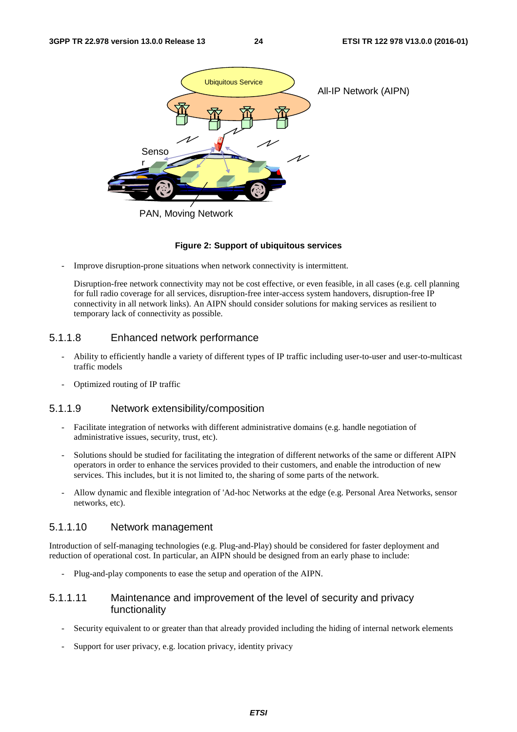**Figure 2: Support of ubiquitous services**

- Improve disruption-prone situations when network connectivity is intermittent.

  Disruption-free network connectivity may not be cost effective, or even feasible, in all cases (e.g. cell planning for full radio coverage for all services, disruption-free inter-access system handovers, disruption-free IP connectivity in all network links). An AIPN should consider solutions for making services as resilient to temporary lack of connectivity as possible.

#### 5.1.1.8 Enhanced network performance

- Ability to efficiently handle a variety of different types of IP traffic including user-to-user and user-to-multicast traffic models
- Optimized routing of IP traffic

#### 5.1.1.9 Network extensibility/composition

- Facilitate integration of networks with different administrative domains (e.g. handle negotiation of administrative issues, security, trust, etc).
- Solutions should be studied for facilitating the integration of different networks of the same or different AIPN operators in order to enhance the services provided to their customers, and enable the introduction of new services. This includes, but it is not limited to, the sharing of some parts of the network.
- Allow dynamic and flexible integration of 'Ad-hoc Networks at the edge (e.g. Personal Area Networks, sensor networks, etc).

#### 5.1.1.10 Network management

Introduction of self-managing technologies (e.g. Plug-and-Play) should be considered for faster deployment and reduction of operational cost. In particular, an AIPN should be designed from an early phase to include:

- Plug-and-play components to ease the setup and operation of the AIPN.

#### 5.1.1.11 Maintenance and improvement of the level of security and privacy functionality

- Security equivalent to or greater than that already provided including the hiding of internal network elements
- Support for user privacy, e.g. location privacy, identity privacy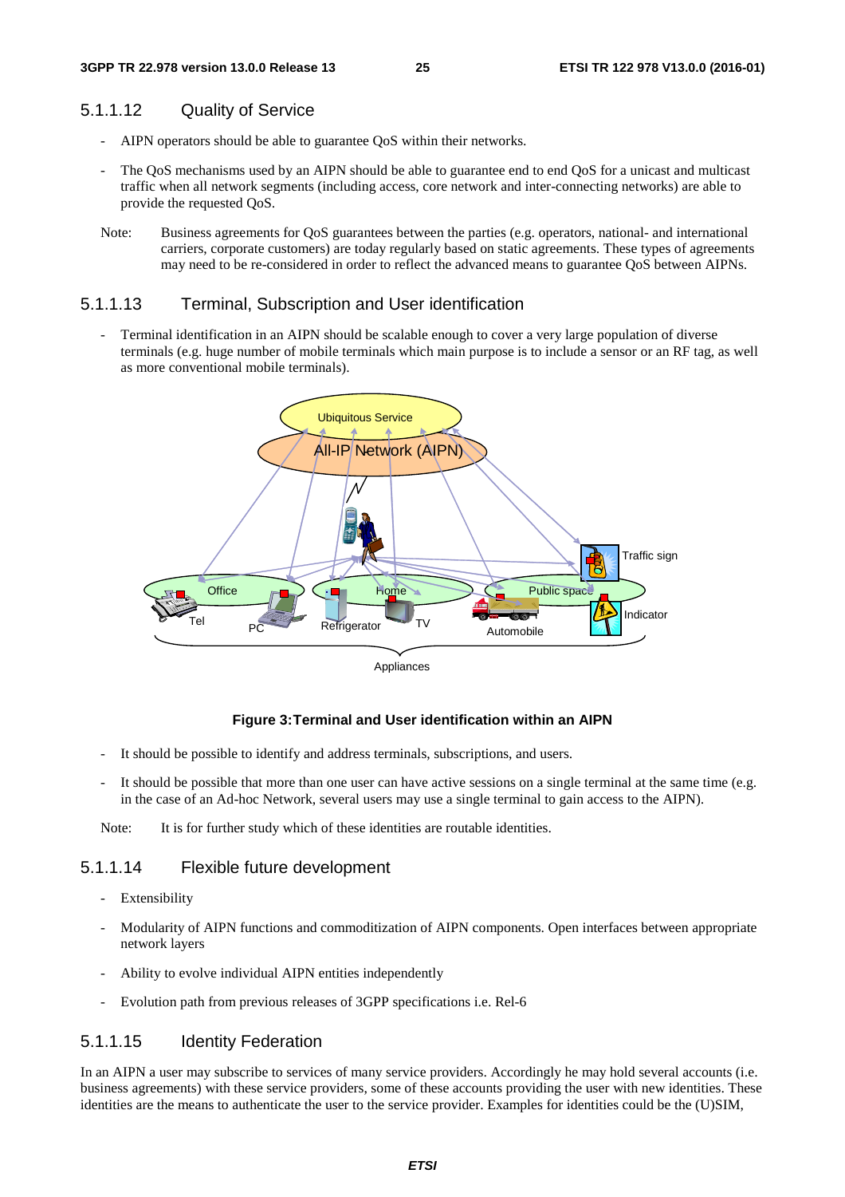#### 5.1.1.12 Quality of Service

- AIPN operators should be able to guarantee QoS within their networks.
- The QoS mechanisms used by an AIPN should be able to guarantee end to end QoS for a unicast and multicast traffic when all network segments (including access, core network and inter-connecting networks) are able to provide the requested QoS.

Note: Business agreements for QoS guarantees between the parties (e.g. operators, national- and international carriers, corporate customers) are today regularly based on static agreements. These types of agreements may need to be re-considered in order to reflect the advanced means to guarantee QoS between AIPNs.

#### 5.1.1.13 Terminal, Subscription and User identification

- Terminal identification in an AIPN should be scalable enough to cover a very large population of diverse terminals (e.g. huge number of mobile terminals which main purpose is to include a sensor or an RF tag, as well as more conventional mobile terminals).

**Figure 3:Terminal and User identification within an AIPN**

- It should be possible to identify and address terminals, subscriptions, and users.
- It should be possible that more than one user can have active sessions on a single terminal at the same time (e.g. in the case of an Ad-hoc Network, several users may use a single terminal to gain access to the AIPN).

Note: It is for further study which of these identities are routable identities.

#### 5.1.1.14 Flexible future development

- Extensibility
- Modularity of AIPN functions and commoditization of AIPN components. Open interfaces between appropriate network layers
- Ability to evolve individual AIPN entities independently
- Evolution path from previous releases of 3GPP specifications i.e. Rel-6

#### 5.1.1.15 Identity Federation

In an AIPN a user may subscribe to services of many service providers. Accordingly he may hold several accounts (i.e. business agreements) with these service providers, some of these accounts providing the user with new identities. These identities are the means to authenticate the user to the service provider. Examples for identities could be the (U)SIM,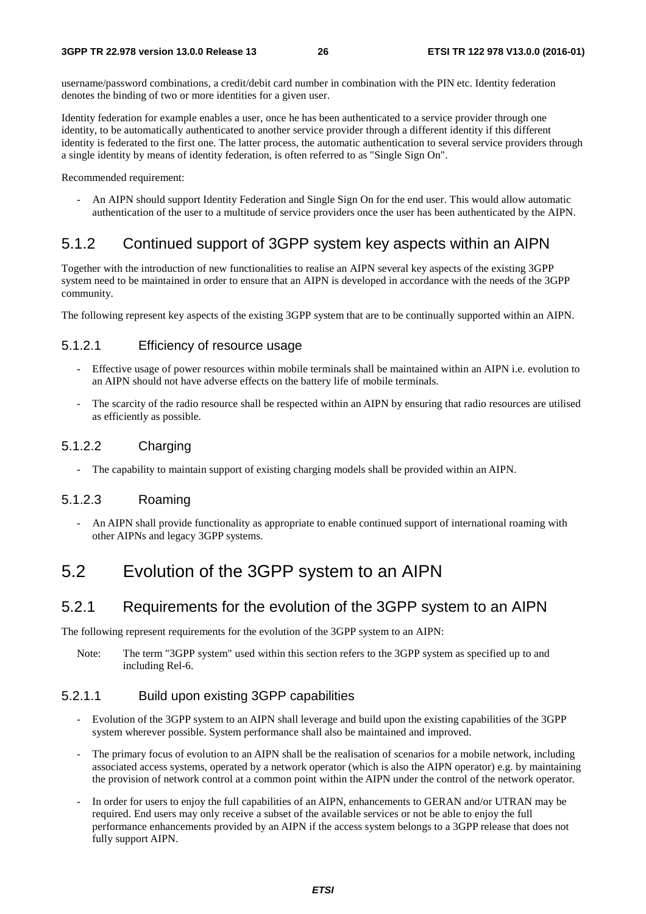username/password combinations, a credit/debit card number in combination with the PIN etc. Identity federation denotes the binding of two or more identities for a given user.

Identity federation for example enables a user, once he has been authenticated to a service provider through one identity, to be automatically authenticated to another service provider through a different identity if this different identity is federated to the first one. The latter process, the automatic authentication to several service providers through a single identity by means of identity federation, is often referred to as "Single Sign On".

Recommended requirement:

- An AIPN should support Identity Federation and Single Sign On for the end user. This would allow automatic authentication of the user to a multitude of service providers once the user has been authenticated by the AIPN.

## 5.1.2 Continued support of 3GPP system key aspects within an AIPN

Together with the introduction of new functionalities to realise an AIPN several key aspects of the existing 3GPP system need to be maintained in order to ensure that an AIPN is developed in accordance with the needs of the 3GPP community.

The following represent key aspects of the existing 3GPP system that are to be continually supported within an AIPN.

### 5.1.2.1 Efficiency of resource usage

- Effective usage of power resources within mobile terminals shall be maintained within an AIPN i.e. evolution to an AIPN should not have adverse effects on the battery life of mobile terminals.
- The scarcity of the radio resource shall be respected within an AIPN by ensuring that radio resources are utilised as efficiently as possible.

### 5.1.2.2 Charging

- The capability to maintain support of existing charging models shall be provided within an AIPN.

### 5.1.2.3 Roaming

- An AIPN shall provide functionality as appropriate to enable continued support of international roaming with other AIPNs and legacy 3GPP systems.

# 5.2 Evolution of the 3GPP system to an AIPN

## 5.2.1 Requirements for the evolution of the 3GPP system to an AIPN

The following represent requirements for the evolution of the 3GPP system to an AIPN:

Note: The term "3GPP system" used within this section refers to the 3GPP system as specified up to and including Rel-6.

### 5.2.1.1 Build upon existing 3GPP capabilities

- Evolution of the 3GPP system to an AIPN shall leverage and build upon the existing capabilities of the 3GPP system wherever possible. System performance shall also be maintained and improved.
- The primary focus of evolution to an AIPN shall be the realisation of scenarios for a mobile network, including associated access systems, operated by a network operator (which is also the AIPN operator) e.g. by maintaining the provision of network control at a common point within the AIPN under the control of the network operator.
- In order for users to enjoy the full capabilities of an AIPN, enhancements to GERAN and/or UTRAN may be required. End users may only receive a subset of the available services or not be able to enjoy the full performance enhancements provided by an AIPN if the access system belongs to a 3GPP release that does not fully support AIPN.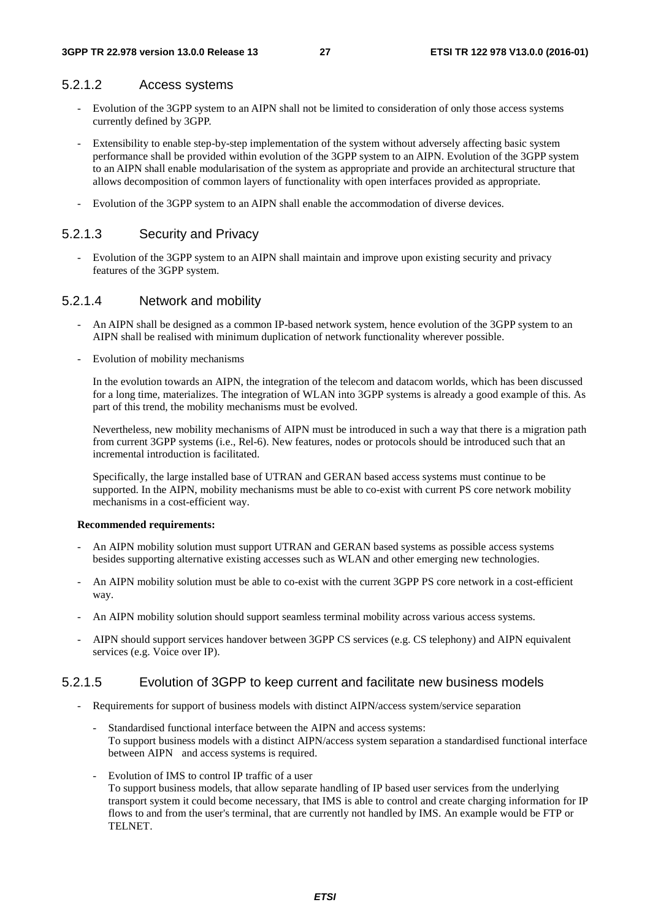#### 5.2.1.2 Access systems

- Evolution of the 3GPP system to an AIPN shall not be limited to consideration of only those access systems currently defined by 3GPP.
- Extensibility to enable step-by-step implementation of the system without adversely affecting basic system performance shall be provided within evolution of the 3GPP system to an AIPN. Evolution of the 3GPP system to an AIPN shall enable modularisation of the system as appropriate and provide an architectural structure that allows decomposition of common layers of functionality with open interfaces provided as appropriate.
- Evolution of the 3GPP system to an AIPN shall enable the accommodation of diverse devices.

#### 5.2.1.3 Security and Privacy

- Evolution of the 3GPP system to an AIPN shall maintain and improve upon existing security and privacy features of the 3GPP system.

#### 5.2.1.4 Network and mobility

- An AIPN shall be designed as a common IP-based network system, hence evolution of the 3GPP system to an AIPN shall be realised with minimum duplication of network functionality wherever possible.
- Evolution of mobility mechanisms

  In the evolution towards an AIPN, the integration of the telecom and datacom worlds, which has been discussed for a long time, materializes. The integration of WLAN into 3GPP systems is already a good example of this. As part of this trend, the mobility mechanisms must be evolved.

  Nevertheless, new mobility mechanisms of AIPN must be introduced in such a way that there is a migration path from current 3GPP systems (i.e., Rel-6). New features, nodes or protocols should be introduced such that an incremental introduction is facilitated.

  Specifically, the large installed base of UTRAN and GERAN based access systems must continue to be supported. In the AIPN, mobility mechanisms must be able to co-exist with current PS core network mobility mechanisms in a cost-efficient way.

**Recommended requirements:**

- An AIPN mobility solution must support UTRAN and GERAN based systems as possible access systems besides supporting alternative existing accesses such as WLAN and other emerging new technologies.
- An AIPN mobility solution must be able to co-exist with the current 3GPP PS core network in a cost-efficient way.
- An AIPN mobility solution should support seamless terminal mobility across various access systems.
- AIPN should support services handover between 3GPP CS services (e.g. CS telephony) and AIPN equivalent services (e.g. Voice over IP).

#### 5.2.1.5 Evolution of 3GPP to keep current and facilitate new business models

- Requirements for support of business models with distinct AIPN/access system/service separation
  - Standardised functional interface between the AIPN and access systems:
    To support business models with a distinct AIPN/access system separation a standardised functional interface between AIPN and access systems is required.
  - Evolution of IMS to control IP traffic of a user
    To support business models, that allow separate handling of IP based user services from the underlying transport system it could become necessary, that IMS is able to control and create charging information for IP flows to and from the user's terminal, that are currently not handled by IMS. An example would be FTP or TELNET.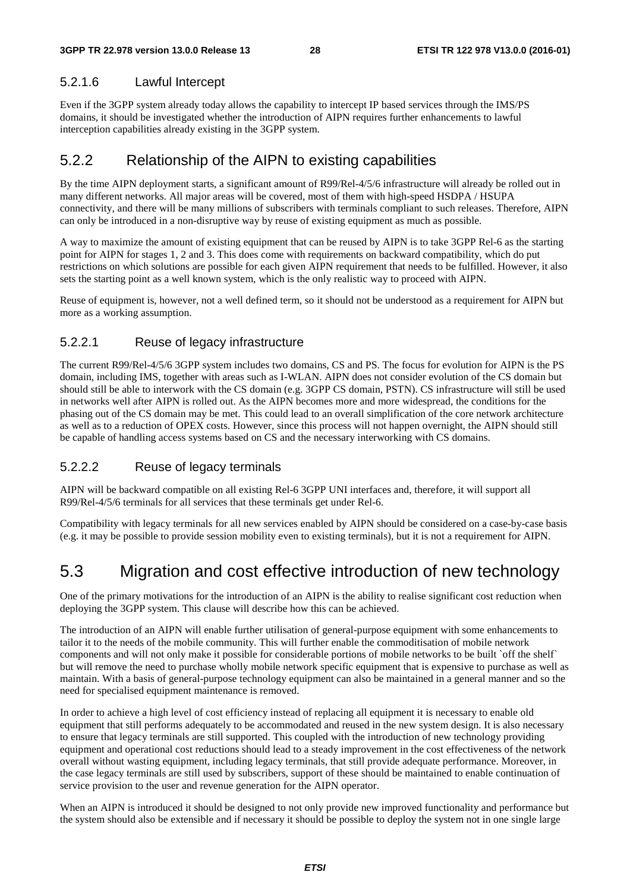#### 5.2.1.6 Lawful Intercept

Even if the 3GPP system already today allows the capability to intercept IP based services through the IMS/PS domains, it should be investigated whether the introduction of AIPN requires further enhancements to lawful interception capabilities already existing in the 3GPP system.

### 5.2.2 Relationship of the AIPN to existing capabilities

By the time AIPN deployment starts, a significant amount of R99/Rel-4/5/6 infrastructure will already be rolled out in many different networks. All major areas will be covered, most of them with high-speed HSDPA / HSUPA connectivity, and there will be many millions of subscribers with terminals compliant to such releases. Therefore, AIPN can only be introduced in a non-disruptive way by reuse of existing equipment as much as possible.

A way to maximize the amount of existing equipment that can be reused by AIPN is to take 3GPP Rel-6 as the starting point for AIPN for stages 1, 2 and 3. This does come with requirements on backward compatibility, which do put restrictions on which solutions are possible for each given AIPN requirement that needs to be fulfilled. However, it also sets the starting point as a well known system, which is the only realistic way to proceed with AIPN.

Reuse of equipment is, however, not a well defined term, so it should not be understood as a requirement for AIPN but more as a working assumption.

#### 5.2.2.1 Reuse of legacy infrastructure

The current R99/Rel-4/5/6 3GPP system includes two domains, CS and PS. The focus for evolution for AIPN is the PS domain, including IMS, together with areas such as I-WLAN. AIPN does not consider evolution of the CS domain but should still be able to interwork with the CS domain (e.g. 3GPP CS domain, PSTN). CS infrastructure will still be used in networks well after AIPN is rolled out. As the AIPN becomes more and more widespread, the conditions for the phasing out of the CS domain may be met. This could lead to an overall simplification of the core network architecture as well as to a reduction of OPEX costs. However, since this process will not happen overnight, the AIPN should still be capable of handling access systems based on CS and the necessary interworking with CS domains.

#### 5.2.2.2 Reuse of legacy terminals

AIPN will be backward compatible on all existing Rel-6 3GPP UNI interfaces and, therefore, it will support all R99/Rel-4/5/6 terminals for all services that these terminals get under Rel-6.

Compatibility with legacy terminals for all new services enabled by AIPN should be considered on a case-by-case basis (e.g. it may be possible to provide session mobility even to existing terminals), but it is not a requirement for AIPN.

## 5.3 Migration and cost effective introduction of new technology

One of the primary motivations for the introduction of an AIPN is the ability to realise significant cost reduction when deploying the 3GPP system. This clause will describe how this can be achieved.

The introduction of an AIPN will enable further utilisation of general-purpose equipment with some enhancements to tailor it to the needs of the mobile community. This will further enable the commoditisation of mobile network components and will not only make it possible for considerable portions of mobile networks to be built `off the shelf` but will remove the need to purchase wholly mobile network specific equipment that is expensive to purchase as well as maintain. With a basis of general-purpose technology equipment can also be maintained in a general manner and so the need for specialised equipment maintenance is removed.

In order to achieve a high level of cost efficiency instead of replacing all equipment it is necessary to enable old equipment that still performs adequately to be accommodated and reused in the new system design. It is also necessary to ensure that legacy terminals are still supported. This coupled with the introduction of new technology providing equipment and operational cost reductions should lead to a steady improvement in the cost effectiveness of the network overall without wasting equipment, including legacy terminals, that still provide adequate performance. Moreover, in the case legacy terminals are still used by subscribers, support of these should be maintained to enable continuation of service provision to the user and revenue generation for the AIPN operator.

When an AIPN is introduced it should be designed to not only provide new improved functionality and performance but the system should also be extensible and if necessary it should be possible to deploy the system not in one single large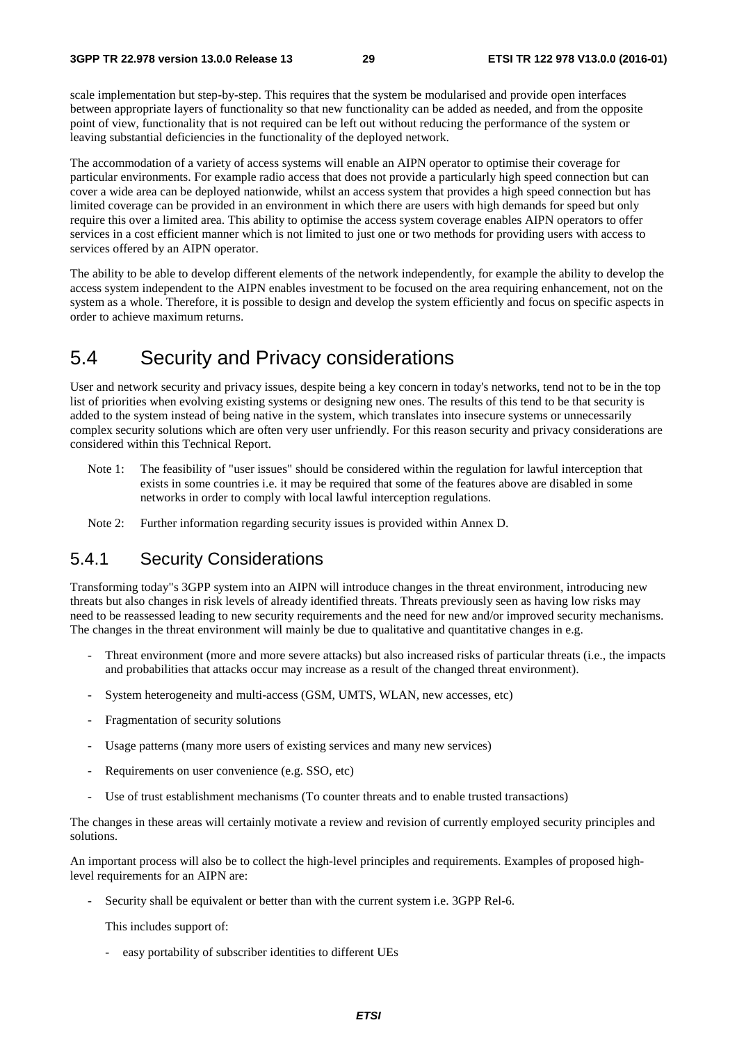scale implementation but step-by-step. This requires that the system be modularised and provide open interfaces between appropriate layers of functionality so that new functionality can be added as needed, and from the opposite point of view, functionality that is not required can be left out without reducing the performance of the system or leaving substantial deficiencies in the functionality of the deployed network.

The accommodation of a variety of access systems will enable an AIPN operator to optimise their coverage for particular environments. For example radio access that does not provide a particularly high speed connection but can cover a wide area can be deployed nationwide, whilst an access system that provides a high speed connection but has limited coverage can be provided in an environment in which there are users with high demands for speed but only require this over a limited area. This ability to optimise the access system coverage enables AIPN operators to offer services in a cost efficient manner which is not limited to just one or two methods for providing users with access to services offered by an AIPN operator.

The ability to be able to develop different elements of the network independently, for example the ability to develop the access system independent to the AIPN enables investment to be focused on the area requiring enhancement, not on the system as a whole. Therefore, it is possible to design and develop the system efficiently and focus on specific aspects in order to achieve maximum returns.

## 5.4 Security and Privacy considerations

User and network security and privacy issues, despite being a key concern in today's networks, tend not to be in the top list of priorities when evolving existing systems or designing new ones. The results of this tend to be that security is added to the system instead of being native in the system, which translates into insecure systems or unnecessarily complex security solutions which are often very user unfriendly. For this reason security and privacy considerations are considered within this Technical Report.

Note 1: The feasibility of "user issues" should be considered within the regulation for lawful interception that exists in some countries i.e. it may be required that some of the features above are disabled in some networks in order to comply with local lawful interception regulations.

Note 2: Further information regarding security issues is provided within Annex D.

### 5.4.1 Security Considerations

Transforming today"s 3GPP system into an AIPN will introduce changes in the threat environment, introducing new threats but also changes in risk levels of already identified threats. Threats previously seen as having low risks may need to be reassessed leading to new security requirements and the need for new and/or improved security mechanisms. The changes in the threat environment will mainly be due to qualitative and quantitative changes in e.g.

- Threat environment (more and more severe attacks) but also increased risks of particular threats (i.e., the impacts and probabilities that attacks occur may increase as a result of the changed threat environment).
- System heterogeneity and multi-access (GSM, UMTS, WLAN, new accesses, etc)
- Fragmentation of security solutions
- Usage patterns (many more users of existing services and many new services)
- Requirements on user convenience (e.g. SSO, etc)
- Use of trust establishment mechanisms (To counter threats and to enable trusted transactions)

The changes in these areas will certainly motivate a review and revision of currently employed security principles and solutions.

An important process will also be to collect the high-level principles and requirements. Examples of proposed high-level requirements for an AIPN are:

- Security shall be equivalent or better than with the current system i.e. 3GPP Rel-6.

  This includes support of:

  - easy portability of subscriber identities to different UEs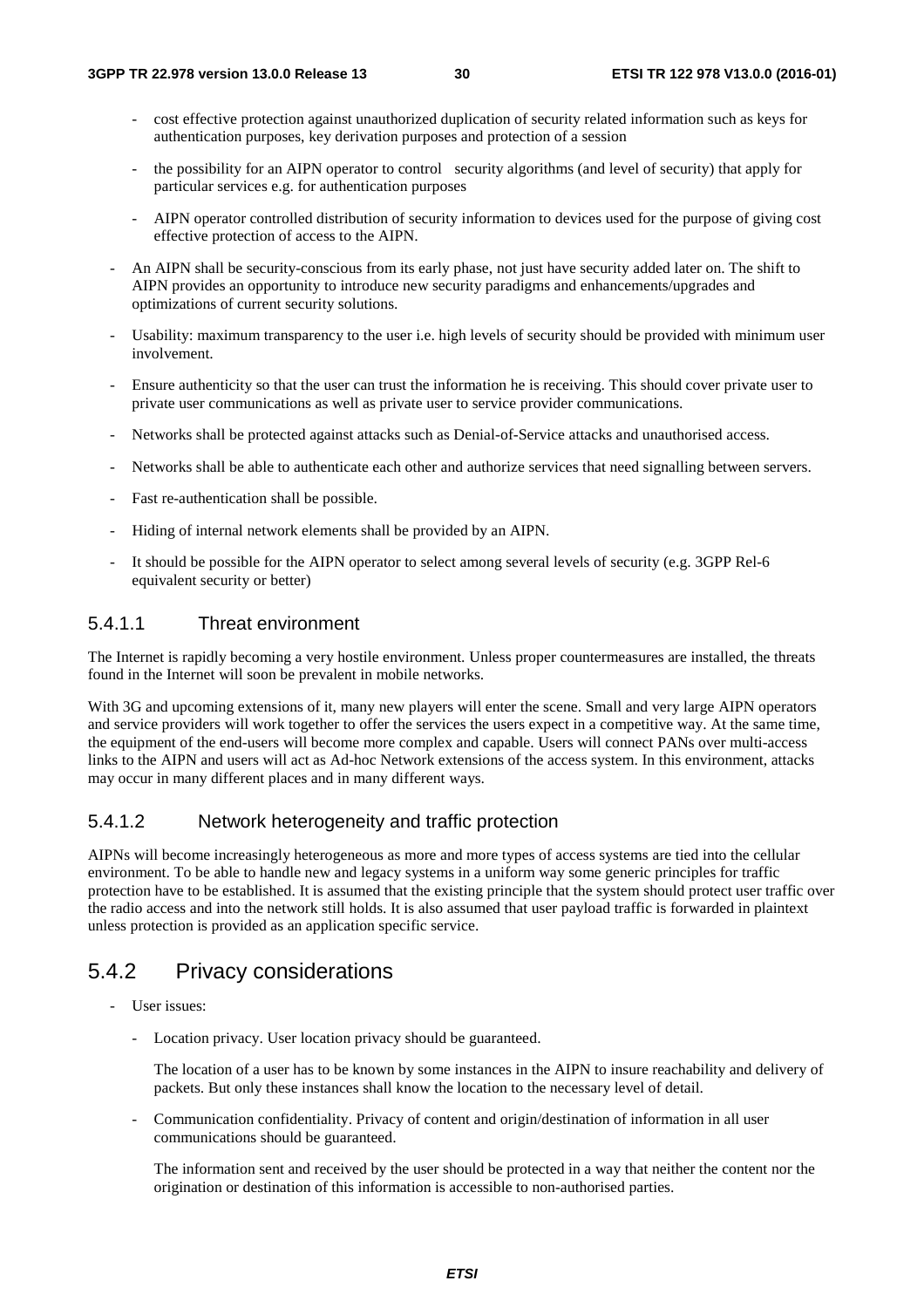- cost effective protection against unauthorized duplication of security related information such as keys for authentication purposes, key derivation purposes and protection of a session
  - the possibility for an AIPN operator to control security algorithms (and level of security) that apply for particular services e.g. for authentication purposes
  - AIPN operator controlled distribution of security information to devices used for the purpose of giving cost effective protection of access to the AIPN.
- An AIPN shall be security-conscious from its early phase, not just have security added later on. The shift to AIPN provides an opportunity to introduce new security paradigms and enhancements/upgrades and optimizations of current security solutions.
- Usability: maximum transparency to the user i.e. high levels of security should be provided with minimum user involvement.
- Ensure authenticity so that the user can trust the information he is receiving. This should cover private user to private user communications as well as private user to service provider communications.
- Networks shall be protected against attacks such as Denial-of-Service attacks and unauthorised access.
- Networks shall be able to authenticate each other and authorize services that need signalling between servers.
- Fast re-authentication shall be possible.
- Hiding of internal network elements shall be provided by an AIPN.
- It should be possible for the AIPN operator to select among several levels of security (e.g. 3GPP Rel-6 equivalent security or better)

#### 5.4.1.1 Threat environment

The Internet is rapidly becoming a very hostile environment. Unless proper countermeasures are installed, the threats found in the Internet will soon be prevalent in mobile networks.

With 3G and upcoming extensions of it, many new players will enter the scene. Small and very large AIPN operators and service providers will work together to offer the services the users expect in a competitive way. At the same time, the equipment of the end-users will become more complex and capable. Users will connect PANs over multi-access links to the AIPN and users will act as Ad-hoc Network extensions of the access system. In this environment, attacks may occur in many different places and in many different ways.

#### 5.4.1.2 Network heterogeneity and traffic protection

AIPNs will become increasingly heterogeneous as more and more types of access systems are tied into the cellular environment. To be able to handle new and legacy systems in a uniform way some generic principles for traffic protection have to be established. It is assumed that the existing principle that the system should protect user traffic over the radio access and into the network still holds. It is also assumed that user payload traffic is forwarded in plaintext unless protection is provided as an application specific service.

### 5.4.2 Privacy considerations

- User issues:
  - Location privacy. User location privacy should be guaranteed.

    The location of a user has to be known by some instances in the AIPN to insure reachability and delivery of packets. But only these instances shall know the location to the necessary level of detail.

  - Communication confidentiality. Privacy of content and origin/destination of information in all user communications should be guaranteed.

    The information sent and received by the user should be protected in a way that neither the content nor the origination or destination of this information is accessible to non-authorised parties.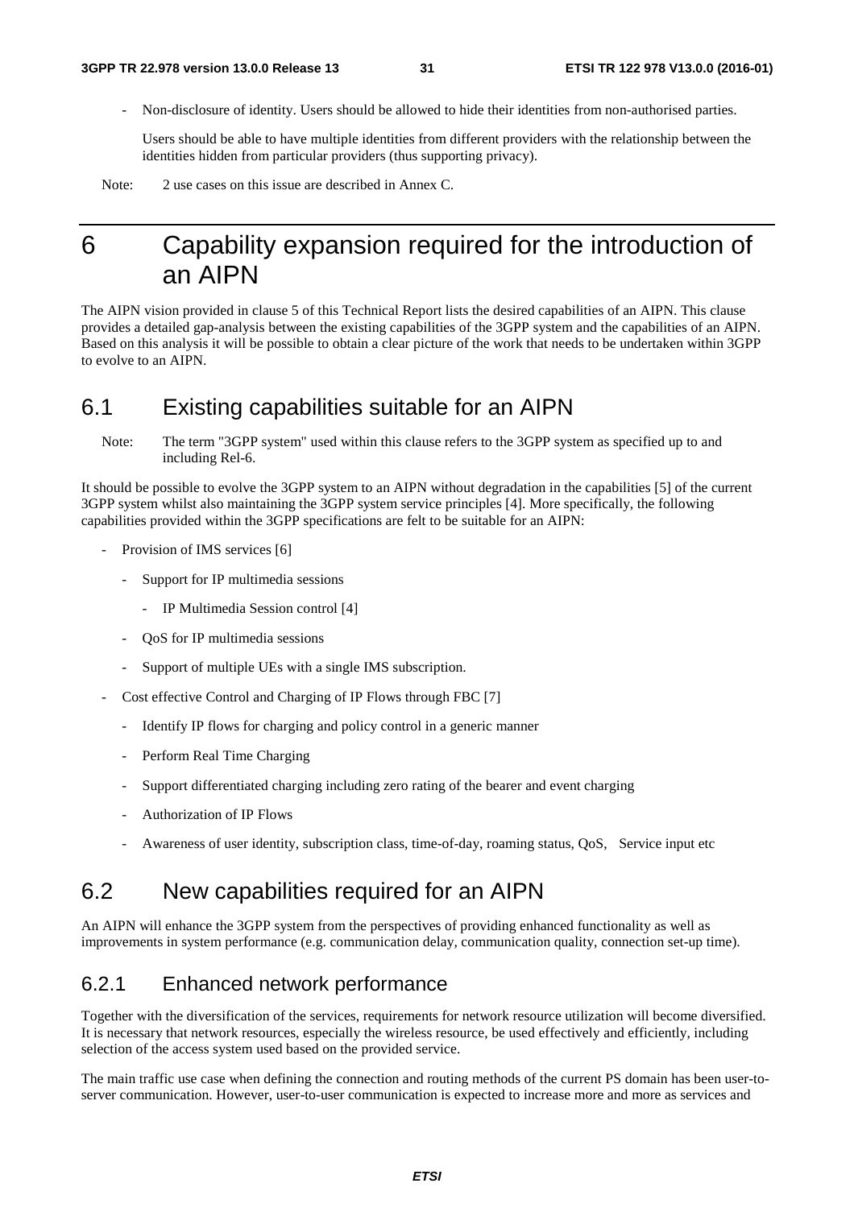- Non-disclosure of identity. Users should be allowed to hide their identities from non-authorised parties.

  Users should be able to have multiple identities from different providers with the relationship between the identities hidden from particular providers (thus supporting privacy).

Note: 2 use cases on this issue are described in Annex C.

# 6 Capability expansion required for the introduction of an AIPN

The AIPN vision provided in clause 5 of this Technical Report lists the desired capabilities of an AIPN. This clause provides a detailed gap-analysis between the existing capabilities of the 3GPP system and the capabilities of an AIPN. Based on this analysis it will be possible to obtain a clear picture of the work that needs to be undertaken within 3GPP to evolve to an AIPN.

## 6.1 Existing capabilities suitable for an AIPN

Note: The term "3GPP system" used within this clause refers to the 3GPP system as specified up to and including Rel-6.

It should be possible to evolve the 3GPP system to an AIPN without degradation in the capabilities [5] of the current 3GPP system whilst also maintaining the 3GPP system service principles [4]. More specifically, the following capabilities provided within the 3GPP specifications are felt to be suitable for an AIPN:

- Provision of IMS services [6]
  - Support for IP multimedia sessions
    - IP Multimedia Session control [4]
  - QoS for IP multimedia sessions
  - Support of multiple UEs with a single IMS subscription.
- Cost effective Control and Charging of IP Flows through FBC [7]
  - Identify IP flows for charging and policy control in a generic manner
  - Perform Real Time Charging
  - Support differentiated charging including zero rating of the bearer and event charging
  - Authorization of IP Flows
  - Awareness of user identity, subscription class, time-of-day, roaming status, QoS, Service input etc

## 6.2 New capabilities required for an AIPN

An AIPN will enhance the 3GPP system from the perspectives of providing enhanced functionality as well as improvements in system performance (e.g. communication delay, communication quality, connection set-up time).

### 6.2.1 Enhanced network performance

Together with the diversification of the services, requirements for network resource utilization will become diversified. It is necessary that network resources, especially the wireless resource, be used effectively and efficiently, including selection of the access system used based on the provided service.

The main traffic use case when defining the connection and routing methods of the current PS domain has been user-to-server communication. However, user-to-user communication is expected to increase more and more as services and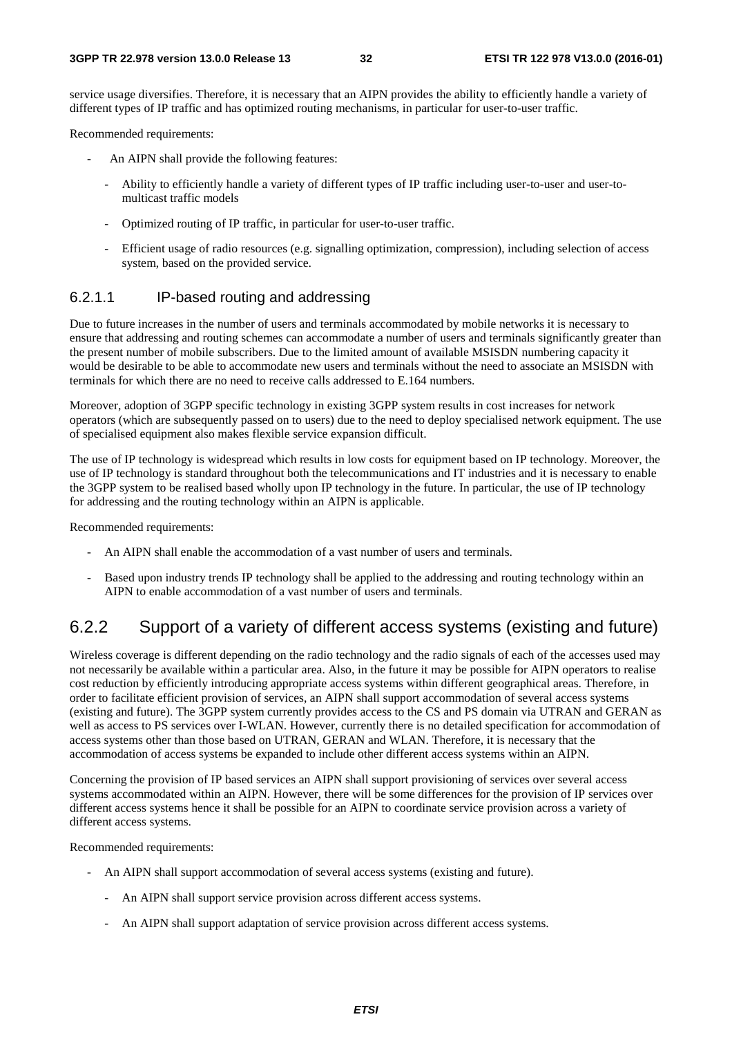service usage diversifies. Therefore, it is necessary that an AIPN provides the ability to efficiently handle a variety of different types of IP traffic and has optimized routing mechanisms, in particular for user-to-user traffic.

Recommended requirements:

- An AIPN shall provide the following features:
  - Ability to efficiently handle a variety of different types of IP traffic including user-to-user and user-to-multicast traffic models
  - Optimized routing of IP traffic, in particular for user-to-user traffic.
  - Efficient usage of radio resources (e.g. signalling optimization, compression), including selection of access system, based on the provided service.

#### 6.2.1.1 IP-based routing and addressing

Due to future increases in the number of users and terminals accommodated by mobile networks it is necessary to ensure that addressing and routing schemes can accommodate a number of users and terminals significantly greater than the present number of mobile subscribers. Due to the limited amount of available MSISDN numbering capacity it would be desirable to be able to accommodate new users and terminals without the need to associate an MSISDN with terminals for which there are no need to receive calls addressed to E.164 numbers.

Moreover, adoption of 3GPP specific technology in existing 3GPP system results in cost increases for network operators (which are subsequently passed on to users) due to the need to deploy specialised network equipment. The use of specialised equipment also makes flexible service expansion difficult.

The use of IP technology is widespread which results in low costs for equipment based on IP technology. Moreover, the use of IP technology is standard throughout both the telecommunications and IT industries and it is necessary to enable the 3GPP system to be realised based wholly upon IP technology in the future. In particular, the use of IP technology for addressing and the routing technology within an AIPN is applicable.

Recommended requirements:

- An AIPN shall enable the accommodation of a vast number of users and terminals.
- Based upon industry trends IP technology shall be applied to the addressing and routing technology within an AIPN to enable accommodation of a vast number of users and terminals.

### 6.2.2 Support of a variety of different access systems (existing and future)

Wireless coverage is different depending on the radio technology and the radio signals of each of the accesses used may not necessarily be available within a particular area. Also, in the future it may be possible for AIPN operators to realise cost reduction by efficiently introducing appropriate access systems within different geographical areas. Therefore, in order to facilitate efficient provision of services, an AIPN shall support accommodation of several access systems (existing and future). The 3GPP system currently provides access to the CS and PS domain via UTRAN and GERAN as well as access to PS services over I-WLAN. However, currently there is no detailed specification for accommodation of access systems other than those based on UTRAN, GERAN and WLAN. Therefore, it is necessary that the accommodation of access systems be expanded to include other different access systems within an AIPN.

Concerning the provision of IP based services an AIPN shall support provisioning of services over several access systems accommodated within an AIPN. However, there will be some differences for the provision of IP services over different access systems hence it shall be possible for an AIPN to coordinate service provision across a variety of different access systems.

Recommended requirements:

- An AIPN shall support accommodation of several access systems (existing and future).
  - An AIPN shall support service provision across different access systems.
  - An AIPN shall support adaptation of service provision across different access systems.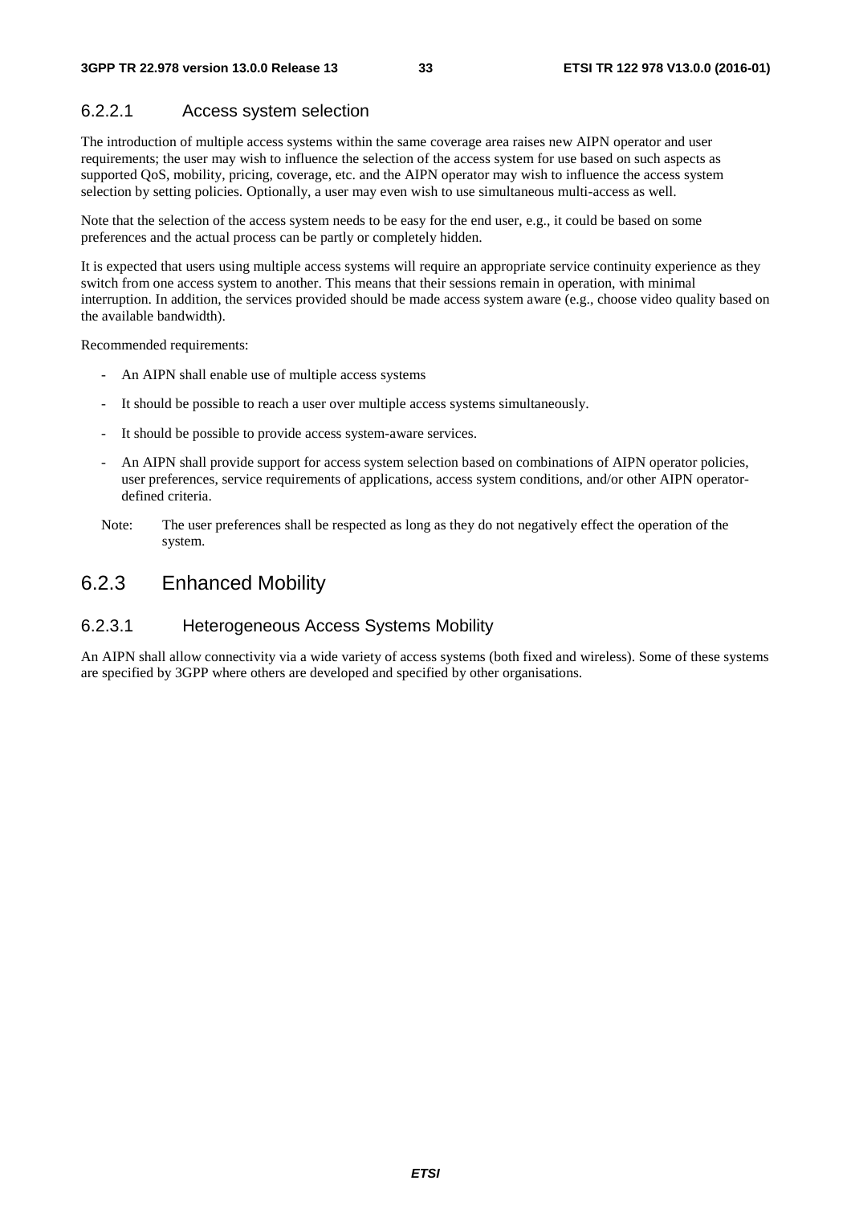#### 6.2.2.1 Access system selection

The introduction of multiple access systems within the same coverage area raises new AIPN operator and user requirements; the user may wish to influence the selection of the access system for use based on such aspects as supported QoS, mobility, pricing, coverage, etc. and the AIPN operator may wish to influence the access system selection by setting policies. Optionally, a user may even wish to use simultaneous multi-access as well.

Note that the selection of the access system needs to be easy for the end user, e.g., it could be based on some preferences and the actual process can be partly or completely hidden.

It is expected that users using multiple access systems will require an appropriate service continuity experience as they switch from one access system to another. This means that their sessions remain in operation, with minimal interruption. In addition, the services provided should be made access system aware (e.g., choose video quality based on the available bandwidth).

Recommended requirements:

- An AIPN shall enable use of multiple access systems
- It should be possible to reach a user over multiple access systems simultaneously.
- It should be possible to provide access system-aware services.
- An AIPN shall provide support for access system selection based on combinations of AIPN operator policies, user preferences, service requirements of applications, access system conditions, and/or other AIPN operator-defined criteria.

Note: The user preferences shall be respected as long as they do not negatively effect the operation of the system.

### 6.2.3 Enhanced Mobility

#### 6.2.3.1 Heterogeneous Access Systems Mobility

An AIPN shall allow connectivity via a wide variety of access systems (both fixed and wireless). Some of these systems are specified by 3GPP where others are developed and specified by other organisations.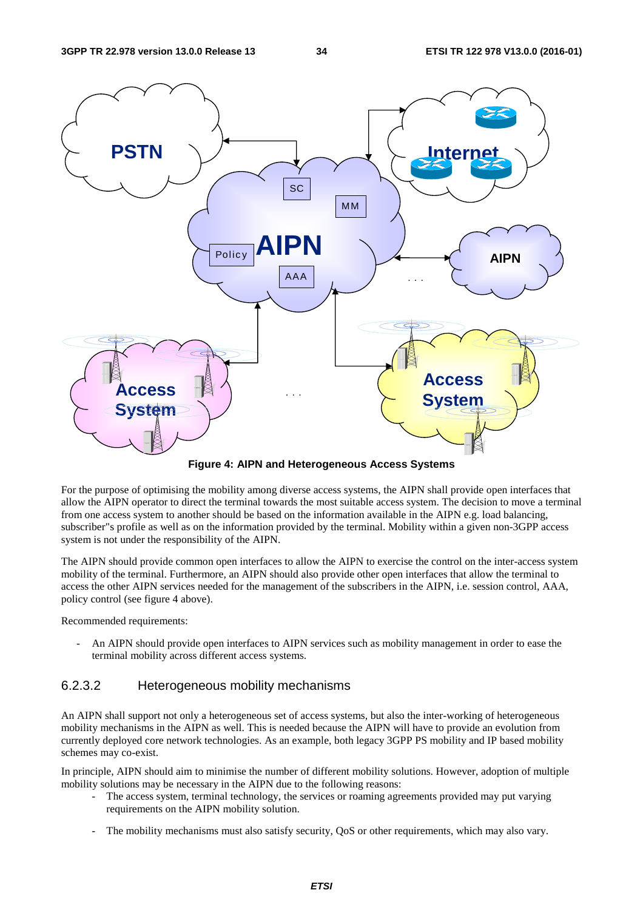**Figure 4: AIPN and Heterogeneous Access Systems**

For the purpose of optimising the mobility among diverse access systems, the AIPN shall provide open interfaces that allow the AIPN operator to direct the terminal towards the most suitable access system. The decision to move a terminal from one access system to another should be based on the information available in the AIPN e.g. load balancing, subscriber"s profile as well as on the information provided by the terminal. Mobility within a given non-3GPP access system is not under the responsibility of the AIPN.

The AIPN should provide common open interfaces to allow the AIPN to exercise the control on the inter-access system mobility of the terminal. Furthermore, an AIPN should also provide other open interfaces that allow the terminal to access the other AIPN services needed for the management of the subscribers in the AIPN, i.e. session control, AAA, policy control (see figure 4 above).

Recommended requirements:

- An AIPN should provide open interfaces to AIPN services such as mobility management in order to ease the terminal mobility across different access systems.

### 6.2.3.2 Heterogeneous mobility mechanisms

An AIPN shall support not only a heterogeneous set of access systems, but also the inter-working of heterogeneous mobility mechanisms in the AIPN as well. This is needed because the AIPN will have to provide an evolution from currently deployed core network technologies. As an example, both legacy 3GPP PS mobility and IP based mobility schemes may co-exist.

In principle, AIPN should aim to minimise the number of different mobility solutions. However, adoption of multiple mobility solutions may be necessary in the AIPN due to the following reasons:

- The access system, terminal technology, the services or roaming agreements provided may put varying requirements on the AIPN mobility solution.

- The mobility mechanisms must also satisfy security, QoS or other requirements, which may also vary.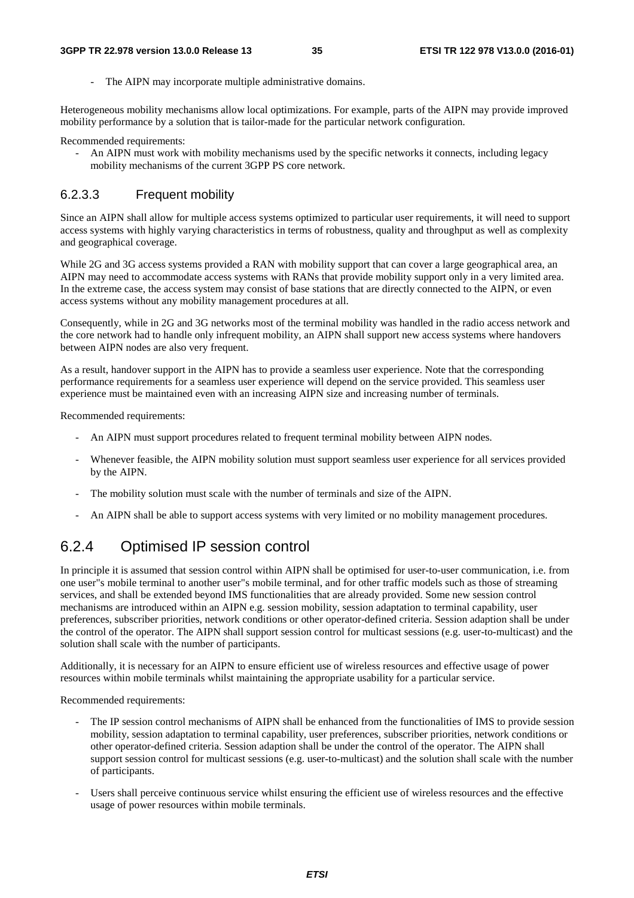- The AIPN may incorporate multiple administrative domains.

Heterogeneous mobility mechanisms allow local optimizations. For example, parts of the AIPN may provide improved mobility performance by a solution that is tailor-made for the particular network configuration.

Recommended requirements:

- An AIPN must work with mobility mechanisms used by the specific networks it connects, including legacy mobility mechanisms of the current 3GPP PS core network.

#### 6.2.3.3 Frequent mobility

Since an AIPN shall allow for multiple access systems optimized to particular user requirements, it will need to support access systems with highly varying characteristics in terms of robustness, quality and throughput as well as complexity and geographical coverage.

While 2G and 3G access systems provided a RAN with mobility support that can cover a large geographical area, an AIPN may need to accommodate access systems with RANs that provide mobility support only in a very limited area. In the extreme case, the access system may consist of base stations that are directly connected to the AIPN, or even access systems without any mobility management procedures at all.

Consequently, while in 2G and 3G networks most of the terminal mobility was handled in the radio access network and the core network had to handle only infrequent mobility, an AIPN shall support new access systems where handovers between AIPN nodes are also very frequent.

As a result, handover support in the AIPN has to provide a seamless user experience. Note that the corresponding performance requirements for a seamless user experience will depend on the service provided. This seamless user experience must be maintained even with an increasing AIPN size and increasing number of terminals.

Recommended requirements:

- An AIPN must support procedures related to frequent terminal mobility between AIPN nodes.
- Whenever feasible, the AIPN mobility solution must support seamless user experience for all services provided by the AIPN.
- The mobility solution must scale with the number of terminals and size of the AIPN.
- An AIPN shall be able to support access systems with very limited or no mobility management procedures.

### 6.2.4 Optimised IP session control

In principle it is assumed that session control within AIPN shall be optimised for user-to-user communication, i.e. from one user"s mobile terminal to another user"s mobile terminal, and for other traffic models such as those of streaming services, and shall be extended beyond IMS functionalities that are already provided. Some new session control mechanisms are introduced within an AIPN e.g. session mobility, session adaptation to terminal capability, user preferences, subscriber priorities, network conditions or other operator-defined criteria. Session adaption shall be under the control of the operator. The AIPN shall support session control for multicast sessions (e.g. user-to-multicast) and the solution shall scale with the number of participants.

Additionally, it is necessary for an AIPN to ensure efficient use of wireless resources and effective usage of power resources within mobile terminals whilst maintaining the appropriate usability for a particular service.

Recommended requirements:

- The IP session control mechanisms of AIPN shall be enhanced from the functionalities of IMS to provide session mobility, session adaptation to terminal capability, user preferences, subscriber priorities, network conditions or other operator-defined criteria. Session adaption shall be under the control of the operator. The AIPN shall support session control for multicast sessions (e.g. user-to-multicast) and the solution shall scale with the number of participants.
- Users shall perceive continuous service whilst ensuring the efficient use of wireless resources and the effective usage of power resources within mobile terminals.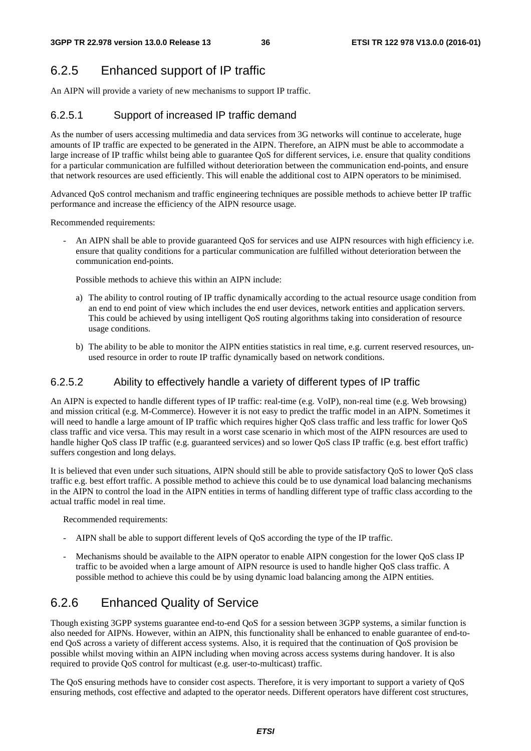## 6.2.5 Enhanced support of IP traffic

An AIPN will provide a variety of new mechanisms to support IP traffic.

### 6.2.5.1 Support of increased IP traffic demand

As the number of users accessing multimedia and data services from 3G networks will continue to accelerate, huge amounts of IP traffic are expected to be generated in the AIPN. Therefore, an AIPN must be able to accommodate a large increase of IP traffic whilst being able to guarantee QoS for different services, i.e. ensure that quality conditions for a particular communication are fulfilled without deterioration between the communication end-points, and ensure that network resources are used efficiently. This will enable the additional cost to AIPN operators to be minimised.

Advanced QoS control mechanism and traffic engineering techniques are possible methods to achieve better IP traffic performance and increase the efficiency of the AIPN resource usage.

Recommended requirements:

- An AIPN shall be able to provide guaranteed QoS for services and use AIPN resources with high efficiency i.e. ensure that quality conditions for a particular communication are fulfilled without deterioration between the communication end-points.

  Possible methods to achieve this within an AIPN include:

  a) The ability to control routing of IP traffic dynamically according to the actual resource usage condition from an end to end point of view which includes the end user devices, network entities and application servers. This could be achieved by using intelligent QoS routing algorithms taking into consideration of resource usage conditions.

  b) The ability to be able to monitor the AIPN entities statistics in real time, e.g. current reserved resources, un-used resource in order to route IP traffic dynamically based on network conditions.

### 6.2.5.2 Ability to effectively handle a variety of different types of IP traffic

An AIPN is expected to handle different types of IP traffic: real-time (e.g. VoIP), non-real time (e.g. Web browsing) and mission critical (e.g. M-Commerce). However it is not easy to predict the traffic model in an AIPN. Sometimes it will need to handle a large amount of IP traffic which requires higher QoS class traffic and less traffic for lower QoS class traffic and vice versa. This may result in a worst case scenario in which most of the AIPN resources are used to handle higher QoS class IP traffic (e.g. guaranteed services) and so lower QoS class IP traffic (e.g. best effort traffic) suffers congestion and long delays.

It is believed that even under such situations, AIPN should still be able to provide satisfactory QoS to lower QoS class traffic e.g. best effort traffic. A possible method to achieve this could be to use dynamical load balancing mechanisms in the AIPN to control the load in the AIPN entities in terms of handling different type of traffic class according to the actual traffic model in real time.

Recommended requirements:

- AIPN shall be able to support different levels of QoS according the type of the IP traffic.
- Mechanisms should be available to the AIPN operator to enable AIPN congestion for the lower QoS class IP traffic to be avoided when a large amount of AIPN resource is used to handle higher QoS class traffic. A possible method to achieve this could be by using dynamic load balancing among the AIPN entities.

## 6.2.6 Enhanced Quality of Service

Though existing 3GPP systems guarantee end-to-end QoS for a session between 3GPP systems, a similar function is also needed for AIPNs. However, within an AIPN, this functionality shall be enhanced to enable guarantee of end-to-end QoS across a variety of different access systems. Also, it is required that the continuation of QoS provision be possible whilst moving within an AIPN including when moving across access systems during handover. It is also required to provide QoS control for multicast (e.g. user-to-multicast) traffic.

The QoS ensuring methods have to consider cost aspects. Therefore, it is very important to support a variety of QoS ensuring methods, cost effective and adapted to the operator needs. Different operators have different cost structures,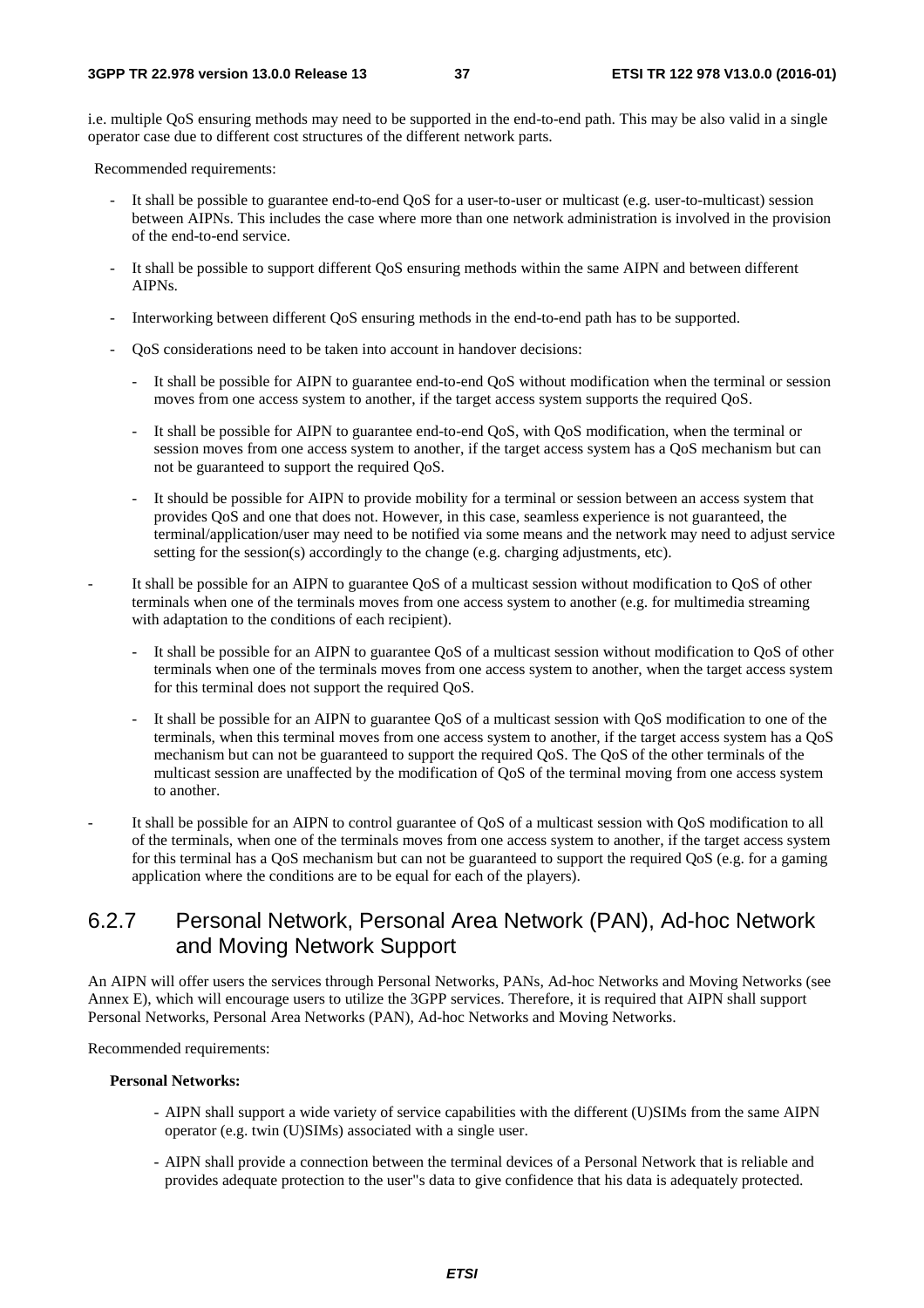i.e. multiple QoS ensuring methods may need to be supported in the end-to-end path. This may be also valid in a single operator case due to different cost structures of the different network parts.

Recommended requirements:

- It shall be possible to guarantee end-to-end QoS for a user-to-user or multicast (e.g. user-to-multicast) session between AIPNs. This includes the case where more than one network administration is involved in the provision of the end-to-end service.
- It shall be possible to support different QoS ensuring methods within the same AIPN and between different AIPNs.
- Interworking between different QoS ensuring methods in the end-to-end path has to be supported.
- QoS considerations need to be taken into account in handover decisions:
  - It shall be possible for AIPN to guarantee end-to-end QoS without modification when the terminal or session moves from one access system to another, if the target access system supports the required QoS.
  - It shall be possible for AIPN to guarantee end-to-end QoS, with QoS modification, when the terminal or session moves from one access system to another, if the target access system has a QoS mechanism but can not be guaranteed to support the required QoS.
  - It should be possible for AIPN to provide mobility for a terminal or session between an access system that provides QoS and one that does not. However, in this case, seamless experience is not guaranteed, the terminal/application/user may need to be notified via some means and the network may need to adjust service setting for the session(s) accordingly to the change (e.g. charging adjustments, etc).
- It shall be possible for an AIPN to guarantee QoS of a multicast session without modification to QoS of other terminals when one of the terminals moves from one access system to another (e.g. for multimedia streaming with adaptation to the conditions of each recipient).
  - It shall be possible for an AIPN to guarantee QoS of a multicast session without modification to QoS of other terminals when one of the terminals moves from one access system to another, when the target access system for this terminal does not support the required QoS.
  - It shall be possible for an AIPN to guarantee QoS of a multicast session with QoS modification to one of the terminals, when this terminal moves from one access system to another, if the target access system has a QoS mechanism but can not be guaranteed to support the required QoS. The QoS of the other terminals of the multicast session are unaffected by the modification of QoS of the terminal moving from one access system to another.
- It shall be possible for an AIPN to control guarantee of QoS of a multicast session with QoS modification to all of the terminals, when one of the terminals moves from one access system to another, if the target access system for this terminal has a QoS mechanism but can not be guaranteed to support the required QoS (e.g. for a gaming application where the conditions are to be equal for each of the players).

### 6.2.7 Personal Network, Personal Area Network (PAN), Ad-hoc Network and Moving Network Support

An AIPN will offer users the services through Personal Networks, PANs, Ad-hoc Networks and Moving Networks (see Annex E), which will encourage users to utilize the 3GPP services. Therefore, it is required that AIPN shall support Personal Networks, Personal Area Networks (PAN), Ad-hoc Networks and Moving Networks.

Recommended requirements:

**Personal Networks:**

- AIPN shall support a wide variety of service capabilities with the different (U)SIMs from the same AIPN operator (e.g. twin (U)SIMs) associated with a single user.
- AIPN shall provide a connection between the terminal devices of a Personal Network that is reliable and provides adequate protection to the user"s data to give confidence that his data is adequately protected.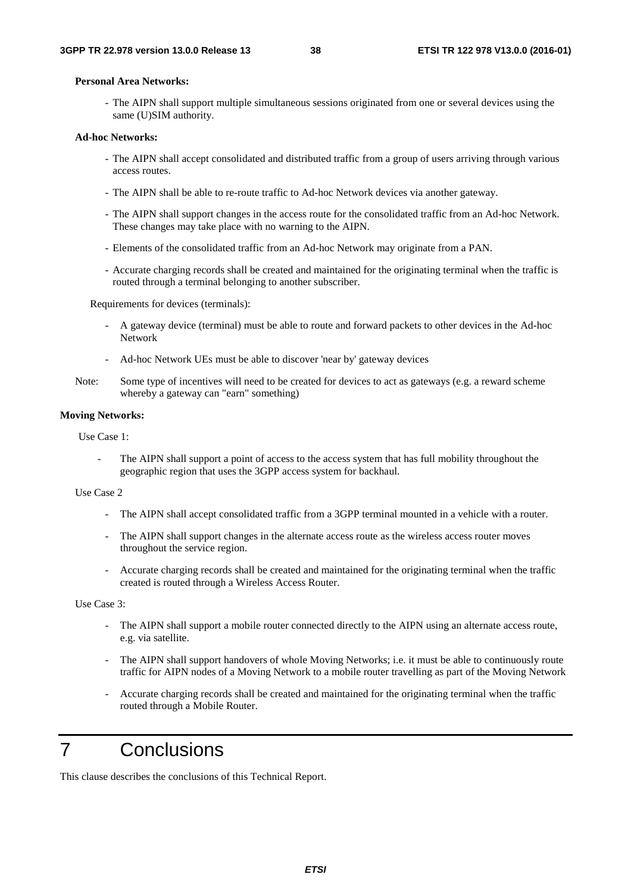**Personal Area Networks:**

- The AIPN shall support multiple simultaneous sessions originated from one or several devices using the same (U)SIM authority.

**Ad-hoc Networks:**

- The AIPN shall accept consolidated and distributed traffic from a group of users arriving through various access routes.
- The AIPN shall be able to re-route traffic to Ad-hoc Network devices via another gateway.
- The AIPN shall support changes in the access route for the consolidated traffic from an Ad-hoc Network. These changes may take place with no warning to the AIPN.
- Elements of the consolidated traffic from an Ad-hoc Network may originate from a PAN.
- Accurate charging records shall be created and maintained for the originating terminal when the traffic is routed through a terminal belonging to another subscriber.

Requirements for devices (terminals):

- A gateway device (terminal) must be able to route and forward packets to other devices in the Ad-hoc Network
- Ad-hoc Network UEs must be able to discover 'near by' gateway devices

Note: Some type of incentives will need to be created for devices to act as gateways (e.g. a reward scheme whereby a gateway can "earn" something)

**Moving Networks:**

Use Case 1:

- The AIPN shall support a point of access to the access system that has full mobility throughout the geographic region that uses the 3GPP access system for backhaul.

Use Case 2

- The AIPN shall accept consolidated traffic from a 3GPP terminal mounted in a vehicle with a router.
- The AIPN shall support changes in the alternate access route as the wireless access router moves throughout the service region.
- Accurate charging records shall be created and maintained for the originating terminal when the traffic created is routed through a Wireless Access Router.

Use Case 3:

- The AIPN shall support a mobile router connected directly to the AIPN using an alternate access route, e.g. via satellite.
- The AIPN shall support handovers of whole Moving Networks; i.e. it must be able to continuously route traffic for AIPN nodes of a Moving Network to a mobile router travelling as part of the Moving Network
- Accurate charging records shall be created and maintained for the originating terminal when the traffic routed through a Mobile Router.

# 7 Conclusions

This clause describes the conclusions of this Technical Report.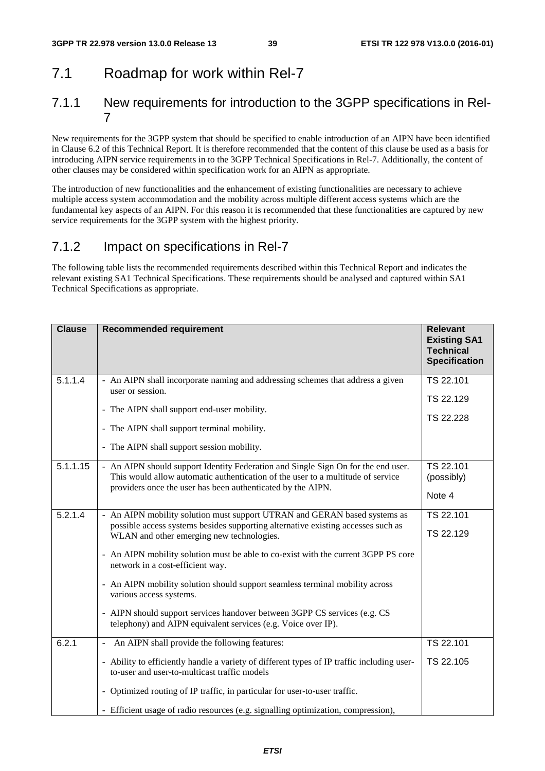## 7.1 Roadmap for work within Rel-7

### 7.1.1 New requirements for introduction to the 3GPP specifications in Rel-7

New requirements for the 3GPP system that should be specified to enable introduction of an AIPN have been identified in Clause 6.2 of this Technical Report. It is therefore recommended that the content of this clause be used as a basis for introducing AIPN service requirements in to the 3GPP Technical Specifications in Rel-7. Additionally, the content of other clauses may be considered within specification work for an AIPN as appropriate.

The introduction of new functionalities and the enhancement of existing functionalities are necessary to achieve multiple access system accommodation and the mobility across multiple different access systems which are the fundamental key aspects of an AIPN. For this reason it is recommended that these functionalities are captured by new service requirements for the 3GPP system with the highest priority.

### 7.1.2 Impact on specifications in Rel-7

The following table lists the recommended requirements described within this Technical Report and indicates the relevant existing SA1 Technical Specifications. These requirements should be analysed and captured within SA1 Technical Specifications as appropriate.

| Clause | Recommended requirement | Relevant Existing SA1 Technical Specification |
|---|---|---|
| 5.1.1.4 | - An AIPN shall incorporate naming and addressing schemes that address a given user or session.<br><br>- The AIPN shall support end-user mobility.<br><br>- The AIPN shall support terminal mobility.<br><br>- The AIPN shall support session mobility. | TS 22.101<br><br>TS 22.129<br><br>TS 22.228 |
| 5.1.1.15 | - An AIPN should support Identity Federation and Single Sign On for the end user. This would allow automatic authentication of the user to a multitude of service providers once the user has been authenticated by the AIPN. | TS 22.101 (possibly)<br><br>Note 4 |
| 5.2.1.4 | - An AIPN mobility solution must support UTRAN and GERAN based systems as possible access systems besides supporting alternative existing accesses such as WLAN and other emerging new technologies.<br><br>- An AIPN mobility solution must be able to co-exist with the current 3GPP PS core network in a cost-efficient way.<br><br>- An AIPN mobility solution should support seamless terminal mobility across various access systems.<br><br>- AIPN should support services handover between 3GPP CS services (e.g. CS telephony) and AIPN equivalent services (e.g. Voice over IP). | TS 22.101<br><br>TS 22.129 |
| 6.2.1 | - An AIPN shall provide the following features:<br><br>- Ability to efficiently handle a variety of different types of IP traffic including user-to-user and user-to-multicast traffic models<br><br>- Optimized routing of IP traffic, in particular for user-to-user traffic.<br><br>- Efficient usage of radio resources (e.g. signalling optimization, compression), | TS 22.101<br><br>TS 22.105 |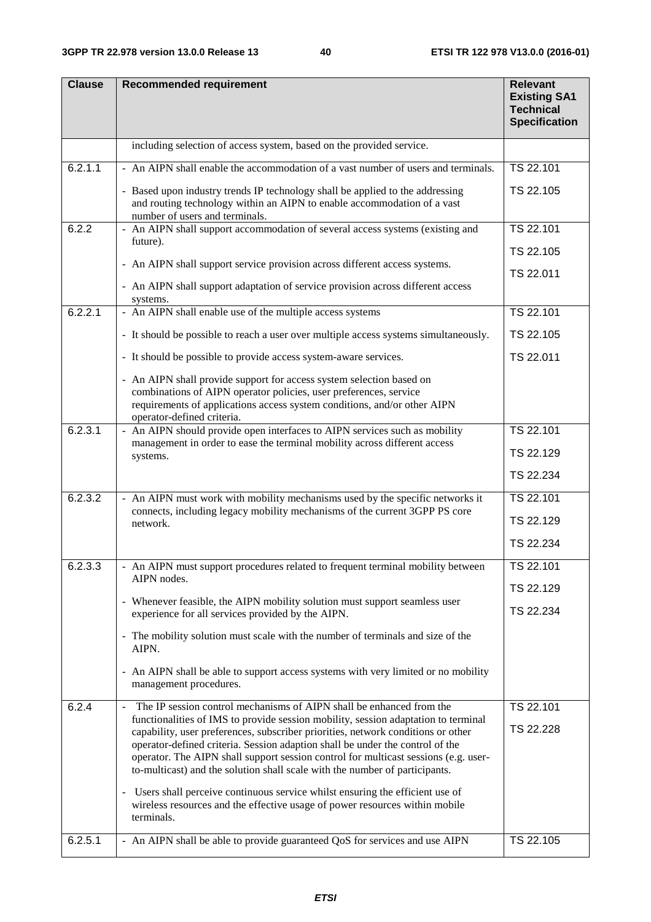| Clause | Recommended requirement | Relevant Existing SA1 Technical Specification |
|---|---|---|
| | including selection of access system, based on the provided service. | |
| 6.2.1.1 | - An AIPN shall enable the accommodation of a vast number of users and terminals.<br><br>- Based upon industry trends IP technology shall be applied to the addressing and routing technology within an AIPN to enable accommodation of a vast number of users and terminals. | TS 22.101<br><br>TS 22.105 |
| 6.2.2 | - An AIPN shall support accommodation of several access systems (existing and future).<br><br>- An AIPN shall support service provision across different access systems.<br><br>- An AIPN shall support adaptation of service provision across different access systems. | TS 22.101<br><br>TS 22.105<br><br>TS 22.011 |
| 6.2.2.1 | - An AIPN shall enable use of the multiple access systems<br><br>- It should be possible to reach a user over multiple access systems simultaneously.<br><br>- It should be possible to provide access system-aware services.<br><br>- An AIPN shall provide support for access system selection based on combinations of AIPN operator policies, user preferences, service requirements of applications access system conditions, and/or other AIPN operator-defined criteria. | TS 22.101<br><br>TS 22.105<br><br>TS 22.011 |
| 6.2.3.1 | - An AIPN should provide open interfaces to AIPN services such as mobility management in order to ease the terminal mobility across different access systems. | TS 22.101<br><br>TS 22.129<br><br>TS 22.234 |
| 6.2.3.2 | - An AIPN must work with mobility mechanisms used by the specific networks it connects, including legacy mobility mechanisms of the current 3GPP PS core network. | TS 22.101<br><br>TS 22.129<br><br>TS 22.234 |
| 6.2.3.3 | - An AIPN must support procedures related to frequent terminal mobility between AIPN nodes.<br><br>- Whenever feasible, the AIPN mobility solution must support seamless user experience for all services provided by the AIPN.<br><br>- The mobility solution must scale with the number of terminals and size of the AIPN.<br><br>- An AIPN shall be able to support access systems with very limited or no mobility management procedures. | TS 22.101<br><br>TS 22.129<br><br>TS 22.234 |
| 6.2.4 | - The IP session control mechanisms of AIPN shall be enhanced from the functionalities of IMS to provide session mobility, session adaptation to terminal capability, user preferences, subscriber priorities, network conditions or other operator-defined criteria. Session adaption shall be under the control of the operator. The AIPN shall support session control for multicast sessions (e.g. user-to-multicast) and the solution shall scale with the number of participants.<br><br>- Users shall perceive continuous service whilst ensuring the efficient use of wireless resources and the effective usage of power resources within mobile terminals. | TS 22.101<br><br>TS 22.228 |
| 6.2.5.1 | - An AIPN shall be able to provide guaranteed QoS for services and use AIPN | TS 22.105 |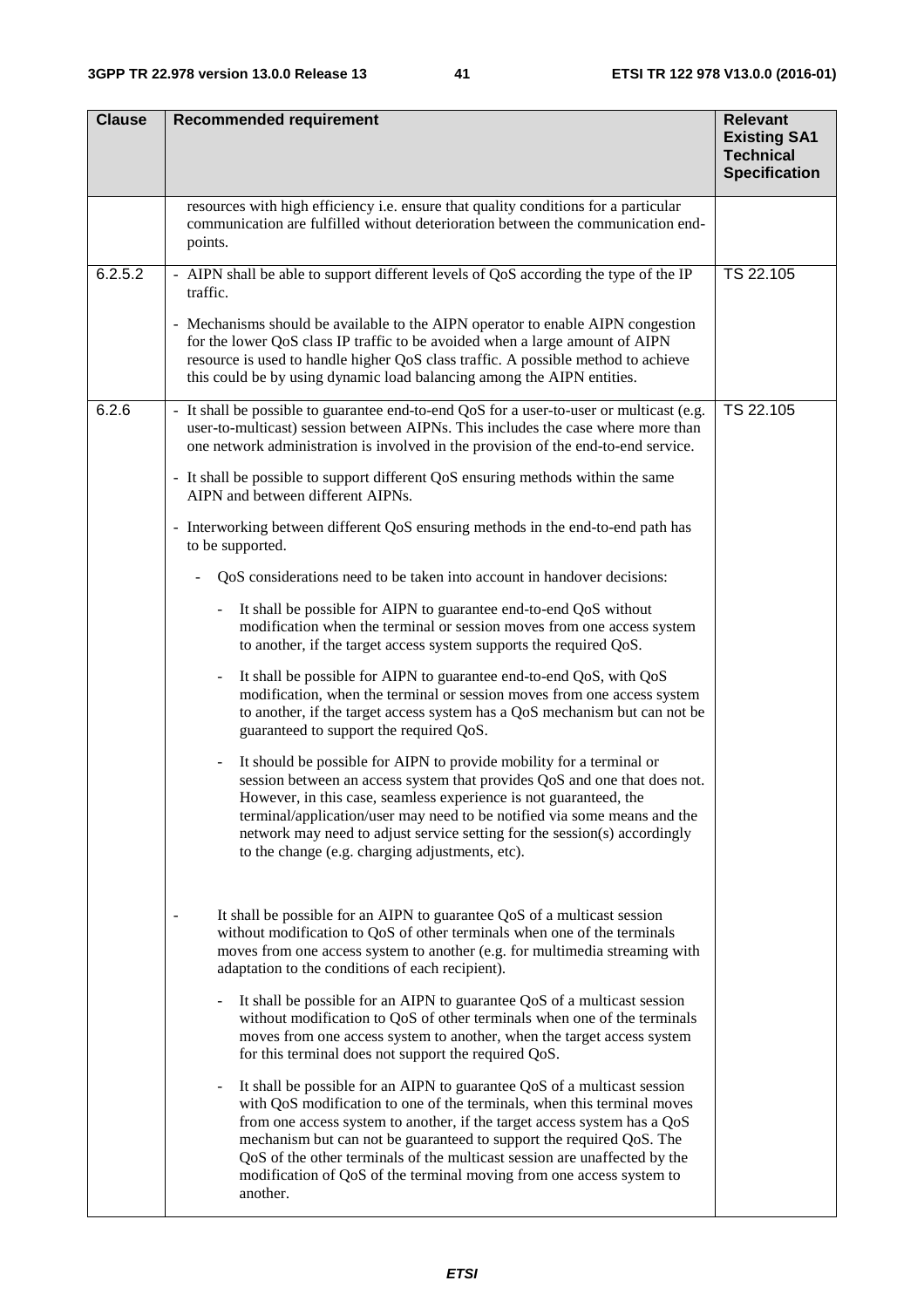| Clause | Recommended requirement | Relevant Existing SA1 Technical Specification |
|---|---|---|
| | resources with high efficiency i.e. ensure that quality conditions for a particular communication are fulfilled without deterioration between the communication end-points. | |
| 6.2.5.2 | - AIPN shall be able to support different levels of QoS according the type of the IP traffic.<br><br>- Mechanisms should be available to the AIPN operator to enable AIPN congestion for the lower QoS class IP traffic to be avoided when a large amount of AIPN resource is used to handle higher QoS class traffic. A possible method to achieve this could be by using dynamic load balancing among the AIPN entities. | TS 22.105 |
| 6.2.6 | - It shall be possible to guarantee end-to-end QoS for a user-to-user or multicast (e.g. user-to-multicast) session between AIPNs. This includes the case where more than one network administration is involved in the provision of the end-to-end service.<br><br>- It shall be possible to support different QoS ensuring methods within the same AIPN and between different AIPNs.<br><br>- Interworking between different QoS ensuring methods in the end-to-end path has to be supported.<br><br>- QoS considerations need to be taken into account in handover decisions:<br><br>- It shall be possible for AIPN to guarantee end-to-end QoS without modification when the terminal or session moves from one access system to another, if the target access system supports the required QoS.<br><br>- It shall be possible for AIPN to guarantee end-to-end QoS, with QoS modification, when the terminal or session moves from one access system to another, if the target access system has a QoS mechanism but can not be guaranteed to support the required QoS.<br><br>- It should be possible for AIPN to provide mobility for a terminal or session between an access system that provides QoS and one that does not. However, in this case, seamless experience is not guaranteed, the terminal/application/user may need to be notified via some means and the network may need to adjust service setting for the session(s) accordingly to the change (e.g. charging adjustments, etc).<br><br>- It shall be possible for an AIPN to guarantee QoS of a multicast session without modification to QoS of other terminals when one of the terminals moves from one access system to another (e.g. for multimedia streaming with adaptation to the conditions of each recipient).<br><br>- It shall be possible for an AIPN to guarantee QoS of a multicast session without modification to QoS of other terminals when one of the terminals moves from one access system to another, when the target access system for this terminal does not support the required QoS.<br><br>- It shall be possible for an AIPN to guarantee QoS of a multicast session with QoS modification to one of the terminals, when this terminal moves from one access system to another, if the target access system has a QoS mechanism but can not be guaranteed to support the required QoS. The QoS of the other terminals of the multicast session are unaffected by the modification of QoS of the terminal moving from one access system to another. | TS 22.105 |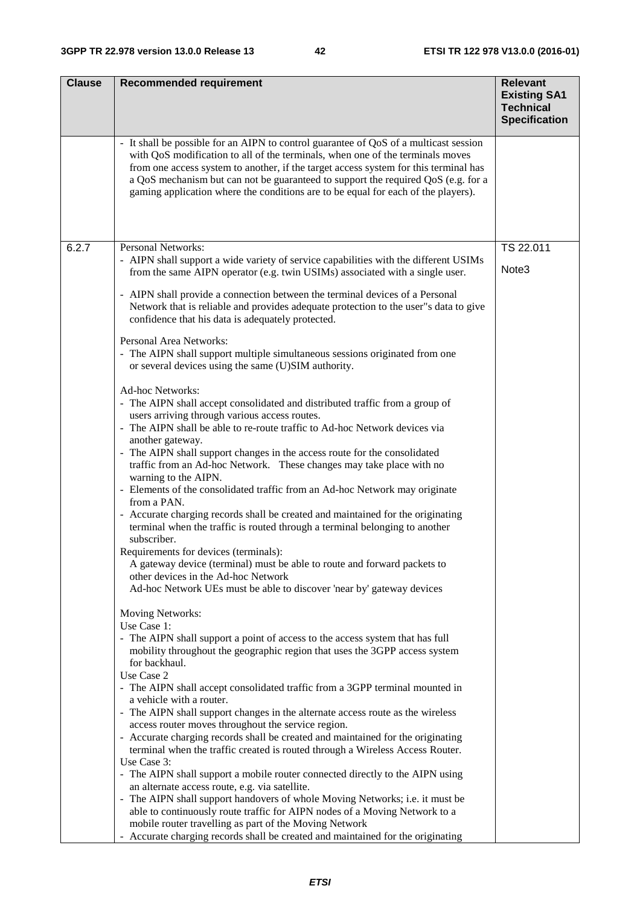| Clause | Recommended requirement | Relevant Existing SA1 Technical Specification |
|---|---|---|
| | - It shall be possible for an AIPN to control guarantee of QoS of a multicast session with QoS modification to all of the terminals, when one of the terminals moves from one access system to another, if the target access system for this terminal has a QoS mechanism but can not be guaranteed to support the required QoS (e.g. for a gaming application where the conditions are to be equal for each of the players). | |
| 6.2.7 | Personal Networks:<br>- AIPN shall support a wide variety of service capabilities with the different USIMs from the same AIPN operator (e.g. twin USIMs) associated with a single user.<br><br>- AIPN shall provide a connection between the terminal devices of a Personal Network that is reliable and provides adequate protection to the user"s data to give confidence that his data is adequately protected.<br><br>Personal Area Networks:<br>- The AIPN shall support multiple simultaneous sessions originated from one or several devices using the same (U)SIM authority.<br><br>Ad-hoc Networks:<br>- The AIPN shall accept consolidated and distributed traffic from a group of users arriving through various access routes.<br>- The AIPN shall be able to re-route traffic to Ad-hoc Network devices via another gateway.<br>- The AIPN shall support changes in the access route for the consolidated traffic from an Ad-hoc Network. These changes may take place with no warning to the AIPN.<br>- Elements of the consolidated traffic from an Ad-hoc Network may originate from a PAN.<br>- Accurate charging records shall be created and maintained for the originating terminal when the traffic is routed through a terminal belonging to another subscriber.<br>Requirements for devices (terminals):<br>A gateway device (terminal) must be able to route and forward packets to other devices in the Ad-hoc Network<br>Ad-hoc Network UEs must be able to discover 'near by' gateway devices<br><br>Moving Networks:<br>Use Case 1:<br>- The AIPN shall support a point of access to the access system that has full mobility throughout the geographic region that uses the 3GPP access system for backhaul.<br>Use Case 2<br>- The AIPN shall accept consolidated traffic from a 3GPP terminal mounted in a vehicle with a router.<br>- The AIPN shall support changes in the alternate access route as the wireless access router moves throughout the service region.<br>- Accurate charging records shall be created and maintained for the originating terminal when the traffic created is routed through a Wireless Access Router.<br>Use Case 3:<br>- The AIPN shall support a mobile router connected directly to the AIPN using an alternate access route, e.g. via satellite.<br>- The AIPN shall support handovers of whole Moving Networks; i.e. it must be able to continuously route traffic for AIPN nodes of a Moving Network to a mobile router travelling as part of the Moving Network<br>- Accurate charging records shall be created and maintained for the originating | TS 22.011<br><br>Note3 |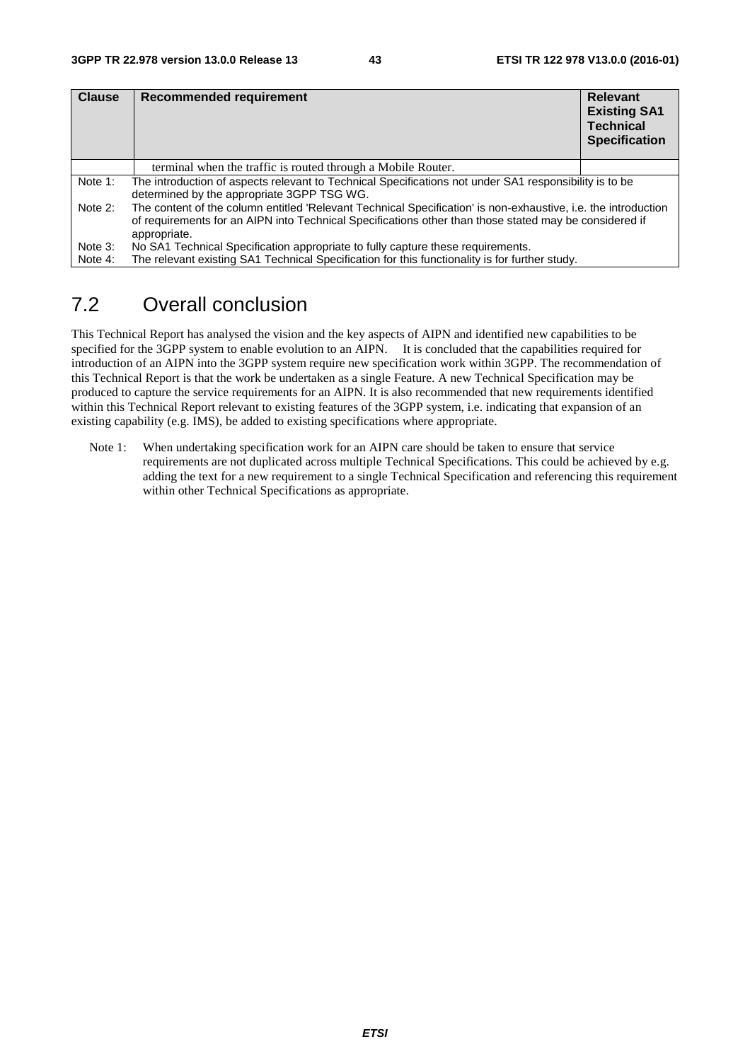| Clause | Recommended requirement | Relevant Existing SA1 Technical Specification |
|---|---|---|
| | terminal when the traffic is routed through a Mobile Router. | |

Note 1: The introduction of aspects relevant to Technical Specifications not under SA1 responsibility is to be determined by the appropriate 3GPP TSG WG.

Note 2: The content of the column entitled 'Relevant Technical Specification' is non-exhaustive, i.e. the introduction of requirements for an AIPN into Technical Specifications other than those stated may be considered if appropriate.

Note 3: No SA1 Technical Specification appropriate to fully capture these requirements.

Note 4: The relevant existing SA1 Technical Specification for this functionality is for further study.

## 7.2 Overall conclusion

This Technical Report has analysed the vision and the key aspects of AIPN and identified new capabilities to be specified for the 3GPP system to enable evolution to an AIPN. It is concluded that the capabilities required for introduction of an AIPN into the 3GPP system require new specification work within 3GPP. The recommendation of this Technical Report is that the work be undertaken as a single Feature. A new Technical Specification may be produced to capture the service requirements for an AIPN. It is also recommended that new requirements identified within this Technical Report relevant to existing features of the 3GPP system, i.e. indicating that expansion of an existing capability (e.g. IMS), be added to existing specifications where appropriate.

Note 1: When undertaking specification work for an AIPN care should be taken to ensure that service requirements are not duplicated across multiple Technical Specifications. This could be achieved by e.g. adding the text for a new requirement to a single Technical Specification and referencing this requirement within other Technical Specifications as appropriate.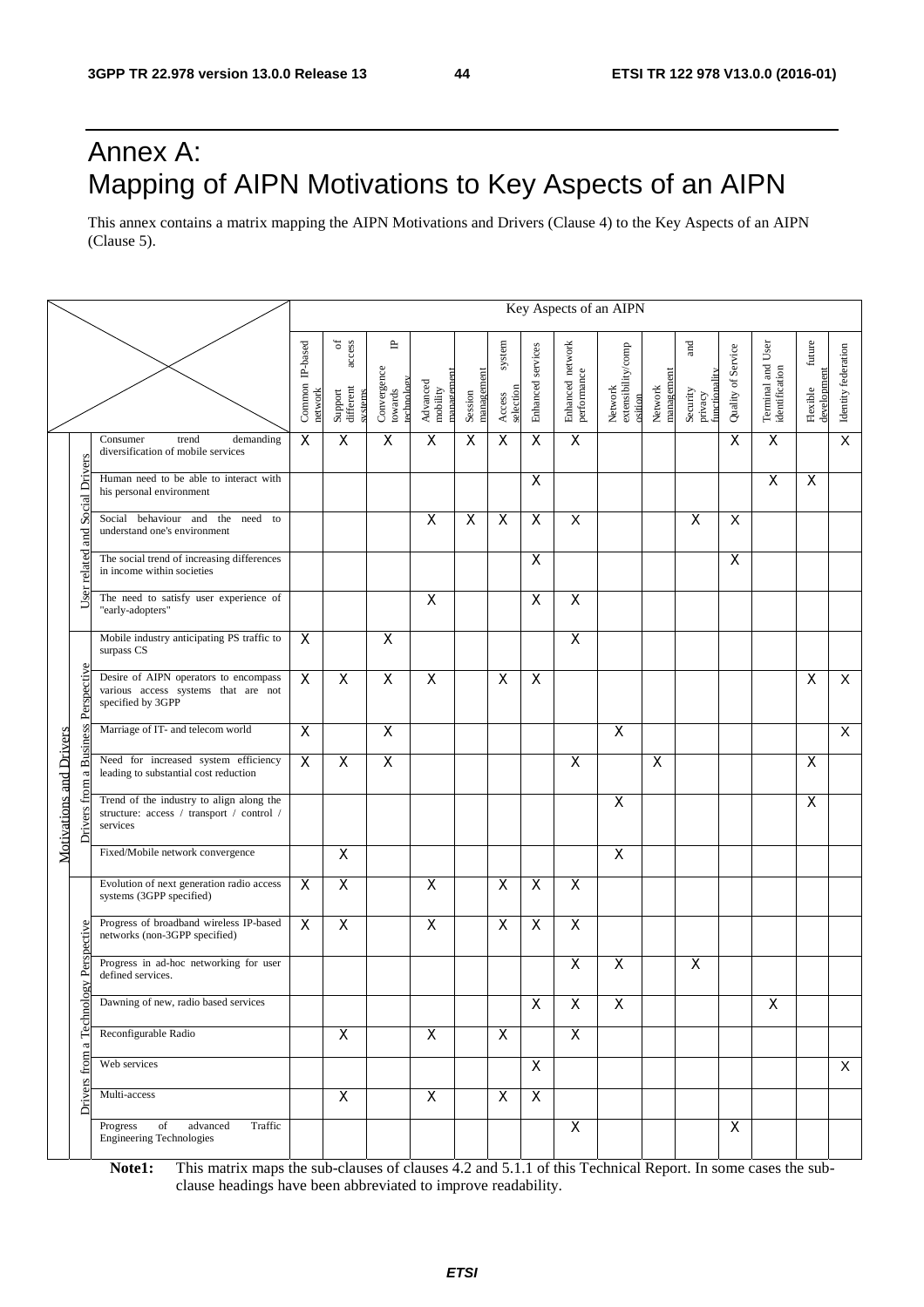# Annex A: Mapping of AIPN Motivations to Key Aspects of an AIPN

This annex contains a matrix mapping the AIPN Motivations and Drivers (Clause 4) to the Key Aspects of an AIPN (Clause 5).

| | | | Key Aspects of an AIPN | | | | | | | | | | | | | | |
|---|---|---|---|---|---|---|---|---|---|---|---|---|---|---|---|---|---|
| | | | Common IP-based network | Support of different access systems | Convergence towards IP technology | Advanced mobility management | Session management | Access system selection | Enhanced services | Enhanced network performance | Network extensibility/composition | Network management | Security and privacy functionality | Quality of Service | Terminal and User identification | Flexible future development | Identity federation |
| Motivations and Drivers | User related and Social Drivers | Consumer trend demanding diversification of mobile services | X | X | X | X | X | X | X | X | | | | X | X | | X |
| | | Human need to be able to interact with his personal environment | | | | | | | X | | | | | | X | X | |
| | | Social behaviour and the need to understand one's environment | | | | X | X | X | X | X | | | X | X | | | |
| | | The social trend of increasing differences in income within societies | | | | | | | X | | | | | X | | | |
| | | The need to satisfy user experience of "early-adopters" | | | | X | | | X | X | | | | | | | |
| | Drivers from a Business Perspective | Mobile industry anticipating PS traffic to surpass CS | X | | X | | | | | X | | | | | | | |
| | | Desire of AIPN operators to encompass various access systems that are not specified by 3GPP | X | X | X | X | | X | X | | | | | | | X | X |
| | | Marriage of IT- and telecom world | X | | X | | | | | | X | | | | | | X |
| | | Need for increased system efficiency leading to substantial cost reduction | X | X | X | | | | | X | | X | | | | X | |
| | | Trend of the industry to align along the structure: access / transport / control / services | | | | | | | | | X | | | | | X | |
| | | Fixed/Mobile network convergence | | X | | | | | | | X | | | | | | |
| | Drivers from a Technology Perspective | Evolution of next generation radio access systems (3GPP specified) | X | X | | X | | X | X | X | | | | | | | |
| | | Progress of broadband wireless IP-based networks (non-3GPP specified) | X | X | | X | | X | X | X | | | | | | | |
| | | Progress in ad-hoc networking for user defined services. | | | | | | | | X | X | | X | | | | |
| | | Dawning of new, radio based services | | | | | | | X | X | X | | | | X | | |
| | | Reconfigurable Radio | | X | | X | | X | | X | | | | | | | |
| | | Web services | | | | | | | X | | | | | | | | X |
| | | Multi-access | | X | | X | | X | X | | | | | | | | |
| | | Progress of advanced Traffic Engineering Technologies | | | | | | | | X | | | | X | | | |

**Note1:** This matrix maps the sub-clauses of clauses 4.2 and 5.1.1 of this Technical Report. In some cases the sub-clause headings have been abbreviated to improve readability.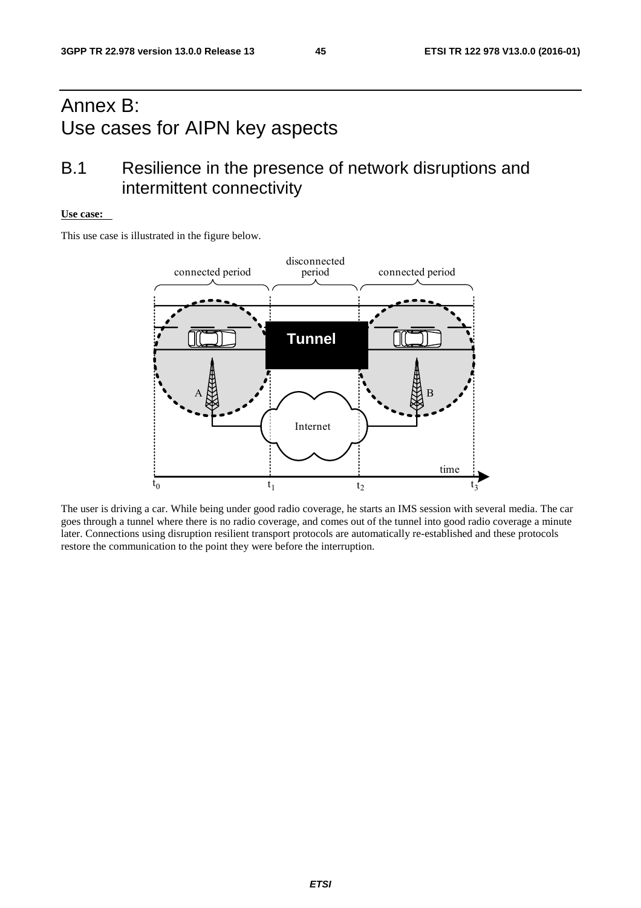# Annex B: Use cases for AIPN key aspects

## B.1 Resilience in the presence of network disruptions and intermittent connectivity

**Use case:**

This use case is illustrated in the figure below.

The user is driving a car. While being under good radio coverage, he starts an IMS session with several media. The car goes through a tunnel where there is no radio coverage, and comes out of the tunnel into good radio coverage a minute later. Connections using disruption resilient transport protocols are automatically re-established and these protocols restore the communication to the point they were before the interruption.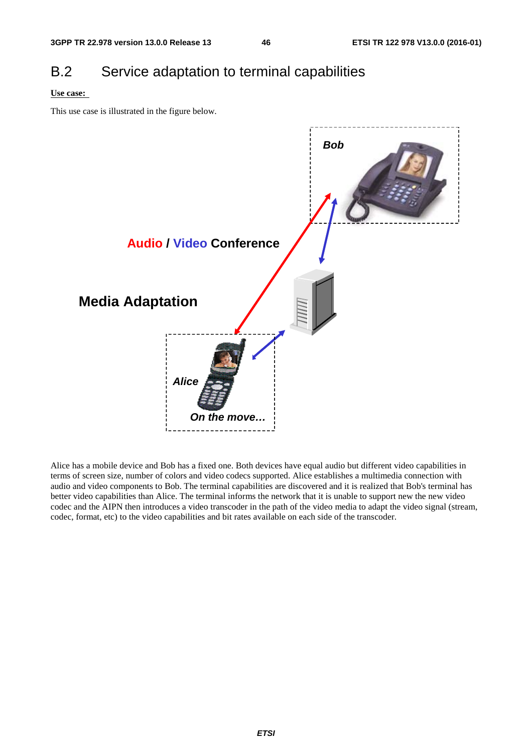# B.2 Service adaptation to terminal capabilities

**Use case:**

This use case is illustrated in the figure below.

Alice has a mobile device and Bob has a fixed one. Both devices have equal audio but different video capabilities in terms of screen size, number of colors and video codecs supported. Alice establishes a multimedia connection with audio and video components to Bob. The terminal capabilities are discovered and it is realized that Bob's terminal has better video capabilities than Alice. The terminal informs the network that it is unable to support new the new video codec and the AIPN then introduces a video transcoder in the path of the video media to adapt the video signal (stream, codec, format, etc) to the video capabilities and bit rates available on each side of the transcoder.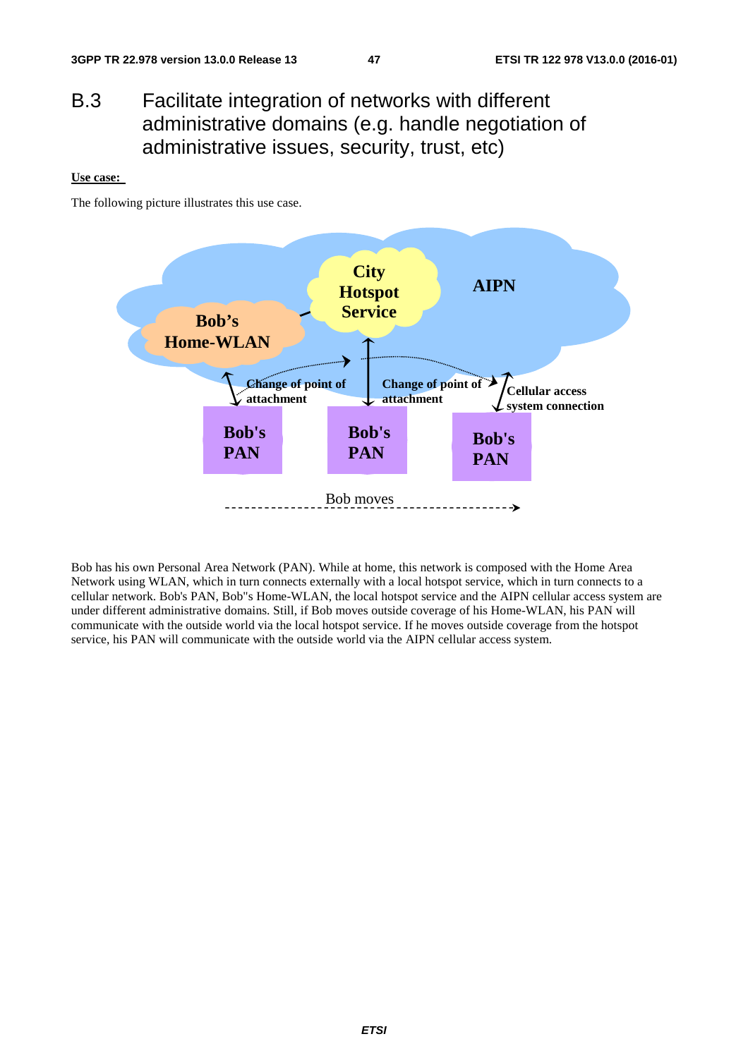# B.3 Facilitate integration of networks with different administrative domains (e.g. handle negotiation of administrative issues, security, trust, etc)

**Use case:**

The following picture illustrates this use case.

Bob has his own Personal Area Network (PAN). While at home, this network is composed with the Home Area Network using WLAN, which in turn connects externally with a local hotspot service, which in turn connects to a cellular network. Bob's PAN, Bob"s Home-WLAN, the local hotspot service and the AIPN cellular access system are under different administrative domains. Still, if Bob moves outside coverage of his Home-WLAN, his PAN will communicate with the outside world via the local hotspot service. If he moves outside coverage from the hotspot service, his PAN will communicate with the outside world via the AIPN cellular access system.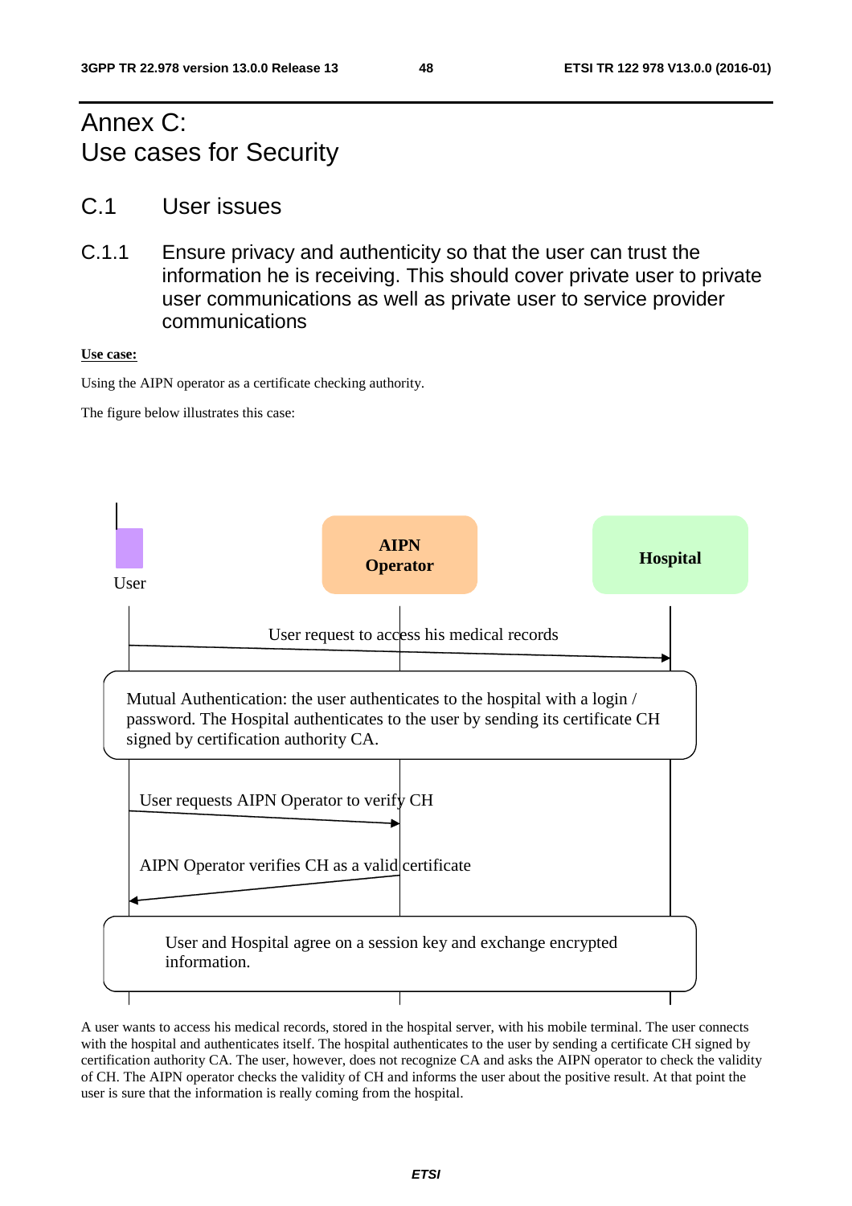# Annex C: Use cases for Security

## C.1 User issues

### C.1.1 Ensure privacy and authenticity so that the user can trust the information he is receiving. This should cover private user to private user communications as well as private user to service provider communications

**Use case:**

Using the AIPN operator as a certificate checking authority.

The figure below illustrates this case:

User

AIPN Operator

Hospital

User request to access his medical records

Mutual Authentication: the user authenticates to the hospital with a login / password. The Hospital authenticates to the user by sending its certificate CH signed by certification authority CA.

User requests AIPN Operator to verify CH

AIPN Operator verifies CH as a valid certificate

User and Hospital agree on a session key and exchange encrypted information.

A user wants to access his medical records, stored in the hospital server, with his mobile terminal. The user connects with the hospital and authenticates itself. The hospital authenticates to the user by sending a certificate CH signed by certification authority CA. The user, however, does not recognize CA and asks the AIPN operator to check the validity of CH. The AIPN operator checks the validity of CH and informs the user about the positive result. At that point the user is sure that the information is really coming from the hospital.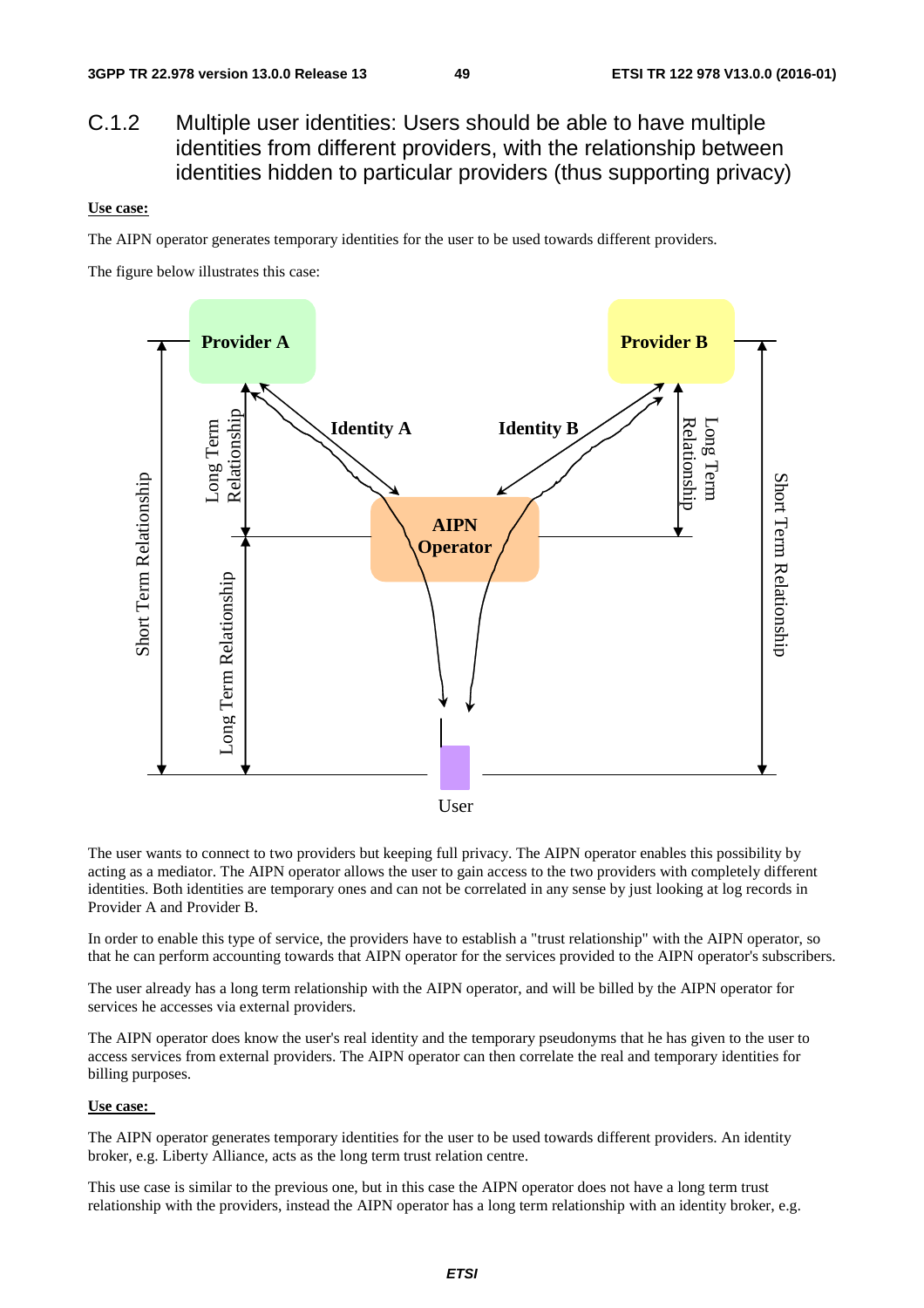## C.1.2 Multiple user identities: Users should be able to have multiple identities from different providers, with the relationship between identities hidden to particular providers (thus supporting privacy)

**Use case:**

The AIPN operator generates temporary identities for the user to be used towards different providers.

The figure below illustrates this case:

The user wants to connect to two providers but keeping full privacy. The AIPN operator enables this possibility by acting as a mediator. The AIPN operator allows the user to gain access to the two providers with completely different identities. Both identities are temporary ones and can not be correlated in any sense by just looking at log records in Provider A and Provider B.

In order to enable this type of service, the providers have to establish a "trust relationship" with the AIPN operator, so that he can perform accounting towards that AIPN operator for the services provided to the AIPN operator's subscribers.

The user already has a long term relationship with the AIPN operator, and will be billed by the AIPN operator for services he accesses via external providers.

The AIPN operator does know the user's real identity and the temporary pseudonyms that he has given to the user to access services from external providers. The AIPN operator can then correlate the real and temporary identities for billing purposes.

**Use case:**

The AIPN operator generates temporary identities for the user to be used towards different providers. An identity broker, e.g. Liberty Alliance, acts as the long term trust relation centre.

This use case is similar to the previous one, but in this case the AIPN operator does not have a long term trust relationship with the providers, instead the AIPN operator has a long term relationship with an identity broker, e.g.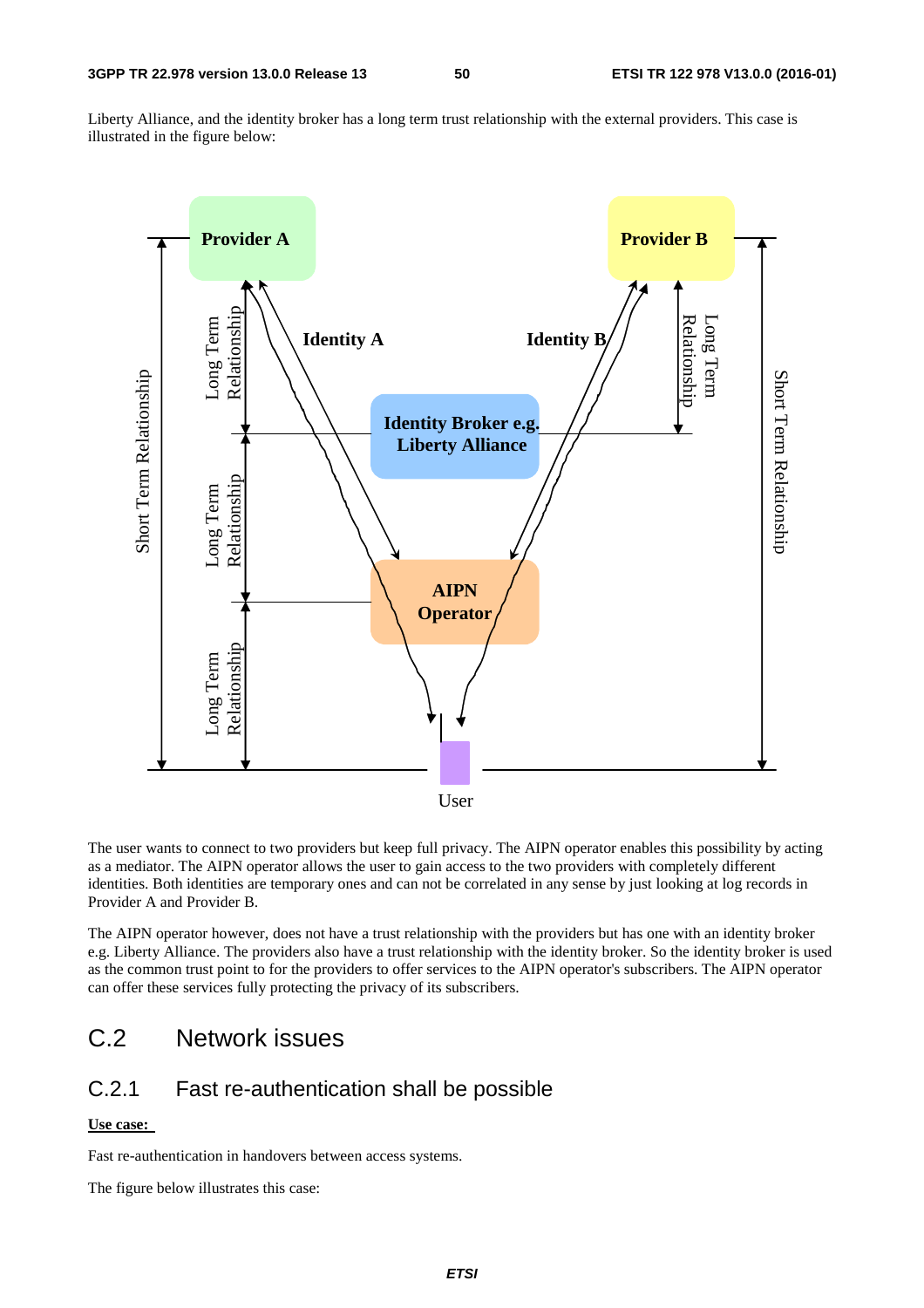Liberty Alliance, and the identity broker has a long term trust relationship with the external providers. This case is illustrated in the figure below:

The user wants to connect to two providers but keep full privacy. The AIPN operator enables this possibility by acting as a mediator. The AIPN operator allows the user to gain access to the two providers with completely different identities. Both identities are temporary ones and can not be correlated in any sense by just looking at log records in Provider A and Provider B.

The AIPN operator however, does not have a trust relationship with the providers but has one with an identity broker e.g. Liberty Alliance. The providers also have a trust relationship with the identity broker. So the identity broker is used as the common trust point to for the providers to offer services to the AIPN operator's subscribers. The AIPN operator can offer these services fully protecting the privacy of its subscribers.

# C.2 Network issues

## C.2.1 Fast re-authentication shall be possible

**Use case:**

Fast re-authentication in handovers between access systems.

The figure below illustrates this case: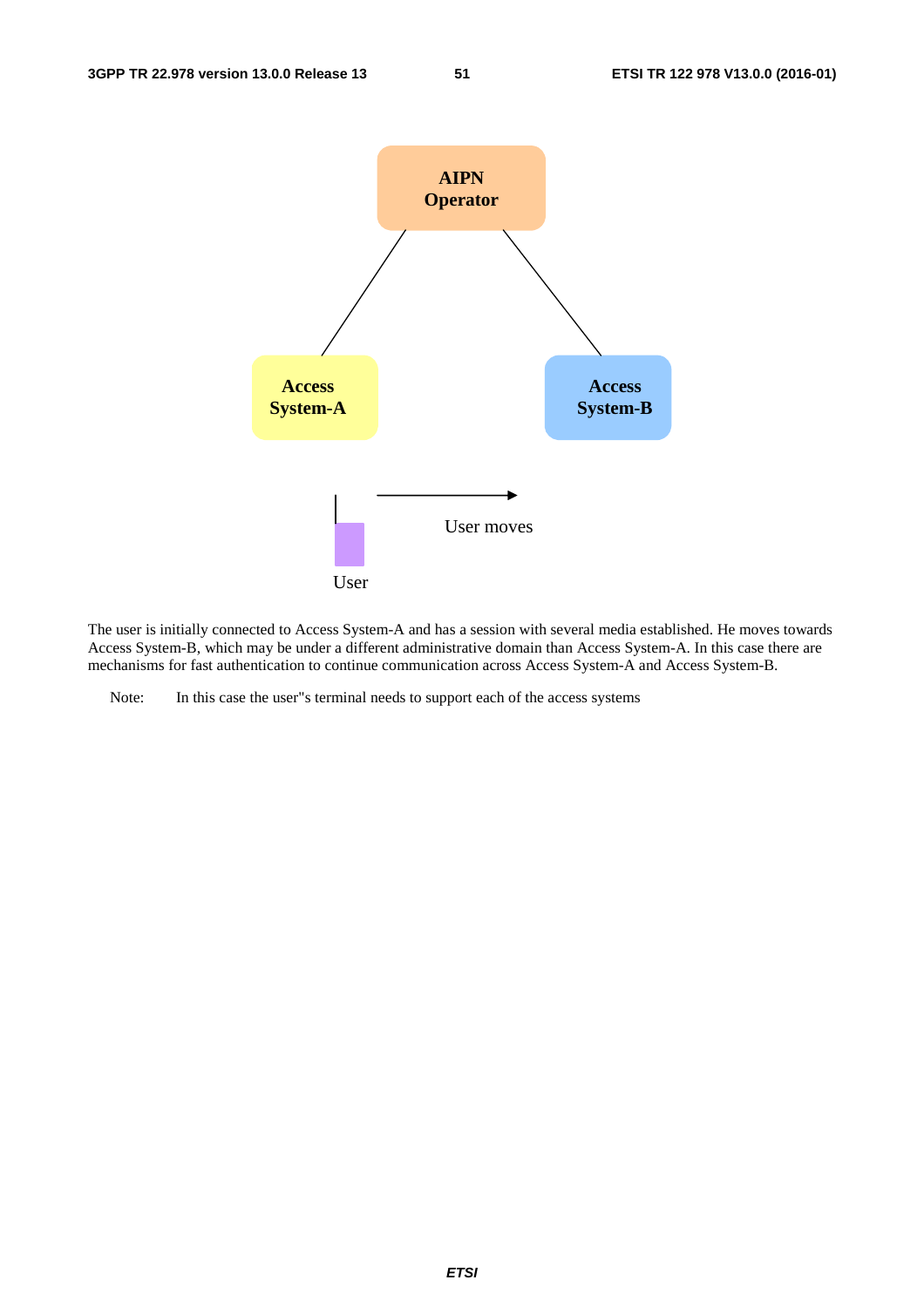The user is initially connected to Access System-A and has a session with several media established. He moves towards Access System-B, which may be under a different administrative domain than Access System-A. In this case there are mechanisms for fast authentication to continue communication across Access System-A and Access System-B.

Note: In this case the user''s terminal needs to support each of the access systems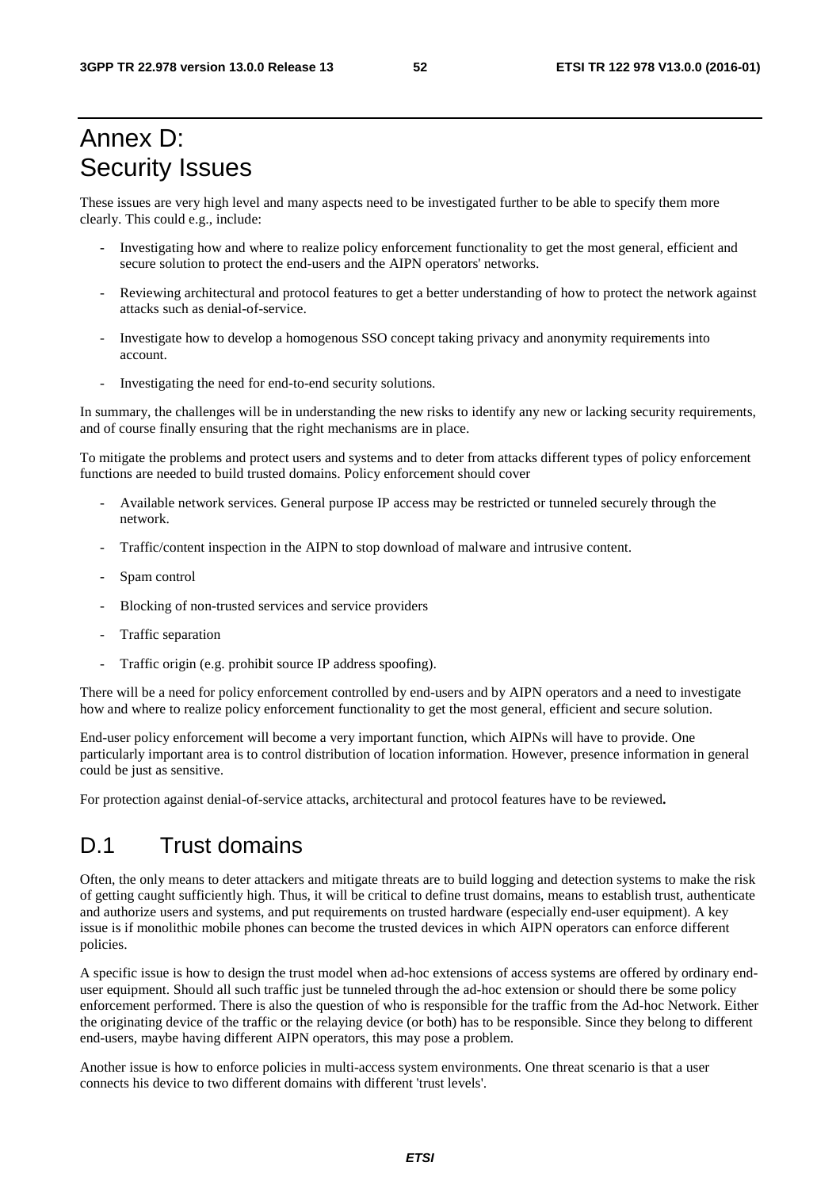# Annex D: Security Issues

These issues are very high level and many aspects need to be investigated further to be able to specify them more clearly. This could e.g., include:

- Investigating how and where to realize policy enforcement functionality to get the most general, efficient and secure solution to protect the end-users and the AIPN operators' networks.
- Reviewing architectural and protocol features to get a better understanding of how to protect the network against attacks such as denial-of-service.
- Investigate how to develop a homogenous SSO concept taking privacy and anonymity requirements into account.
- Investigating the need for end-to-end security solutions.

In summary, the challenges will be in understanding the new risks to identify any new or lacking security requirements, and of course finally ensuring that the right mechanisms are in place.

To mitigate the problems and protect users and systems and to deter from attacks different types of policy enforcement functions are needed to build trusted domains. Policy enforcement should cover

- Available network services. General purpose IP access may be restricted or tunneled securely through the network.
- Traffic/content inspection in the AIPN to stop download of malware and intrusive content.
- Spam control
- Blocking of non-trusted services and service providers
- Traffic separation
- Traffic origin (e.g. prohibit source IP address spoofing).

There will be a need for policy enforcement controlled by end-users and by AIPN operators and a need to investigate how and where to realize policy enforcement functionality to get the most general, efficient and secure solution.

End-user policy enforcement will become a very important function, which AIPNs will have to provide. One particularly important area is to control distribution of location information. However, presence information in general could be just as sensitive.

For protection against denial-of-service attacks, architectural and protocol features have to be reviewed**.**

## D.1 Trust domains

Often, the only means to deter attackers and mitigate threats are to build logging and detection systems to make the risk of getting caught sufficiently high. Thus, it will be critical to define trust domains, means to establish trust, authenticate and authorize users and systems, and put requirements on trusted hardware (especially end-user equipment). A key issue is if monolithic mobile phones can become the trusted devices in which AIPN operators can enforce different policies.

A specific issue is how to design the trust model when ad-hoc extensions of access systems are offered by ordinary end-user equipment. Should all such traffic just be tunneled through the ad-hoc extension or should there be some policy enforcement performed. There is also the question of who is responsible for the traffic from the Ad-hoc Network. Either the originating device of the traffic or the relaying device (or both) has to be responsible. Since they belong to different end-users, maybe having different AIPN operators, this may pose a problem.

Another issue is how to enforce policies in multi-access system environments. One threat scenario is that a user connects his device to two different domains with different 'trust levels'.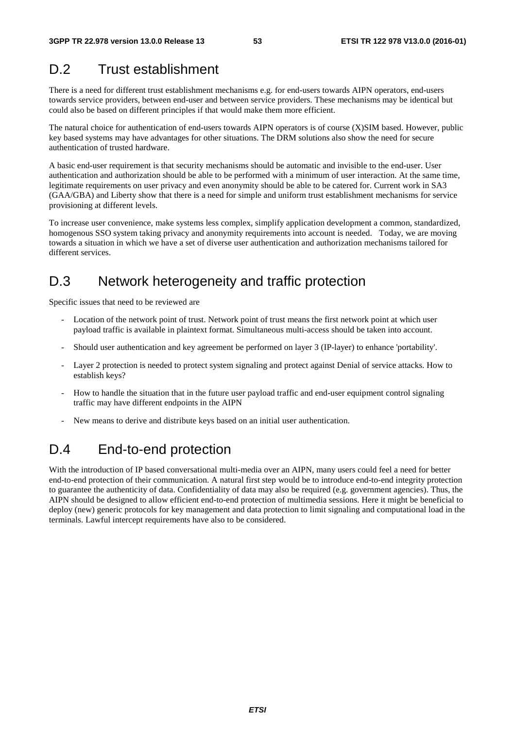# D.2 Trust establishment

There is a need for different trust establishment mechanisms e.g. for end-users towards AIPN operators, end-users towards service providers, between end-user and between service providers. These mechanisms may be identical but could also be based on different principles if that would make them more efficient.

The natural choice for authentication of end-users towards AIPN operators is of course (X)SIM based. However, public key based systems may have advantages for other situations. The DRM solutions also show the need for secure authentication of trusted hardware.

A basic end-user requirement is that security mechanisms should be automatic and invisible to the end-user. User authentication and authorization should be able to be performed with a minimum of user interaction. At the same time, legitimate requirements on user privacy and even anonymity should be able to be catered for. Current work in SA3 (GAA/GBA) and Liberty show that there is a need for simple and uniform trust establishment mechanisms for service provisioning at different levels.

To increase user convenience, make systems less complex, simplify application development a common, standardized, homogenous SSO system taking privacy and anonymity requirements into account is needed. Today, we are moving towards a situation in which we have a set of diverse user authentication and authorization mechanisms tailored for different services.

# D.3 Network heterogeneity and traffic protection

Specific issues that need to be reviewed are

- Location of the network point of trust. Network point of trust means the first network point at which user payload traffic is available in plaintext format. Simultaneous multi-access should be taken into account.
- Should user authentication and key agreement be performed on layer 3 (IP-layer) to enhance 'portability'.
- Layer 2 protection is needed to protect system signaling and protect against Denial of service attacks. How to establish keys?
- How to handle the situation that in the future user payload traffic and end-user equipment control signaling traffic may have different endpoints in the AIPN
- New means to derive and distribute keys based on an initial user authentication.

# D.4 End-to-end protection

With the introduction of IP based conversational multi-media over an AIPN, many users could feel a need for better end-to-end protection of their communication. A natural first step would be to introduce end-to-end integrity protection to guarantee the authenticity of data. Confidentiality of data may also be required (e.g. government agencies). Thus, the AIPN should be designed to allow efficient end-to-end protection of multimedia sessions. Here it might be beneficial to deploy (new) generic protocols for key management and data protection to limit signaling and computational load in the terminals. Lawful intercept requirements have also to be considered.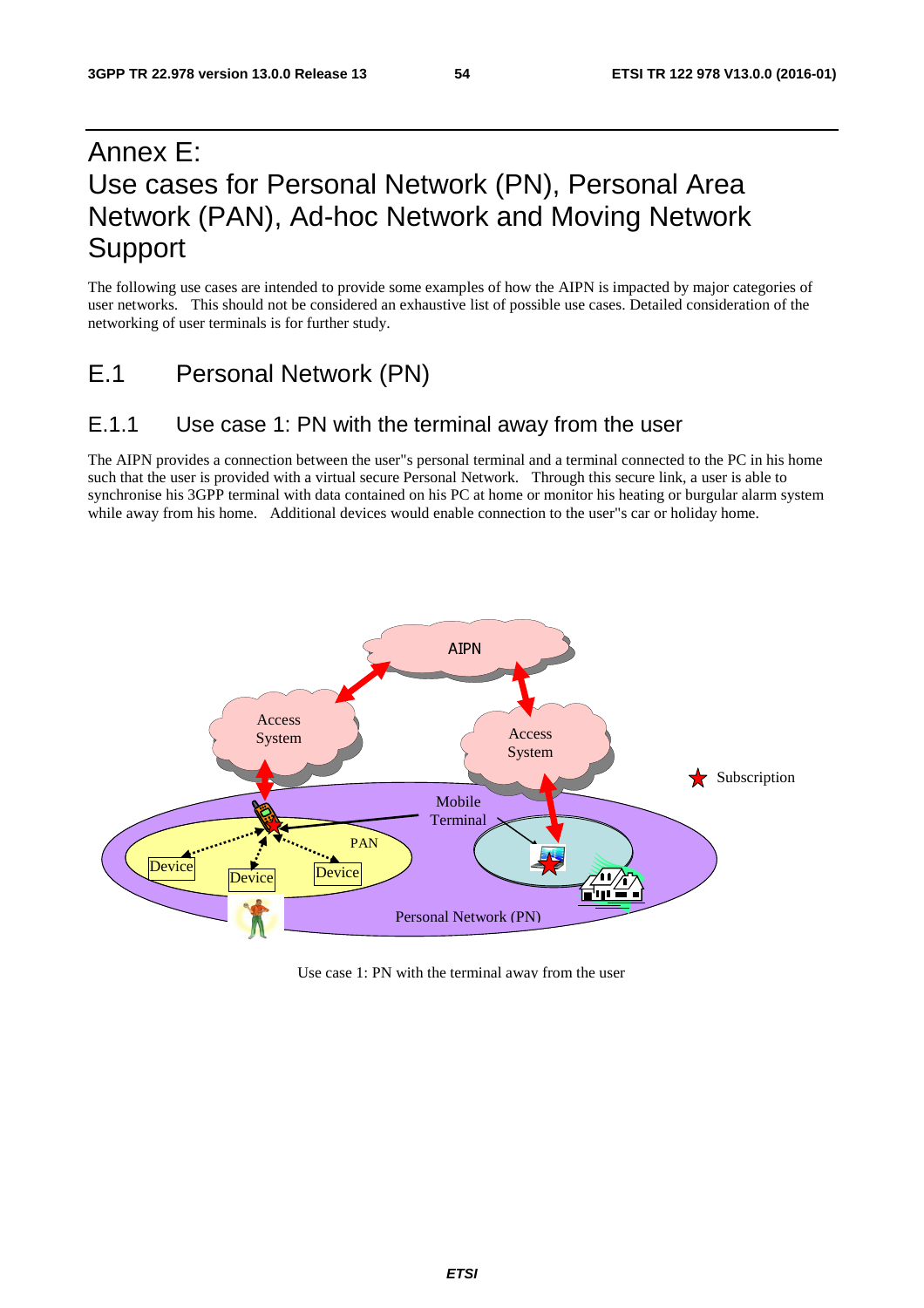# Annex E: Use cases for Personal Network (PN), Personal Area Network (PAN), Ad-hoc Network and Moving Network Support

The following use cases are intended to provide some examples of how the AIPN is impacted by major categories of user networks. This should not be considered an exhaustive list of possible use cases. Detailed consideration of the networking of user terminals is for further study.

## E.1 Personal Network (PN)

### E.1.1 Use case 1: PN with the terminal away from the user

The AIPN provides a connection between the user"s personal terminal and a terminal connected to the PC in his home such that the user is provided with a virtual secure Personal Network. Through this secure link, a user is able to synchronise his 3GPP terminal with data contained on his PC at home or monitor his heating or burgular alarm system while away from his home. Additional devices would enable connection to the user"s car or holiday home.

Use case 1: PN with the terminal away from the user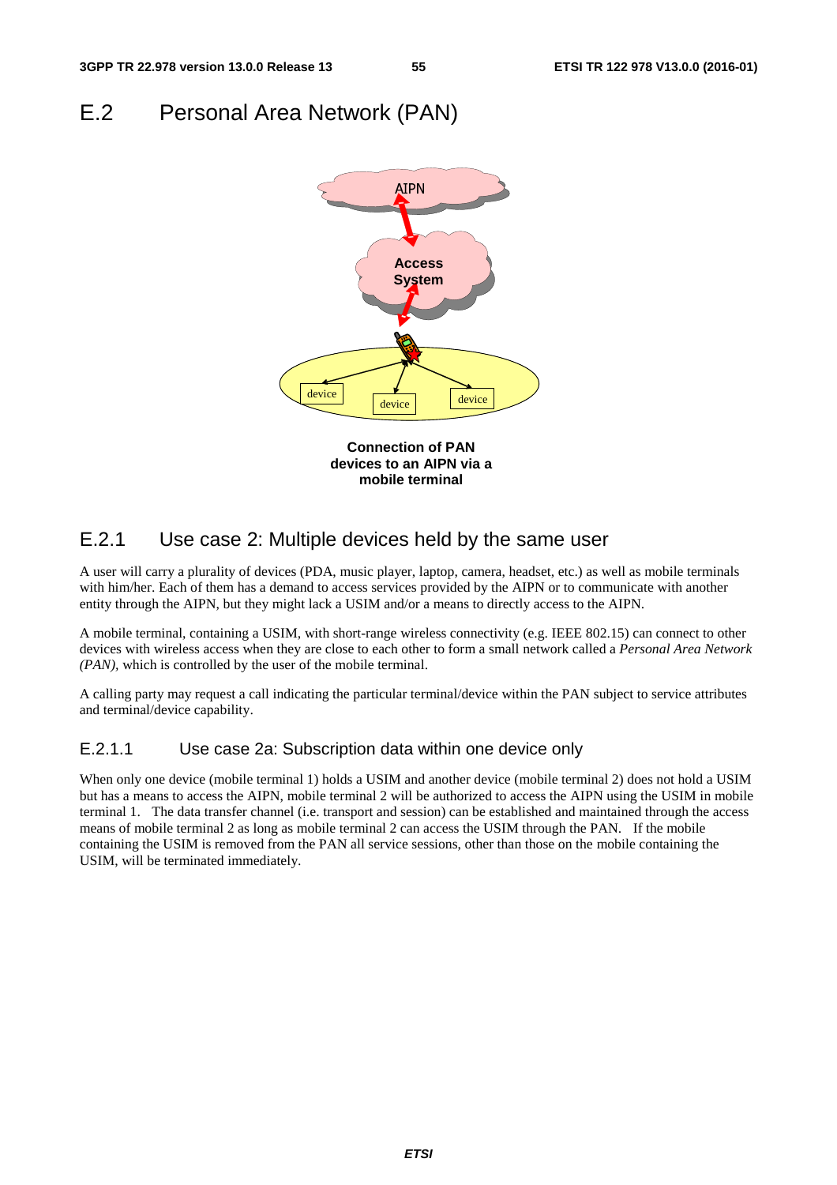# E.2 Personal Area Network (PAN)

**Connection of PAN devices to an AIPN via a mobile terminal**

## E.2.1 Use case 2: Multiple devices held by the same user

A user will carry a plurality of devices (PDA, music player, laptop, camera, headset, etc.) as well as mobile terminals with him/her. Each of them has a demand to access services provided by the AIPN or to communicate with another entity through the AIPN, but they might lack a USIM and/or a means to directly access to the AIPN.

A mobile terminal, containing a USIM, with short-range wireless connectivity (e.g. IEEE 802.15) can connect to other devices with wireless access when they are close to each other to form a small network called a *Personal Area Network (PAN),* which is controlled by the user of the mobile terminal.

A calling party may request a call indicating the particular terminal/device within the PAN subject to service attributes and terminal/device capability.

### E.2.1.1 Use case 2a: Subscription data within one device only

When only one device (mobile terminal 1) holds a USIM and another device (mobile terminal 2) does not hold a USIM but has a means to access the AIPN, mobile terminal 2 will be authorized to access the AIPN using the USIM in mobile terminal 1. The data transfer channel (i.e. transport and session) can be established and maintained through the access means of mobile terminal 2 as long as mobile terminal 2 can access the USIM through the PAN. If the mobile containing the USIM is removed from the PAN all service sessions, other than those on the mobile containing the USIM, will be terminated immediately.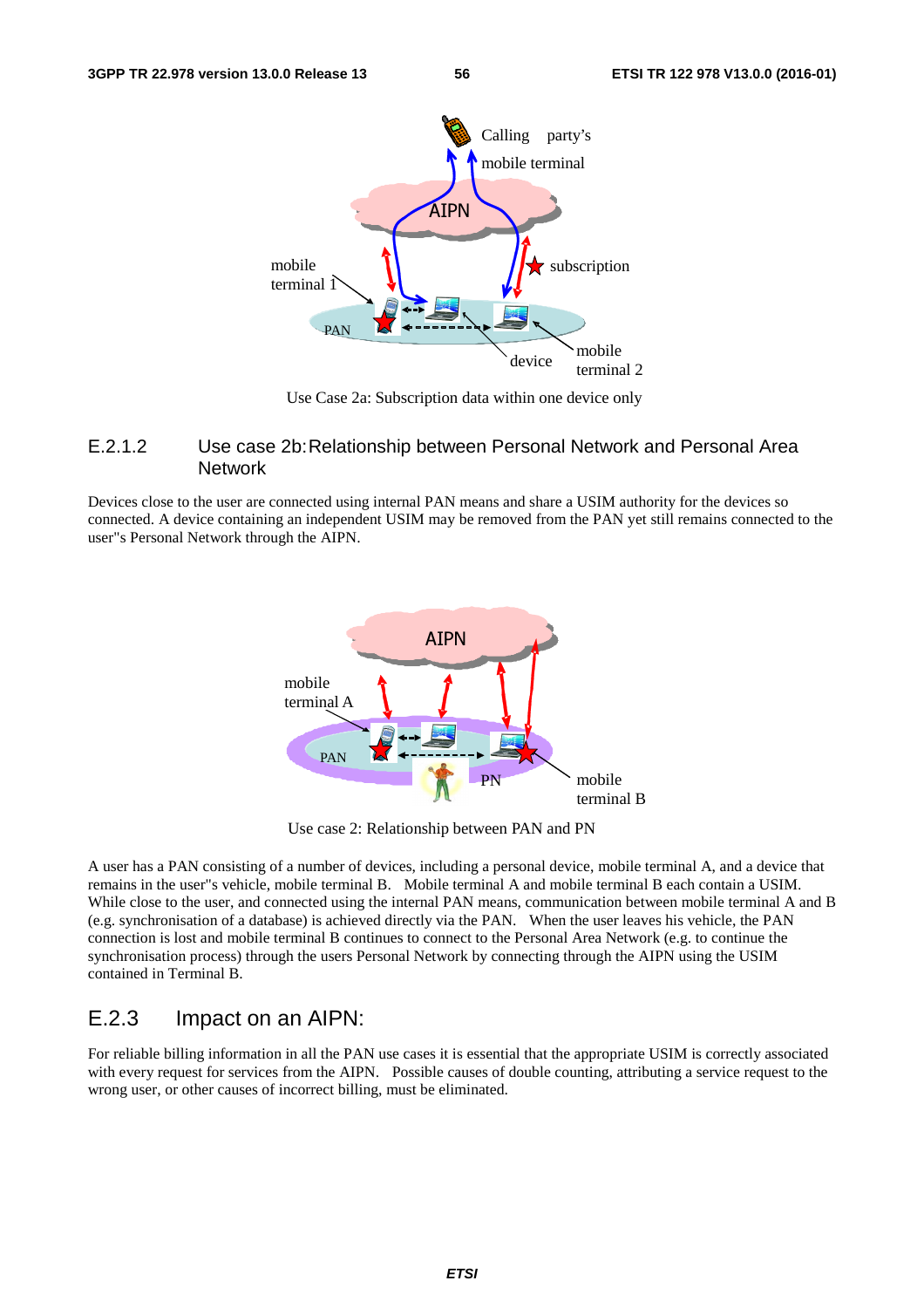Use Case 2a: Subscription data within one device only

### E.2.1.2 Use case 2b: Relationship between Personal Network and Personal Area Network

Devices close to the user are connected using internal PAN means and share a USIM authority for the devices so connected. A device containing an independent USIM may be removed from the PAN yet still remains connected to the user''s Personal Network through the AIPN.

Use case 2: Relationship between PAN and PN

A user has a PAN consisting of a number of devices, including a personal device, mobile terminal A, and a device that remains in the user''s vehicle, mobile terminal B. Mobile terminal A and mobile terminal B each contain a USIM. While close to the user, and connected using the internal PAN means, communication between mobile terminal A and B (e.g. synchronisation of a database) is achieved directly via the PAN. When the user leaves his vehicle, the PAN connection is lost and mobile terminal B continues to connect to the Personal Area Network (e.g. to continue the synchronisation process) through the users Personal Network by connecting through the AIPN using the USIM contained in Terminal B.

## E.2.3 Impact on an AIPN:

For reliable billing information in all the PAN use cases it is essential that the appropriate USIM is correctly associated with every request for services from the AIPN. Possible causes of double counting, attributing a service request to the wrong user, or other causes of incorrect billing, must be eliminated.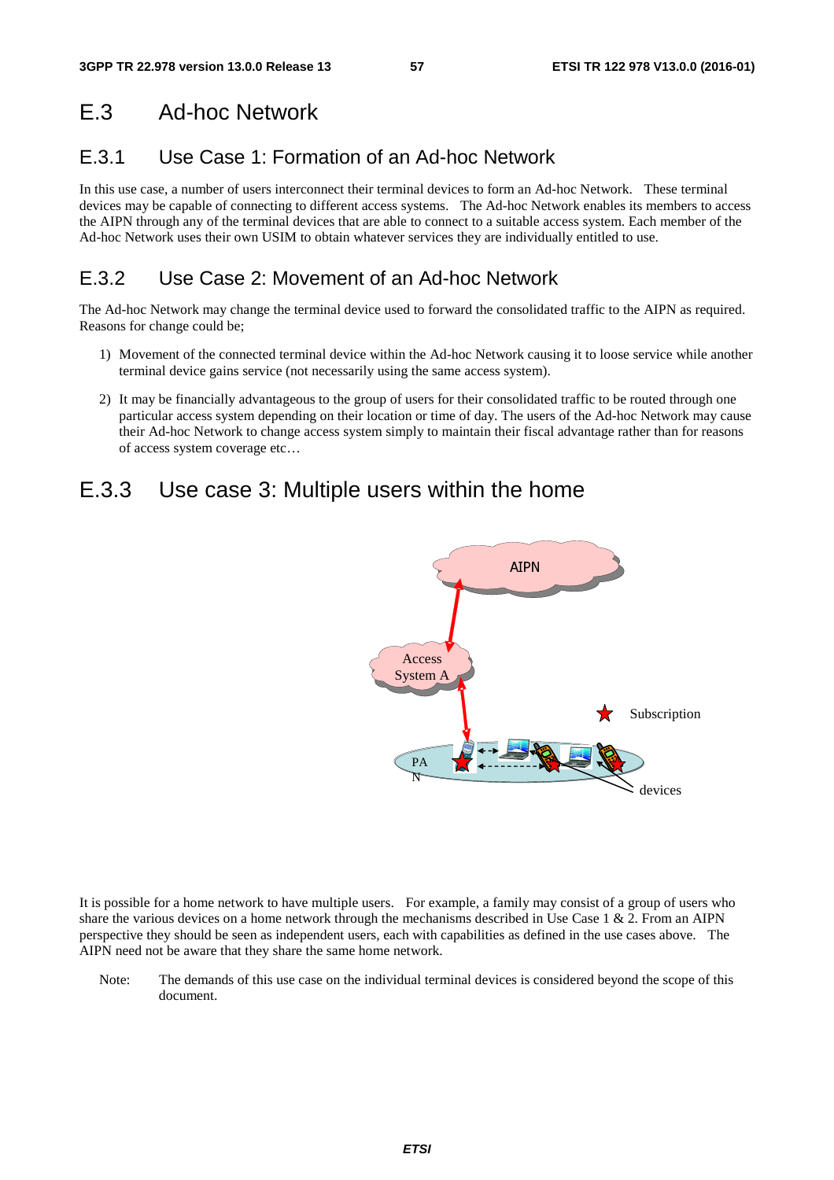## E.3 Ad-hoc Network

### E.3.1 Use Case 1: Formation of an Ad-hoc Network

In this use case, a number of users interconnect their terminal devices to form an Ad-hoc Network. These terminal devices may be capable of connecting to different access systems. The Ad-hoc Network enables its members to access the AIPN through any of the terminal devices that are able to connect to a suitable access system. Each member of the Ad-hoc Network uses their own USIM to obtain whatever services they are individually entitled to use.

### E.3.2 Use Case 2: Movement of an Ad-hoc Network

The Ad-hoc Network may change the terminal device used to forward the consolidated traffic to the AIPN as required. Reasons for change could be;

1) Movement of the connected terminal device within the Ad-hoc Network causing it to loose service while another terminal device gains service (not necessarily using the same access system).

2) It may be financially advantageous to the group of users for their consolidated traffic to be routed through one particular access system depending on their location or time of day. The users of the Ad-hoc Network may cause their Ad-hoc Network to change access system simply to maintain their fiscal advantage rather than for reasons of access system coverage etc…

## E.3.3 Use case 3: Multiple users within the home

It is possible for a home network to have multiple users. For example, a family may consist of a group of users who share the various devices on a home network through the mechanisms described in Use Case 1 & 2. From an AIPN perspective they should be seen as independent users, each with capabilities as defined in the use cases above. The AIPN need not be aware that they share the same home network.

Note: The demands of this use case on the individual terminal devices is considered beyond the scope of this document.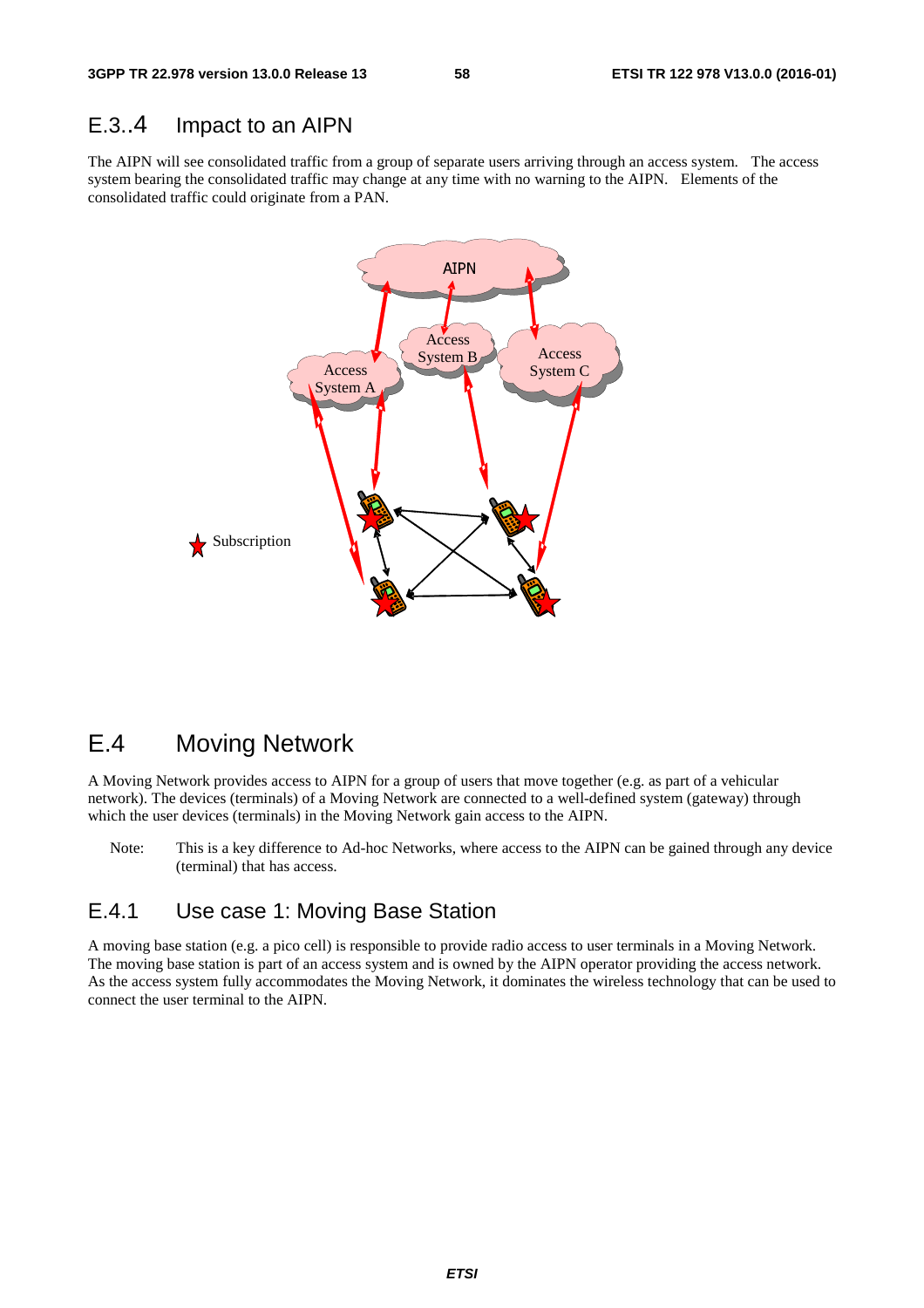## E.3..4 Impact to an AIPN

The AIPN will see consolidated traffic from a group of separate users arriving through an access system. The access system bearing the consolidated traffic may change at any time with no warning to the AIPN. Elements of the consolidated traffic could originate from a PAN.

# E.4 Moving Network

A Moving Network provides access to AIPN for a group of users that move together (e.g. as part of a vehicular network). The devices (terminals) of a Moving Network are connected to a well-defined system (gateway) through which the user devices (terminals) in the Moving Network gain access to the AIPN.

Note: This is a key difference to Ad-hoc Networks, where access to the AIPN can be gained through any device (terminal) that has access.

## E.4.1 Use case 1: Moving Base Station

A moving base station (e.g. a pico cell) is responsible to provide radio access to user terminals in a Moving Network. The moving base station is part of an access system and is owned by the AIPN operator providing the access network. As the access system fully accommodates the Moving Network, it dominates the wireless technology that can be used to connect the user terminal to the AIPN.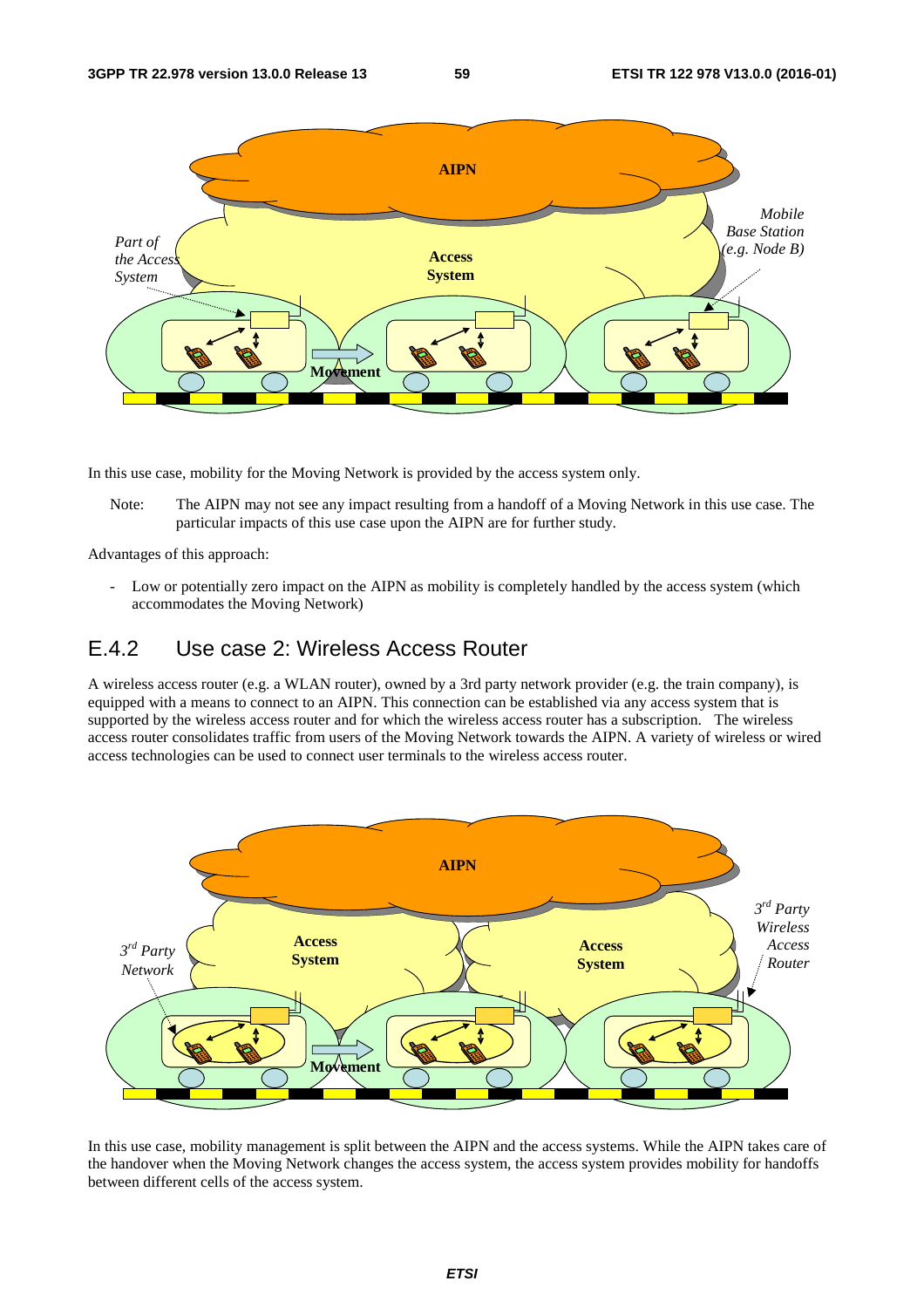In this use case, mobility for the Moving Network is provided by the access system only.

Note: The AIPN may not see any impact resulting from a handoff of a Moving Network in this use case. The particular impacts of this use case upon the AIPN are for further study.

Advantages of this approach:

- Low or potentially zero impact on the AIPN as mobility is completely handled by the access system (which accommodates the Moving Network)

## E.4.2 Use case 2: Wireless Access Router

A wireless access router (e.g. a WLAN router), owned by a 3rd party network provider (e.g. the train company), is equipped with a means to connect to an AIPN. This connection can be established via any access system that is supported by the wireless access router and for which the wireless access router has a subscription. The wireless access router consolidates traffic from users of the Moving Network towards the AIPN. A variety of wireless or wired access technologies can be used to connect user terminals to the wireless access router.

In this use case, mobility management is split between the AIPN and the access systems. While the AIPN takes care of the handover when the Moving Network changes the access system, the access system provides mobility for handoffs between different cells of the access system.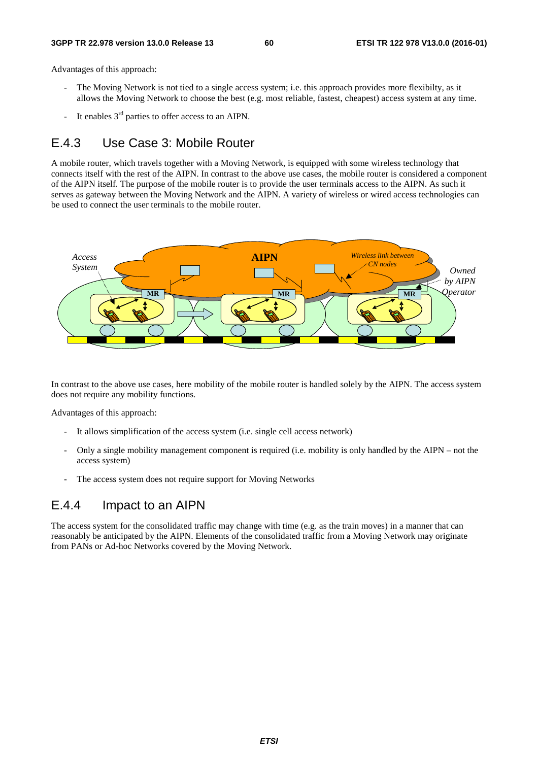Advantages of this approach:

- The Moving Network is not tied to a single access system; i.e. this approach provides more flexibilty, as it allows the Moving Network to choose the best (e.g. most reliable, fastest, cheapest) access system at any time.
- It enables 3rd parties to offer access to an AIPN.

## E.4.3 Use Case 3: Mobile Router

A mobile router, which travels together with a Moving Network, is equipped with some wireless technology that connects itself with the rest of the AIPN. In contrast to the above use cases, the mobile router is considered a component of the AIPN itself. The purpose of the mobile router is to provide the user terminals access to the AIPN. As such it serves as gateway between the Moving Network and the AIPN. A variety of wireless or wired access technologies can be used to connect the user terminals to the mobile router.

In contrast to the above use cases, here mobility of the mobile router is handled solely by the AIPN. The access system does not require any mobility functions.

Advantages of this approach:

- It allows simplification of the access system (i.e. single cell access network)
- Only a single mobility management component is required (i.e. mobility is only handled by the AIPN – not the access system)
- The access system does not require support for Moving Networks

## E.4.4 Impact to an AIPN

The access system for the consolidated traffic may change with time (e.g. as the train moves) in a manner that can reasonably be anticipated by the AIPN. Elements of the consolidated traffic from a Moving Network may originate from PANs or Ad-hoc Networks covered by the Moving Network.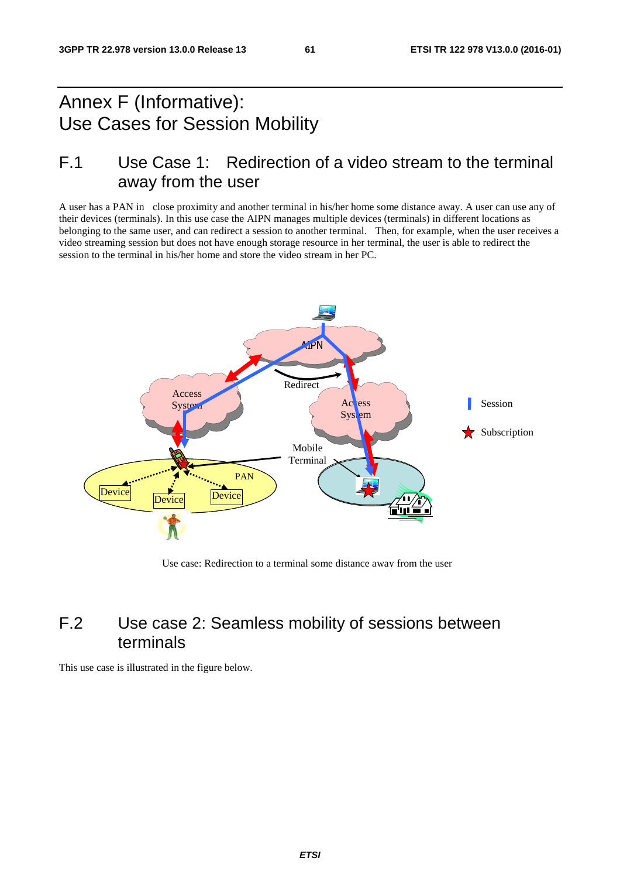# Annex F (Informative): Use Cases for Session Mobility

## F.1 Use Case 1: Redirection of a video stream to the terminal away from the user

A user has a PAN in close proximity and another terminal in his/her home some distance away. A user can use any of their devices (terminals). In this use case the AIPN manages multiple devices (terminals) in different locations as belonging to the same user, and can redirect a session to another terminal. Then, for example, when the user receives a video streaming session but does not have enough storage resource in her terminal, the user is able to redirect the session to the terminal in his/her home and store the video stream in her PC.

Use case: Redirection to a terminal some distance away from the user

## F.2 Use case 2: Seamless mobility of sessions between terminals

This use case is illustrated in the figure below.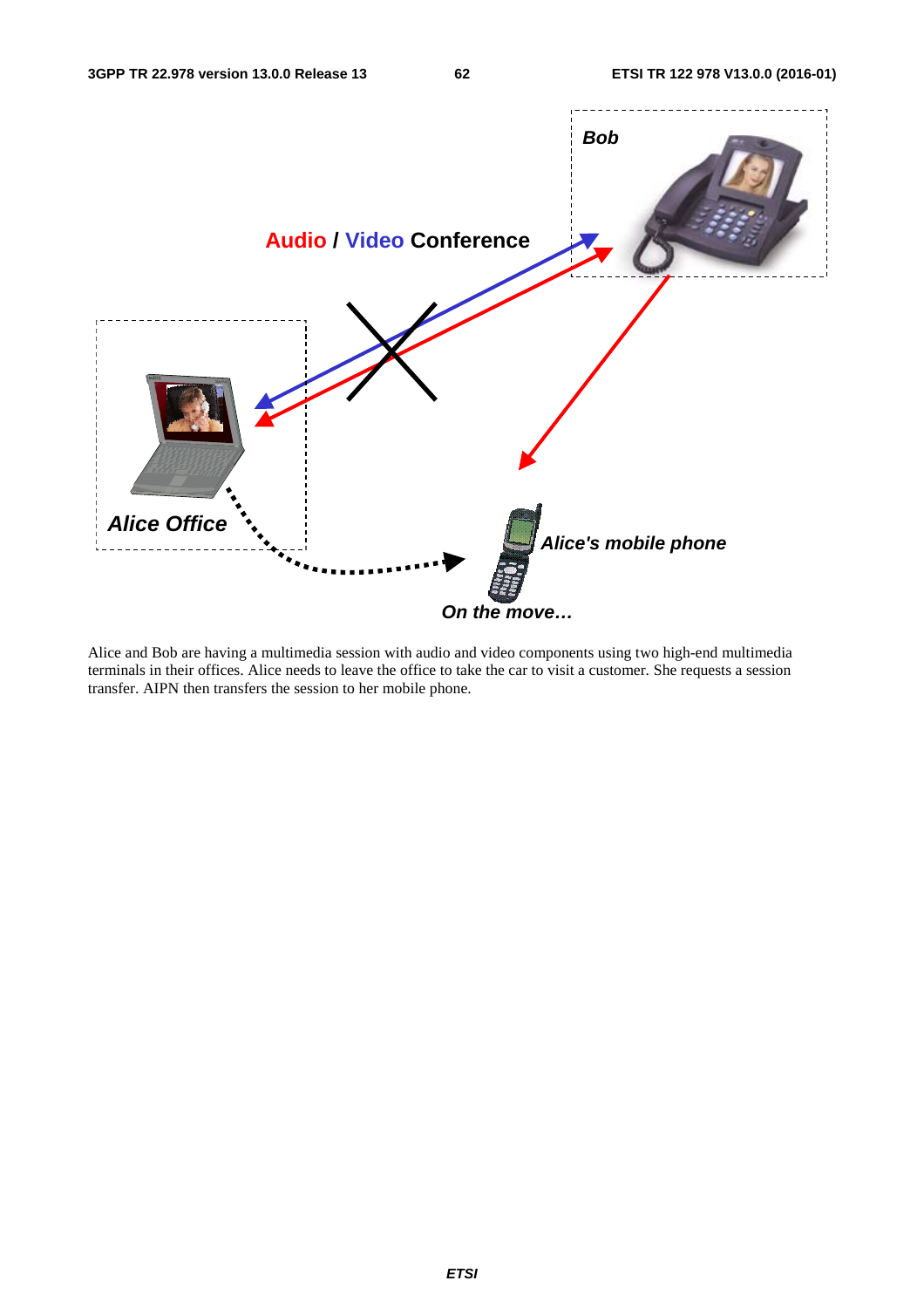Audio / Video Conference

Bob

Alice Office

Alice's mobile phone

On the move…

Alice and Bob are having a multimedia session with audio and video components using two high-end multimedia terminals in their offices. Alice needs to leave the office to take the car to visit a customer. She requests a session transfer. AIPN then transfers the session to her mobile phone.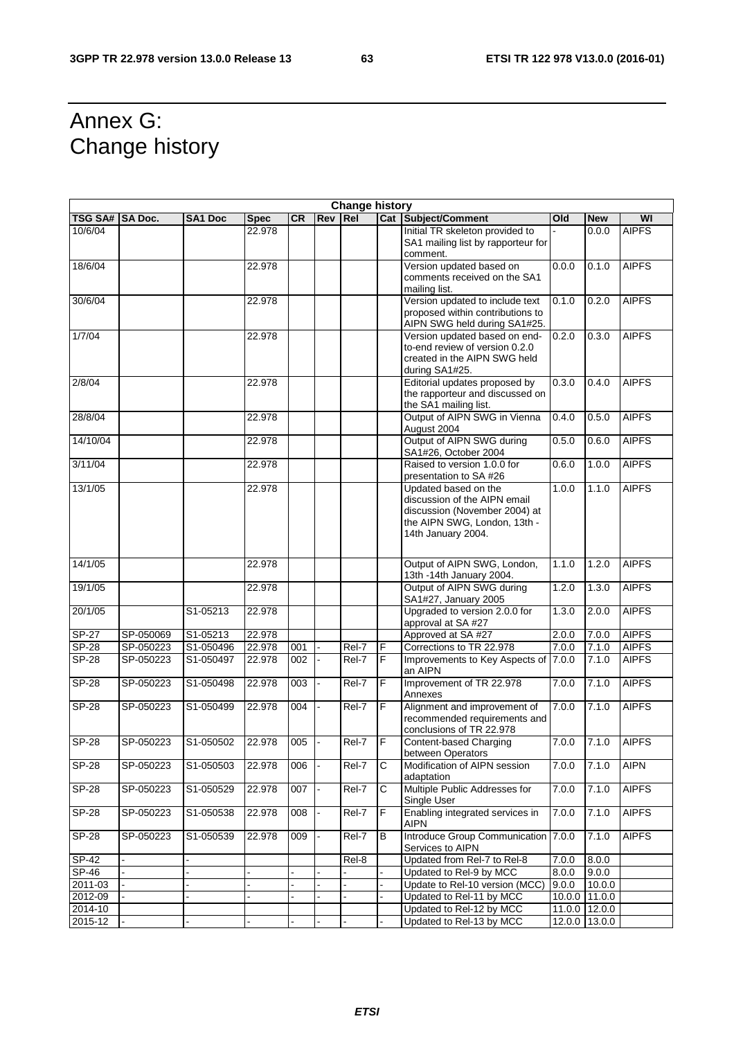# Annex G: Change history

| Change history | | | | | | | | | | | |
|---|---|---|---|---|---|---|---|---|---|---|---|
| **TSG SA#** | **SA Doc.** | **SA1 Doc** | **Spec** | **CR** | **Rev** | **Rel** | **Cat** | **Subject/Comment** | **Old** | **New** | **WI** |
| 10/6/04 | | | 22.978 | | | | | Initial TR skeleton provided to SA1 mailing list by rapporteur for comment. | - | 0.0.0 | AIPFS |
| 18/6/04 | | | 22.978 | | | | | Version updated based on comments received on the SA1 mailing list. | 0.0.0 | 0.1.0 | AIPFS |
| 30/6/04 | | | 22.978 | | | | | Version updated to include text proposed within contributions to AIPN SWG held during SA1#25. | 0.1.0 | 0.2.0 | AIPFS |
| 1/7/04 | | | 22.978 | | | | | Version updated based on end-to-end review of version 0.2.0 created in the AIPN SWG held during SA1#25. | 0.2.0 | 0.3.0 | AIPFS |
| 2/8/04 | | | 22.978 | | | | | Editorial updates proposed by the rapporteur and discussed on the SA1 mailing list. | 0.3.0 | 0.4.0 | AIPFS |
| 28/8/04 | | | 22.978 | | | | | Output of AIPN SWG in Vienna August 2004 | 0.4.0 | 0.5.0 | AIPFS |
| 14/10/04 | | | 22.978 | | | | | Output of AIPN SWG during SA1#26, October 2004 | 0.5.0 | 0.6.0 | AIPFS |
| 3/11/04 | | | 22.978 | | | | | Raised to version 1.0.0 for presentation to SA #26 | 0.6.0 | 1.0.0 | AIPFS |
| 13/1/05 | | | 22.978 | | | | | Updated based on the discussion of the AIPN email discussion (November 2004) at the AIPN SWG, London, 13th - 14th January 2004. | 1.0.0 | 1.1.0 | AIPFS |
| 14/1/05 | | | 22.978 | | | | | Output of AIPN SWG, London, 13th -14th January 2004. | 1.1.0 | 1.2.0 | AIPFS |
| 19/1/05 | | | 22.978 | | | | | Output of AIPN SWG during SA1#27, January 2005 | 1.2.0 | 1.3.0 | AIPFS |
| 20/1/05 | | S1-05213 | 22.978 | | | | | Upgraded to version 2.0.0 for approval at SA #27 | 1.3.0 | 2.0.0 | AIPFS |
| SP-27 | SP-050069 | S1-05213 | 22.978 | | | | | Approved at SA #27 | 2.0.0 | 7.0.0 | AIPFS |
| SP-28 | SP-050223 | S1-050496 | 22.978 | 001 | - | Rel-7 | F | Corrections to TR 22.978 | 7.0.0 | 7.1.0 | AIPFS |
| SP-28 | SP-050223 | S1-050497 | 22.978 | 002 | - | Rel-7 | F | Improvements to Key Aspects of an AIPN | 7.0.0 | 7.1.0 | AIPFS |
| SP-28 | SP-050223 | S1-050498 | 22.978 | 003 | - | Rel-7 | F | Improvement of TR 22.978 Annexes | 7.0.0 | 7.1.0 | AIPFS |
| SP-28 | SP-050223 | S1-050499 | 22.978 | 004 | - | Rel-7 | F | Alignment and improvement of recommended requirements and conclusions of TR 22.978 | 7.0.0 | 7.1.0 | AIPFS |
| SP-28 | SP-050223 | S1-050502 | 22.978 | 005 | - | Rel-7 | F | Content-based Charging between Operators | 7.0.0 | 7.1.0 | AIPFS |
| SP-28 | SP-050223 | S1-050503 | 22.978 | 006 | - | Rel-7 | C | Modification of AIPN session adaptation | 7.0.0 | 7.1.0 | AIPN |
| SP-28 | SP-050223 | S1-050529 | 22.978 | 007 | - | Rel-7 | C | Multiple Public Addresses for Single User | 7.0.0 | 7.1.0 | AIPFS |
| SP-28 | SP-050223 | S1-050538 | 22.978 | 008 | - | Rel-7 | F | Enabling integrated services in AIPN | 7.0.0 | 7.1.0 | AIPFS |
| SP-28 | SP-050223 | S1-050539 | 22.978 | 009 | - | Rel-7 | B | Introduce Group Communication Services to AIPN | 7.0.0 | 7.1.0 | AIPFS |
| SP-42 | - | - | | | | Rel-8 | | Updated from Rel-7 to Rel-8 | 7.0.0 | 8.0.0 | |
| SP-46 | - | - | - | - | - | - | - | Updated to Rel-9 by MCC | 8.0.0 | 9.0.0 | |
| 2011-03 | - | - | - | - | - | - | - | Update to Rel-10 version (MCC) | 9.0.0 | 10.0.0 | |
| 2012-09 | - | - | - | - | - | - | - | Updated to Rel-11 by MCC | 10.0.0 | 11.0.0 | |
| 2014-10 | | | | | | | | Updated to Rel-12 by MCC | 11.0.0 | 12.0.0 | |
| 2015-12 | - | - | - | - | - | - | - | Updated to Rel-13 by MCC | 12.0.0 | 13.0.0 | |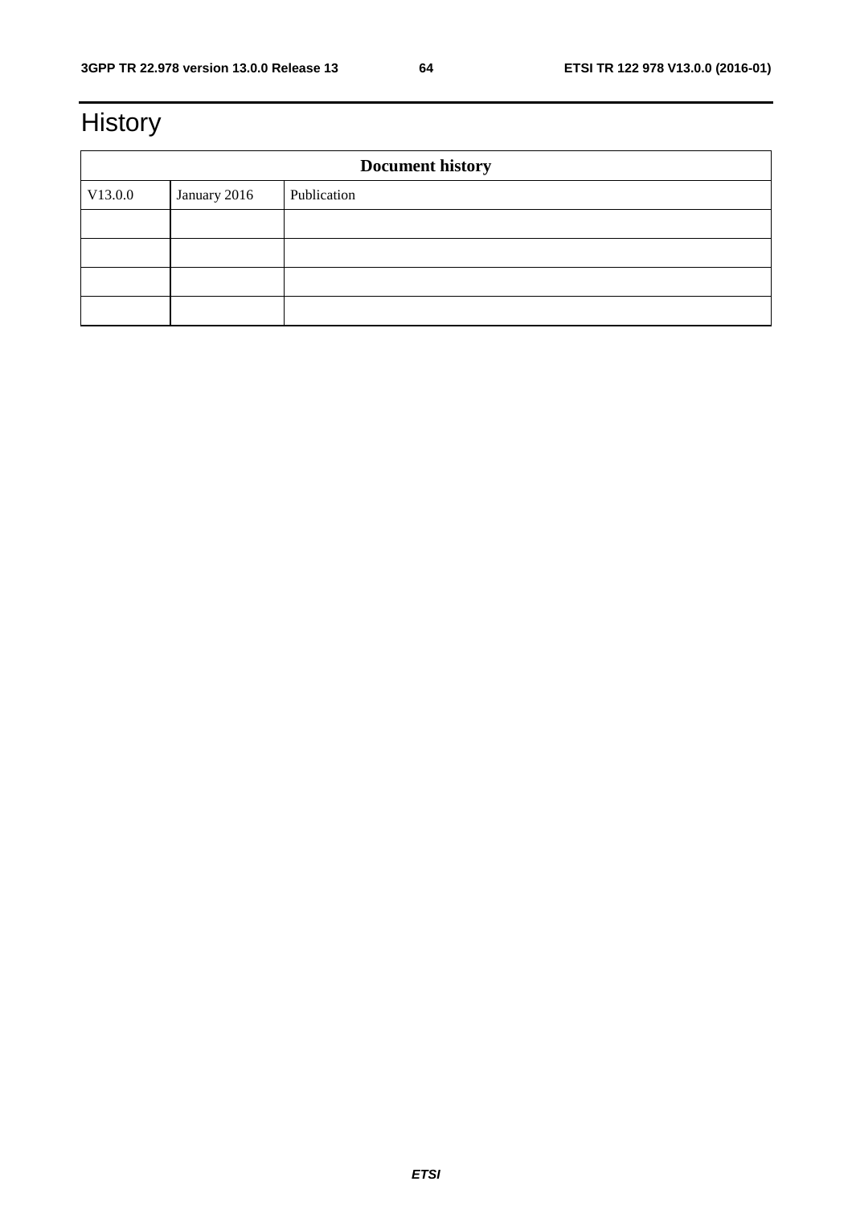# History

| Document history | | |
|---|---|---|
| V13.0.0 | January 2016 | Publication |
| | | |
| | | |
| | | |
| | | |